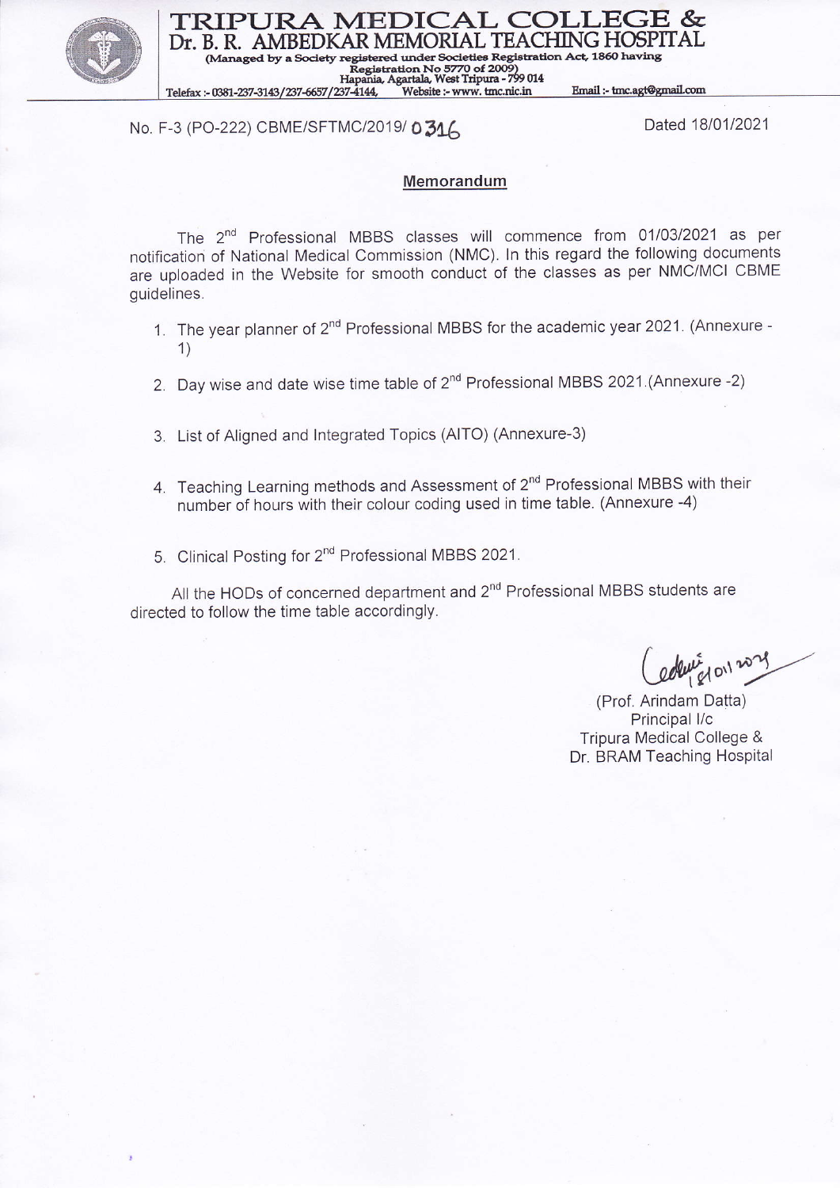# TRIPURA MEDICAL COLLEGE & Dr. B. R. AMBEDKAR MEMORIAL TEACHING HOSPITAL

(Managed by a Society registered under Societies Registration Act, 1860 having Registration No 5770 of 2009)
Hapania, Agartala, West Tripura - 799 014

Telefax :- 0381-237-3143/237-6657/237-4144, Website :- www. tmc.nic.in Email :- tmc.agt@gmail.com

No. F-3 (PO-222) CBME/SFTMC/2019/ 0316 Dated 18/01/2021

## Memorandum

The 2nd Professional MBBS classes will commence from 01/03/2021 as per notification of National Medical Commission (NMC). In this regard the following documents are uploaded in the Website for smooth conduct of the classes as per NMC/MCI CBME guidelines.

1. The year planner of 2nd Professional MBBS for the academic year 2021. (Annexure - 1)
2. Day wise and date wise time table of 2nd Professional MBBS 2021.(Annexure -2)
3. List of Aligned and Integrated Topics (AITO) (Annexure-3)
4. Teaching Learning methods and Assessment of 2nd Professional MBBS with their number of hours with their colour coding used in time table. (Annexure -4)
5. Clinical Posting for 2nd Professional MBBS 2021.

All the HODs of concerned department and 2nd Professional MBBS students are directed to follow the time table accordingly.

18/01/2021

(Prof. Arindam Datta)
Principal I/c
Tripura Medical College &
Dr. BRAM Teaching Hospital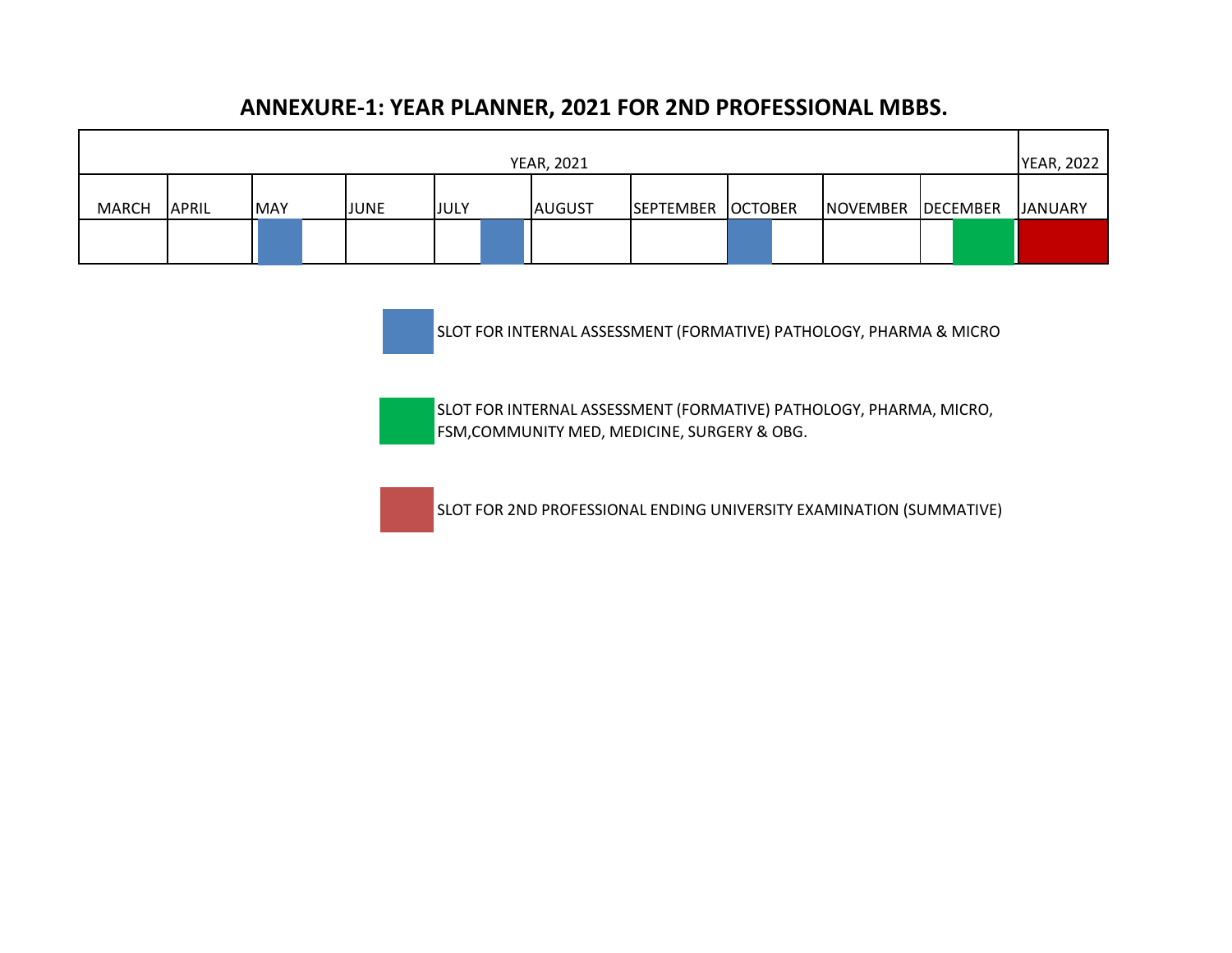## ANNEXURE-1: YEAR PLANNER, 2021 FOR 2ND PROFESSIONAL MBBS.

| YEAR, 2021 | | | | | | | | | | YEAR, 2022 |
|---|---|---|---|---|---|---|---|---|---|---|
| MARCH | APRIL | MAY | JUNE | JULY | AUGUST | SEPTEMBER | OCTOBER | NOVEMBER | DECEMBER | JANUARY |
| | | [Blue] | | [Blue] | | | [Blue] | | [Green] | [Red] |

[Blue] SLOT FOR INTERNAL ASSESSMENT (FORMATIVE) PATHOLOGY, PHARMA & MICRO

[Green] SLOT FOR INTERNAL ASSESSMENT (FORMATIVE) PATHOLOGY, PHARMA, MICRO, FSM,COMMUNITY MED, MEDICINE, SURGERY & OBG.

[Red] SLOT FOR 2ND PROFESSIONAL ENDING UNIVERSITY EXAMINATION (SUMMATIVE)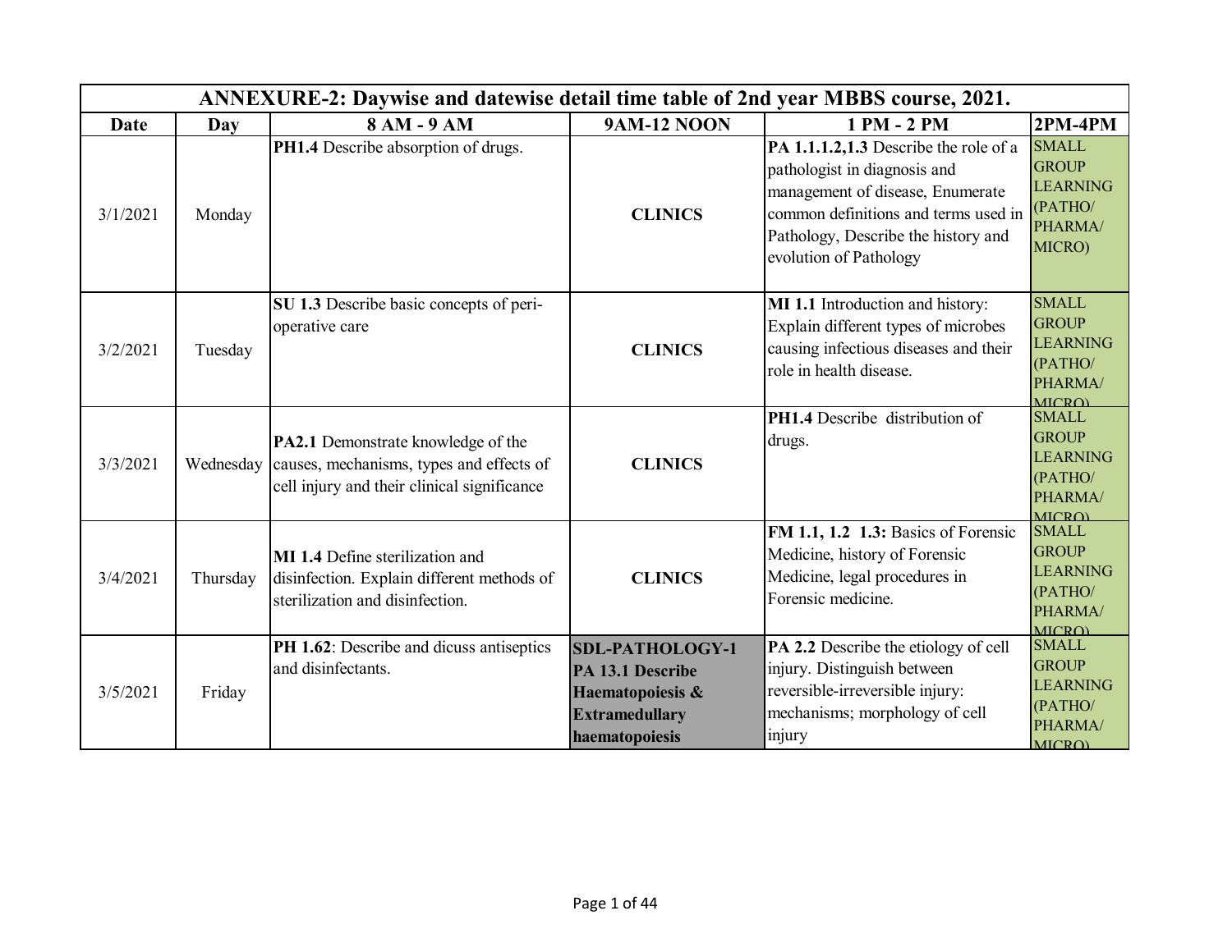| ANNEXURE-2: Daywise and datewise detail time table of 2nd year MBBS course, 2021. | | | | | |
|---|---|---|---|---|---|
| **Date** | **Day** | **8 AM - 9 AM** | **9AM-12 NOON** | **1 PM - 2 PM** | **2PM-4PM** |
| 3/1/2021 | Monday | **PH1.4** Describe absorption of drugs. | **CLINICS** | **PA 1.1.1.2,1.3** Describe the role of a pathologist in diagnosis and management of disease, Enumerate common definitions and terms used in Pathology, Describe the history and evolution of Pathology | SMALL GROUP LEARNING (PATHO/ PHARMA/ MICRO) |
| 3/2/2021 | Tuesday | **SU 1.3** Describe basic concepts of peri-operative care | **CLINICS** | **MI 1.1** Introduction and history: Explain different types of microbes causing infectious diseases and their role in health disease. | SMALL GROUP LEARNING (PATHO/ PHARMA/ MICRO) |
| 3/3/2021 | Wednesday | **PA2.1** Demonstrate knowledge of the causes, mechanisms, types and effects of cell injury and their clinical significance | **CLINICS** | **PH1.4** Describe distribution of drugs. | SMALL GROUP LEARNING (PATHO/ PHARMA/ MICRO) |
| 3/4/2021 | Thursday | **MI 1.4** Define sterilization and disinfection. Explain different methods of sterilization and disinfection. | **CLINICS** | **FM 1.1, 1.2 1.3:** Basics of Forensic Medicine, history of Forensic Medicine, legal procedures in Forensic medicine. | SMALL GROUP LEARNING (PATHO/ PHARMA/ MICRO) |
| 3/5/2021 | Friday | **PH 1.62**: Describe and dicuss antiseptics and disinfectants. | **SDL-PATHOLOGY-1 PA 13.1 Describe Haematopoiesis & Extramedullary haematopoiesis** | **PA 2.2** Describe the etiology of cell injury. Distinguish between reversible-irreversible injury: mechanisms; morphology of cell injury | SMALL GROUP LEARNING (PATHO/ PHARMA/ MICRO) |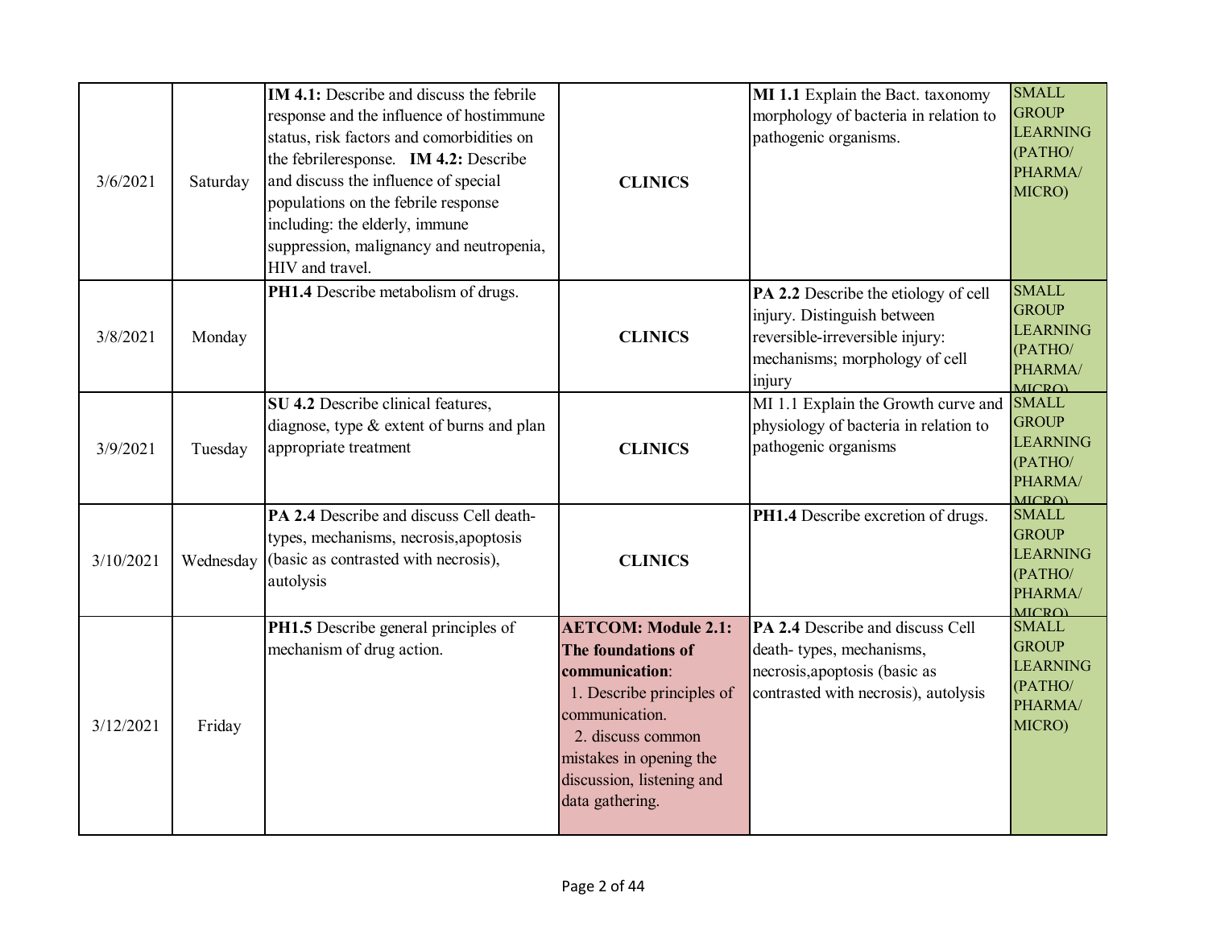| | | | | | |
|---|---|---|---|---|---|
| 3/6/2021 | Saturday | **IM 4.1:** Describe and discuss the febrile response and the influence of hostimmune status, risk factors and comorbidities on the febrileresponse. **IM 4.2:** Describe and discuss the influence of special populations on the febrile response including: the elderly, immune suppression, malignancy and neutropenia, HIV and travel. | **CLINICS** | **MI 1.1** Explain the Bact. taxonomy morphology of bacteria in relation to pathogenic organisms. | SMALL GROUP LEARNING (PATHO/ PHARMA/ MICRO) |
| 3/8/2021 | Monday | **PH1.4** Describe metabolism of drugs. | **CLINICS** | **PA 2.2** Describe the etiology of cell injury. Distinguish between reversible-irreversible injury: mechanisms; morphology of cell injury | SMALL GROUP LEARNING (PATHO/ PHARMA/ MICRO) |
| 3/9/2021 | Tuesday | **SU 4.2** Describe clinical features, diagnose, type & extent of burns and plan appropriate treatment | **CLINICS** | MI 1.1 Explain the Growth curve and physiology of bacteria in relation to pathogenic organisms | SMALL GROUP LEARNING (PATHO/ PHARMA/ MICRO) |
| 3/10/2021 | Wednesday | **PA 2.4** Describe and discuss Cell death- types, mechanisms, necrosis,apoptosis (basic as contrasted with necrosis), autolysis | **CLINICS** | **PH1.4** Describe excretion of drugs. | SMALL GROUP LEARNING (PATHO/ PHARMA/ MICRO) |
| 3/12/2021 | Friday | **PH1.5** Describe general principles of mechanism of drug action. | **AETCOM: Module 2.1: The foundations of communication**: 1. Describe principles of communication. 2. discuss common mistakes in opening the discussion, listening and data gathering. | **PA 2.4** Describe and discuss Cell death- types, mechanisms, necrosis,apoptosis (basic as contrasted with necrosis), autolysis | SMALL GROUP LEARNING (PATHO/ PHARMA/ MICRO) |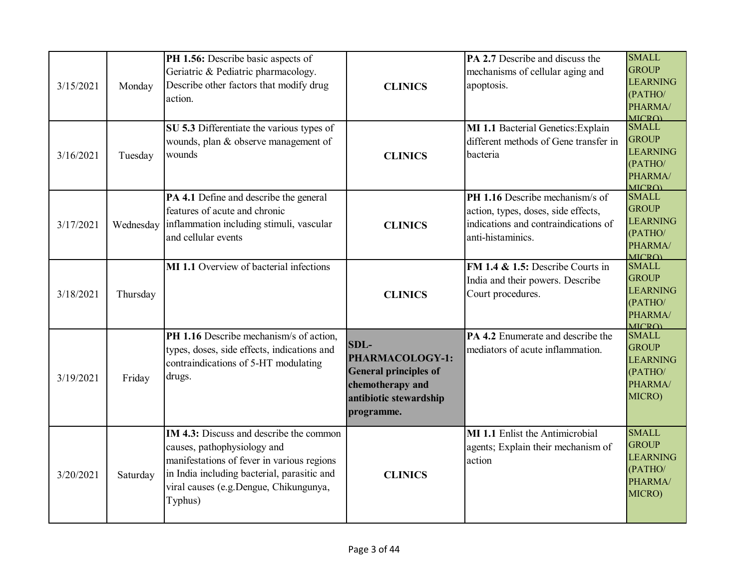| | | | | | |
|---|---|---|---|---|---|
| 3/15/2021 | Monday | **PH 1.56:** Describe basic aspects of Geriatric & Pediatric pharmacology. Describe other factors that modify drug action. | **CLINICS** | **PA 2.7** Describe and discuss the mechanisms of cellular aging and apoptosis. | SMALL GROUP LEARNING (PATHO/ PHARMA/ MICRO) |
| 3/16/2021 | Tuesday | **SU 5.3** Differentiate the various types of wounds, plan & observe management of wounds | **CLINICS** | **MI 1.1** Bacterial Genetics:Explain different methods of Gene transfer in bacteria | SMALL GROUP LEARNING (PATHO/ PHARMA/ MICRO) |
| 3/17/2021 | Wednesday | **PA 4.1** Define and describe the general features of acute and chronic inflammation including stimuli, vascular and cellular events | **CLINICS** | **PH 1.16** Describe mechanism/s of action, types, doses, side effects, indications and contraindications of anti-histaminics. | SMALL GROUP LEARNING (PATHO/ PHARMA/ MICRO) |
| 3/18/2021 | Thursday | **MI 1.1** Overview of bacterial infections | **CLINICS** | **FM 1.4 & 1.5:** Describe Courts in India and their powers. Describe Court procedures. | SMALL GROUP LEARNING (PATHO/ PHARMA/ MICRO) |
| 3/19/2021 | Friday | **PH 1.16** Describe mechanism/s of action, types, doses, side effects, indications and contraindications of 5-HT modulating drugs. | **SDL- PHARMACOLOGY-1: General principles of chemotherapy and antibiotic stewardship programme.** | **PA 4.2** Enumerate and describe the mediators of acute inflammation. | SMALL GROUP LEARNING (PATHO/ PHARMA/ MICRO) |
| 3/20/2021 | Saturday | **IM 4.3:** Discuss and describe the common causes, pathophysiology and manifestations of fever in various regions in India including bacterial, parasitic and viral causes (e.g.Dengue, Chikungunya, Typhus) | **CLINICS** | **MI 1.1** Enlist the Antimicrobial agents; Explain their mechanism of action | SMALL GROUP LEARNING (PATHO/ PHARMA/ MICRO) |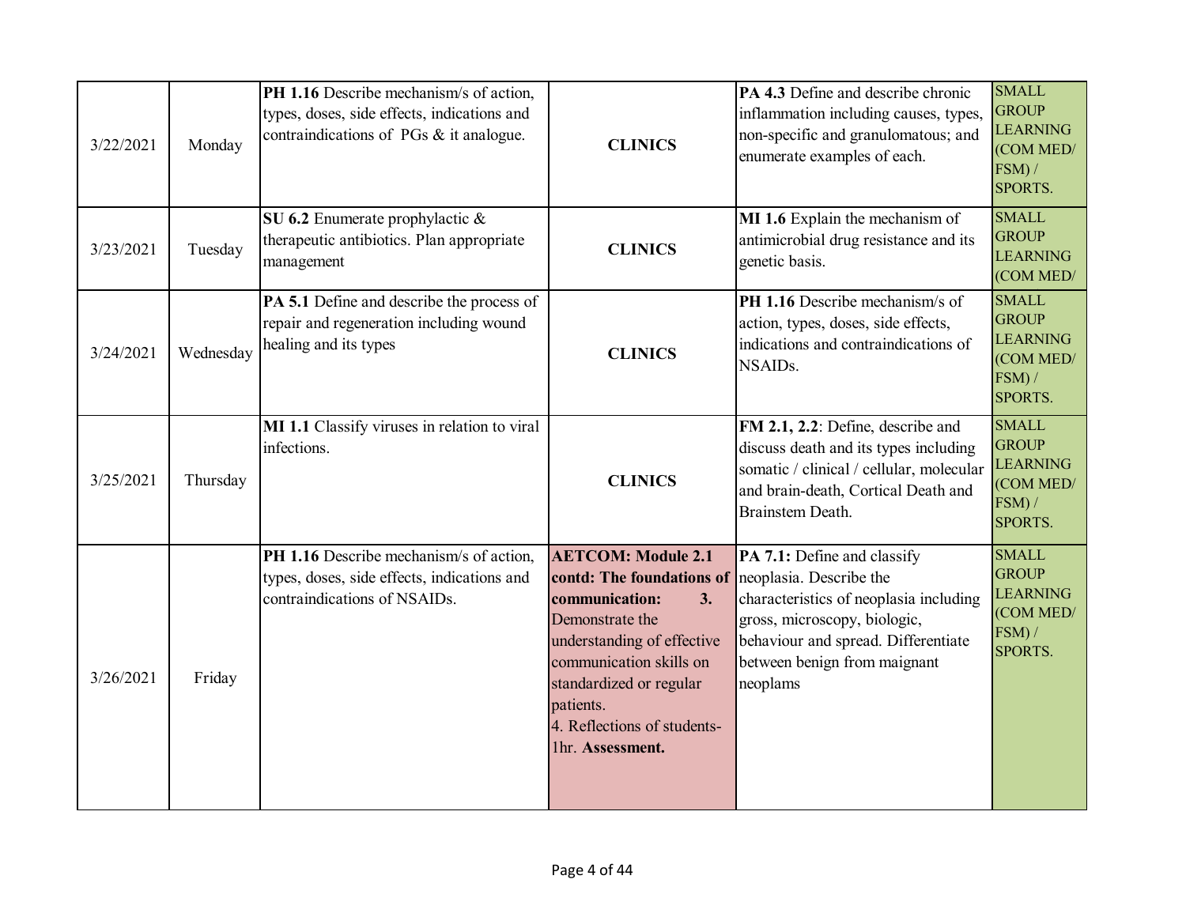| 3/22/2021 | Monday | **PH 1.16** Describe mechanism/s of action, types, doses, side effects, indications and contraindications of PGs & it analogue. | **CLINICS** | **PA 4.3** Define and describe chronic inflammation including causes, types, non-specific and granulomatous; and enumerate examples of each. | SMALL GROUP LEARNING (COM MED/ FSM) / SPORTS. |
|---|---|---|---|---|---|
| 3/23/2021 | Tuesday | **SU 6.2** Enumerate prophylactic & therapeutic antibiotics. Plan appropriate management | **CLINICS** | **MI 1.6** Explain the mechanism of antimicrobial drug resistance and its genetic basis. | SMALL GROUP LEARNING (COM MED/ |
| 3/24/2021 | Wednesday | **PA 5.1** Define and describe the process of repair and regeneration including wound healing and its types | **CLINICS** | **PH 1.16** Describe mechanism/s of action, types, doses, side effects, indications and contraindications of NSAIDs. | SMALL GROUP LEARNING (COM MED/ FSM) / SPORTS. |
| 3/25/2021 | Thursday | **MI 1.1** Classify viruses in relation to viral infections. | **CLINICS** | **FM 2.1, 2.2**: Define, describe and discuss death and its types including somatic / clinical / cellular, molecular and brain-death, Cortical Death and Brainstem Death. | SMALL GROUP LEARNING (COM MED/ FSM) / SPORTS. |
| 3/26/2021 | Friday | **PH 1.16** Describe mechanism/s of action, types, doses, side effects, indications and contraindications of NSAIDs. | **AETCOM: Module 2.1 contd: The foundations of communication: 3.** Demonstrate the understanding of effective communication skills on standardized or regular patients. 4. Reflections of students- 1hr. **Assessment.** | **PA 7.1:** Define and classify neoplasia. Describe the characteristics of neoplasia including gross, microscopy, biologic, behaviour and spread. Differentiate between benign from maignant neoplams | SMALL GROUP LEARNING (COM MED/ FSM) / SPORTS. |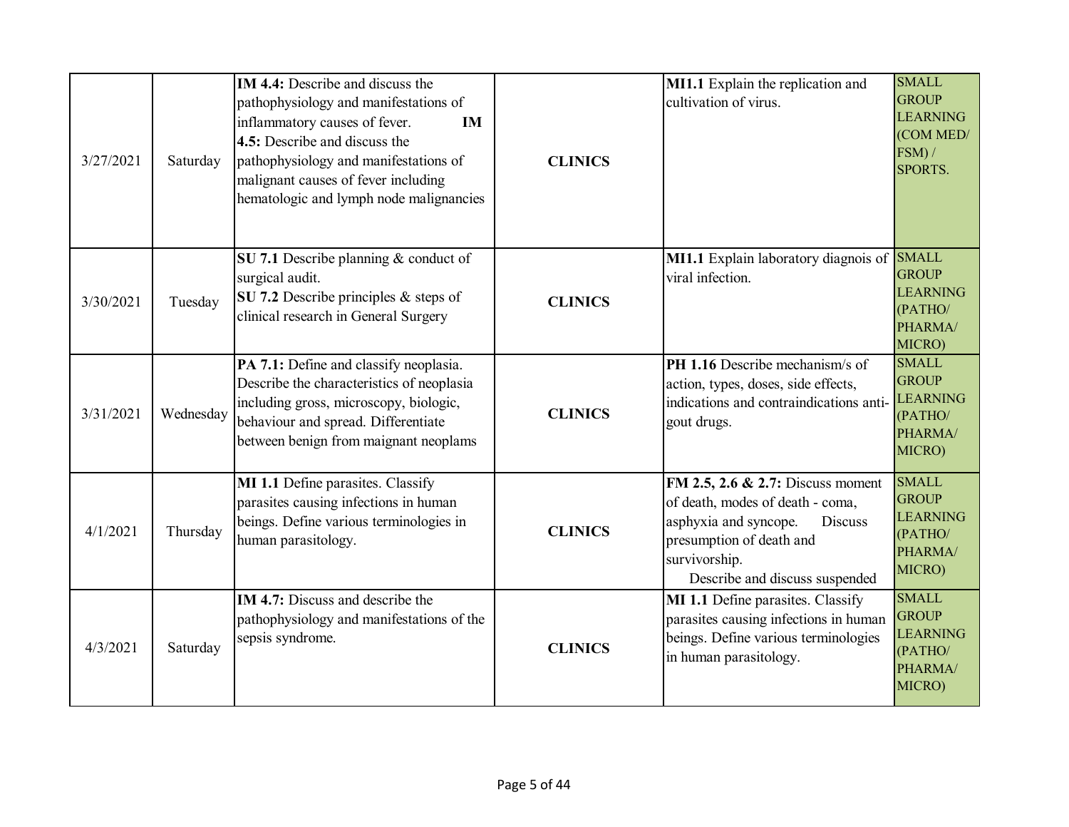| | | | | | |
|---|---|---|---|---|---|
| 3/27/2021 | Saturday | **IM 4.4:** Describe and discuss the pathophysiology and manifestations of inflammatory causes of fever. **IM 4.5:** Describe and discuss the pathophysiology and manifestations of malignant causes of fever including hematologic and lymph node malignancies | **CLINICS** | **MI1.1** Explain the replication and cultivation of virus. | SMALL GROUP LEARNING (COM MED/ FSM) / SPORTS. |
| 3/30/2021 | Tuesday | **SU 7.1** Describe planning & conduct of surgical audit.<br>**SU 7.2** Describe principles & steps of clinical research in General Surgery | **CLINICS** | **MI1.1** Explain laboratory diagnois of viral infection. | SMALL GROUP LEARNING (PATHO/ PHARMA/ MICRO) |
| 3/31/2021 | Wednesday | **PA 7.1:** Define and classify neoplasia. Describe the characteristics of neoplasia including gross, microscopy, biologic, behaviour and spread. Differentiate between benign from maignant neoplams | **CLINICS** | **PH 1.16** Describe mechanism/s of action, types, doses, side effects, indications and contraindications anti-gout drugs. | SMALL GROUP LEARNING (PATHO/ PHARMA/ MICRO) |
| 4/1/2021 | Thursday | **MI 1.1** Define parasites. Classify parasites causing infections in human beings. Define various terminologies in human parasitology. | **CLINICS** | **FM 2.5, 2.6 & 2.7:** Discuss moment of death, modes of death - coma, asphyxia and syncope. Discuss presumption of death and survivorship. Describe and discuss suspended | SMALL GROUP LEARNING (PATHO/ PHARMA/ MICRO) |
| 4/3/2021 | Saturday | **IM 4.7:** Discuss and describe the pathophysiology and manifestations of the sepsis syndrome. | **CLINICS** | **MI 1.1** Define parasites. Classify parasites causing infections in human beings. Define various terminologies in human parasitology. | SMALL GROUP LEARNING (PATHO/ PHARMA/ MICRO) |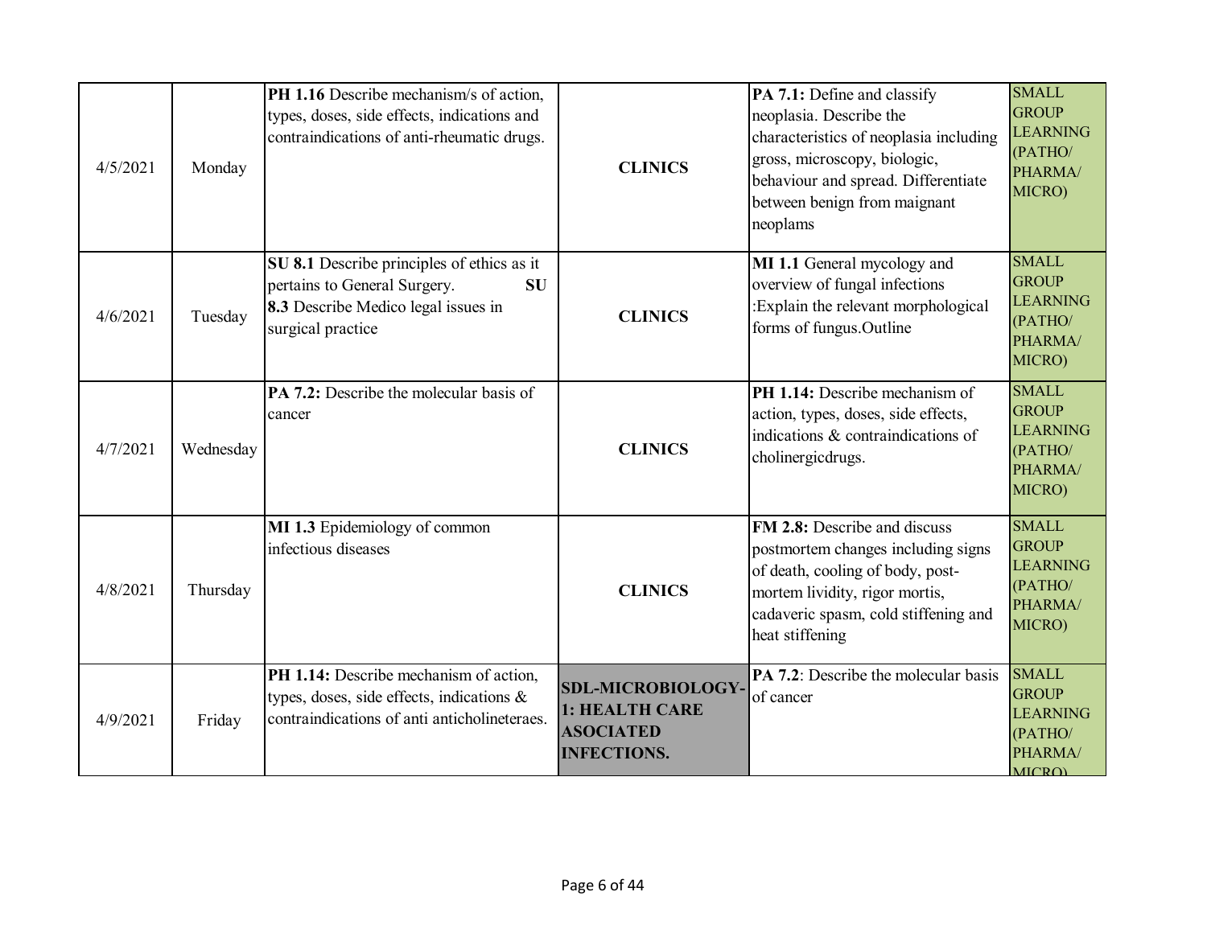| | | | | | |
|---|---|---|---|---|---|
| 4/5/2021 | Monday | **PH 1.16** Describe mechanism/s of action, types, doses, side effects, indications and contraindications of anti-rheumatic drugs. | **CLINICS** | **PA 7.1:** Define and classify neoplasia. Describe the characteristics of neoplasia including gross, microscopy, biologic, behaviour and spread. Differentiate between benign from maignant neoplams | SMALL GROUP LEARNING (PATHO/ PHARMA/ MICRO) |
| 4/6/2021 | Tuesday | **SU 8.1** Describe principles of ethics as it pertains to General Surgery. **SU 8.3** Describe Medico legal issues in surgical practice | **CLINICS** | **MI 1.1** General mycology and overview of fungal infections :Explain the relevant morphological forms of fungus.Outline | SMALL GROUP LEARNING (PATHO/ PHARMA/ MICRO) |
| 4/7/2021 | Wednesday | **PA 7.2:** Describe the molecular basis of cancer | **CLINICS** | **PH 1.14:** Describe mechanism of action, types, doses, side effects, indications & contraindications of cholinergicdrugs. | SMALL GROUP LEARNING (PATHO/ PHARMA/ MICRO) |
| 4/8/2021 | Thursday | **MI 1.3** Epidemiology of common infectious diseases | **CLINICS** | **FM 2.8:** Describe and discuss postmortem changes including signs of death, cooling of body, post-mortem lividity, rigor mortis, cadaveric spasm, cold stiffening and heat stiffening | SMALL GROUP LEARNING (PATHO/ PHARMA/ MICRO) |
| 4/9/2021 | Friday | **PH 1.14:** Describe mechanism of action, types, doses, side effects, indications & contraindications of anti anticholineteraes. | **SDL-MICROBIOLOGY-1: HEALTH CARE ASOCIATED INFECTIONS.** | **PA 7.2**: Describe the molecular basis of cancer | SMALL GROUP LEARNING (PATHO/ PHARMA/ MICRO) |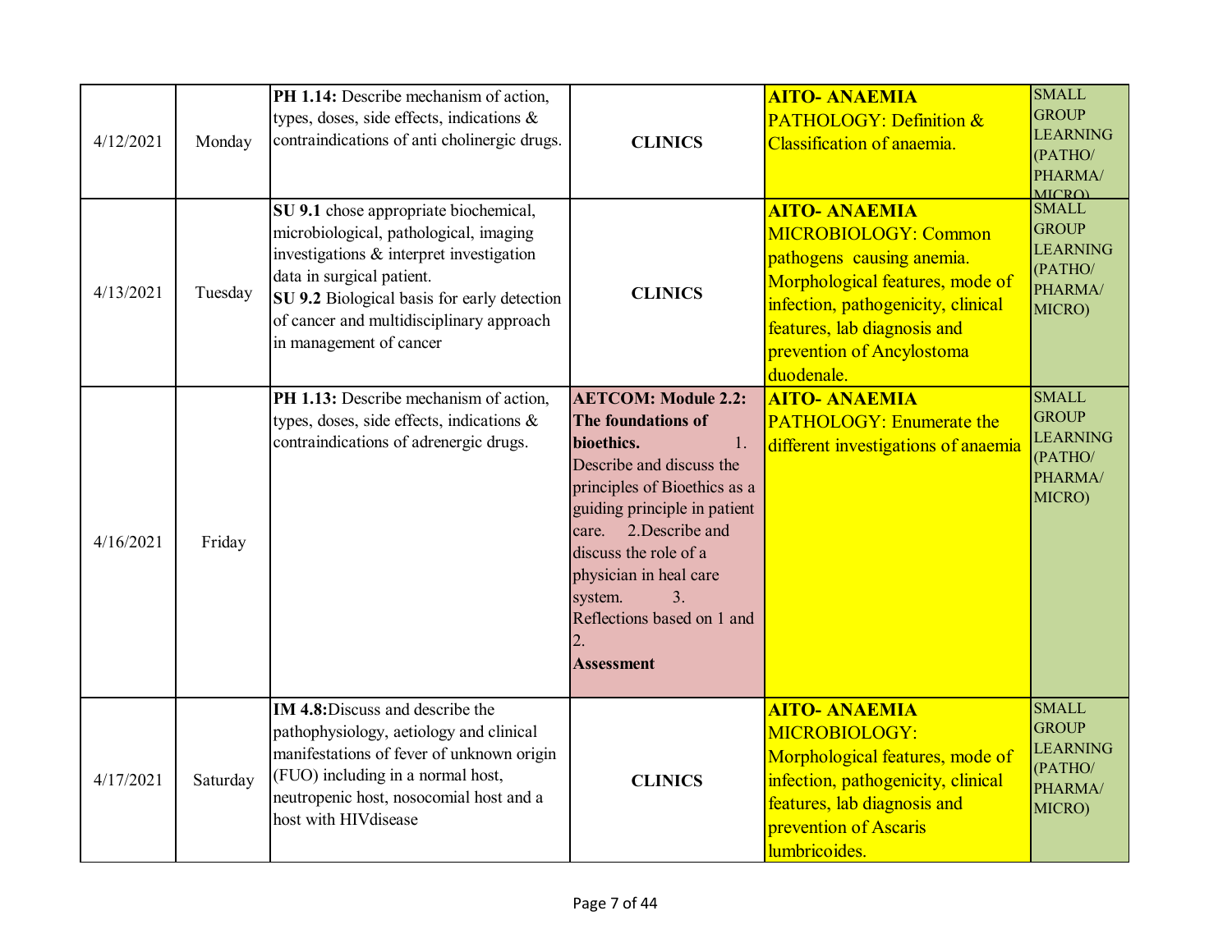| 4/12/2021 | Monday | **PH 1.14:** Describe mechanism of action, types, doses, side effects, indications & contraindications of anti cholinergic drugs. | **CLINICS** | **AITO- ANAEMIA** PATHOLOGY: Definition & Classification of anaemia. | SMALL GROUP LEARNING (PATHO/ PHARMA/ MICRO) |
|---|---|---|---|---|---|
| 4/13/2021 | Tuesday | **SU 9.1** chose appropriate biochemical, microbiological, pathological, imaging investigations & interpret investigation data in surgical patient. **SU 9.2** Biological basis for early detection of cancer and multidisciplinary approach in management of cancer | **CLINICS** | **AITO- ANAEMIA** MICROBIOLOGY: Common pathogens causing anemia. Morphological features, mode of infection, pathogenicity, clinical features, lab diagnosis and prevention of Ancylostoma duodenale. | SMALL GROUP LEARNING (PATHO/ PHARMA/ MICRO) |
| 4/16/2021 | Friday | **PH 1.13:** Describe mechanism of action, types, doses, side effects, indications & contraindications of adrenergic drugs. | **AETCOM: Module 2.2: The foundations of bioethics.** 1. Describe and discuss the principles of Bioethics as a guiding principle in patient care. 2.Describe and discuss the role of a physician in heal care system. 3. Reflections based on 1 and 2. **Assessment** | **AITO- ANAEMIA** PATHOLOGY: Enumerate the different investigations of anaemia | SMALL GROUP LEARNING (PATHO/ PHARMA/ MICRO) |
| 4/17/2021 | Saturday | **IM 4.8:**Discuss and describe the pathophysiology, aetiology and clinical manifestations of fever of unknown origin (FUO) including in a normal host, neutropenic host, nosocomial host and a host with HIVdisease | **CLINICS** | **AITO- ANAEMIA** MICROBIOLOGY: Morphological features, mode of infection, pathogenicity, clinical features, lab diagnosis and prevention of Ascaris lumbricoides. | SMALL GROUP LEARNING (PATHO/ PHARMA/ MICRO) |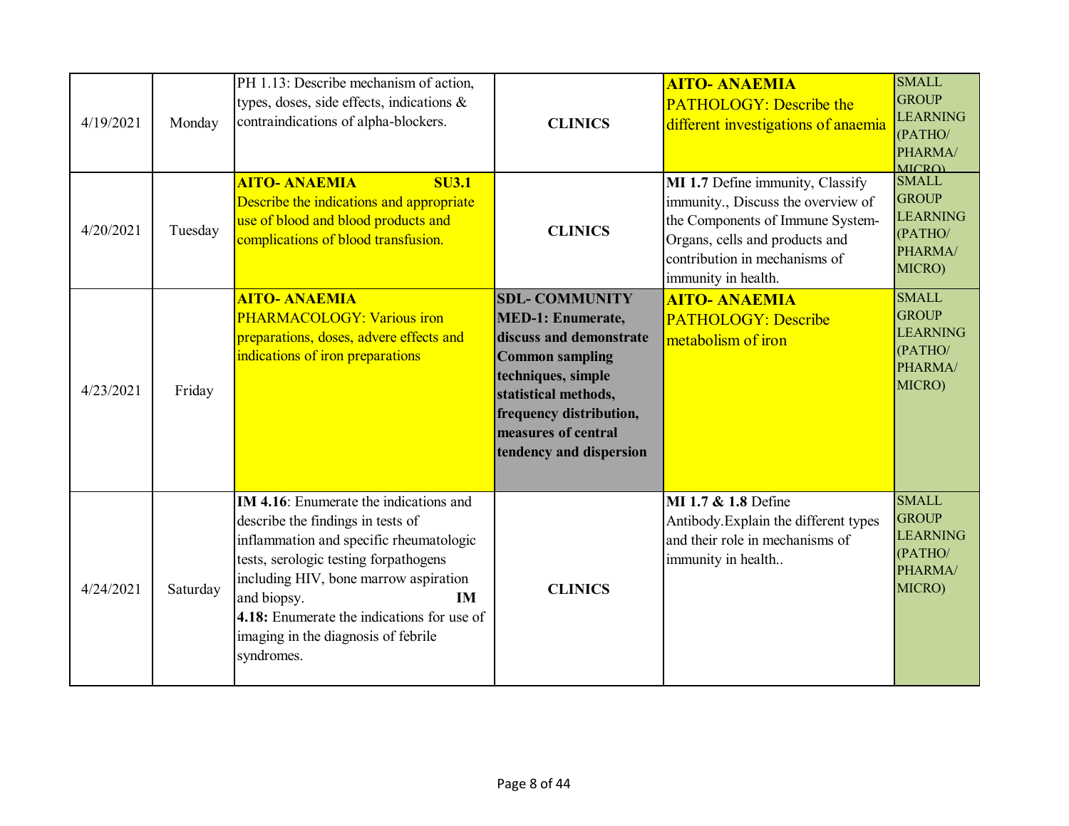| | | | | | |
|---|---|---|---|---|---|
| 4/19/2021 | Monday | PH 1.13: Describe mechanism of action, types, doses, side effects, indications & contraindications of alpha-blockers. | **CLINICS** | **AITO- ANAEMIA** PATHOLOGY: Describe the different investigations of anaemia | SMALL GROUP LEARNING (PATHO/ PHARMA/ MICRO) |
| 4/20/2021 | Tuesday | **AITO- ANAEMIA** **SU3.1** Describe the indications and appropriate use of blood and blood products and complications of blood transfusion. | **CLINICS** | **MI 1.7** Define immunity, Classify immunity., Discuss the overview of the Components of Immune System- Organs, cells and products and contribution in mechanisms of immunity in health. | SMALL GROUP LEARNING (PATHO/ PHARMA/ MICRO) |
| 4/23/2021 | Friday | **AITO- ANAEMIA** PHARMACOLOGY: Various iron preparations, doses, advere effects and indications of iron preparations | **SDL- COMMUNITY MED-1: Enumerate, discuss and demonstrate Common sampling techniques, simple statistical methods, frequency distribution, measures of central tendency and dispersion** | **AITO- ANAEMIA** PATHOLOGY: Describe metabolism of iron | SMALL GROUP LEARNING (PATHO/ PHARMA/ MICRO) |
| 4/24/2021 | Saturday | **IM 4.16**: Enumerate the indications and describe the findings in tests of inflammation and specific rheumatologic tests, serologic testing forpathogens including HIV, bone marrow aspiration and biopsy. **IM 4.18:** Enumerate the indications for use of imaging in the diagnosis of febrile syndromes. | **CLINICS** | **MI 1.7 & 1.8** Define Antibody.Explain the different types and their role in mechanisms of immunity in health.. | SMALL GROUP LEARNING (PATHO/ PHARMA/ MICRO) |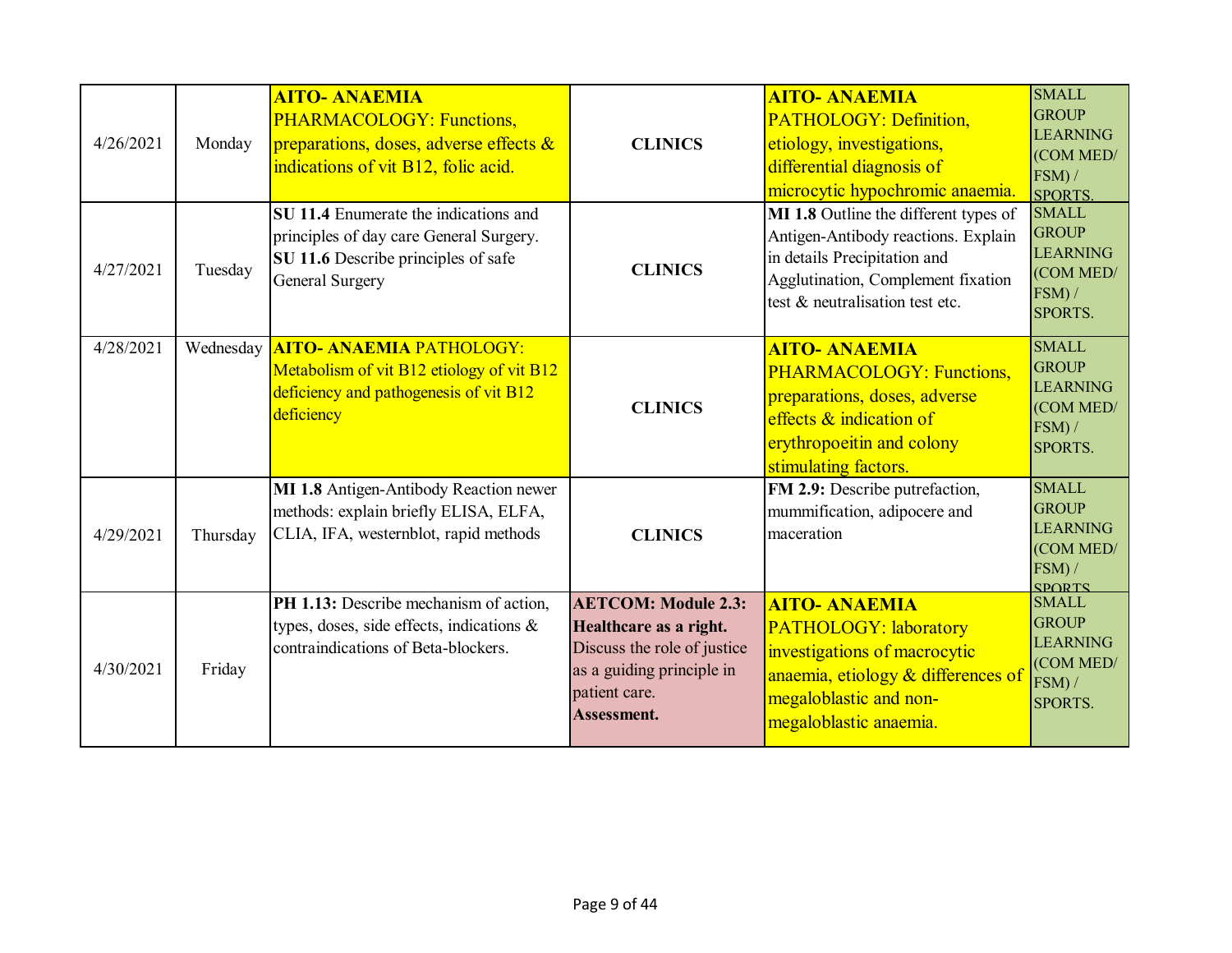| | | | | | |
|---|---|---|---|---|---|
| 4/26/2021 | Monday | **AITO- ANAEMIA** PHARMACOLOGY: Functions, preparations, doses, adverse effects & indications of vit B12, folic acid. | **CLINICS** | **AITO- ANAEMIA** PATHOLOGY: Definition, etiology, investigations, differential diagnosis of microcytic hypochromic anaemia. | SMALL GROUP LEARNING (COM MED/ FSM) / SPORTS. |
| 4/27/2021 | Tuesday | **SU 11.4** Enumerate the indications and principles of day care General Surgery. **SU 11.6** Describe principles of safe General Surgery | **CLINICS** | **MI 1.8** Outline the different types of Antigen-Antibody reactions. Explain in details Precipitation and Agglutination, Complement fixation test & neutralisation test etc. | SMALL GROUP LEARNING (COM MED/ FSM) / SPORTS. |
| 4/28/2021 | Wednesday | **AITO- ANAEMIA** PATHOLOGY: Metabolism of vit B12 etiology of vit B12 deficiency and pathogenesis of vit B12 deficiency | **CLINICS** | **AITO- ANAEMIA** PHARMACOLOGY: Functions, preparations, doses, adverse effects & indication of erythropoeitin and colony stimulating factors. | SMALL GROUP LEARNING (COM MED/ FSM) / SPORTS. |
| 4/29/2021 | Thursday | **MI 1.8** Antigen-Antibody Reaction newer methods: explain briefly ELISA, ELFA, CLIA, IFA, westernblot, rapid methods | **CLINICS** | **FM 2.9:** Describe putrefaction, mummification, adipocere and maceration | SMALL GROUP LEARNING (COM MED/ FSM) / SPORTS. |
| 4/30/2021 | Friday | **PH 1.13:** Describe mechanism of action, types, doses, side effects, indications & contraindications of Beta-blockers. | **AETCOM: Module 2.3: Healthcare as a right.** Discuss the role of justice as a guiding principle in patient care. **Assessment.** | **AITO- ANAEMIA** PATHOLOGY: laboratory investigations of macrocytic anaemia, etiology & differences of megaloblastic and non-megaloblastic anaemia. | SMALL GROUP LEARNING (COM MED/ FSM) / SPORTS. |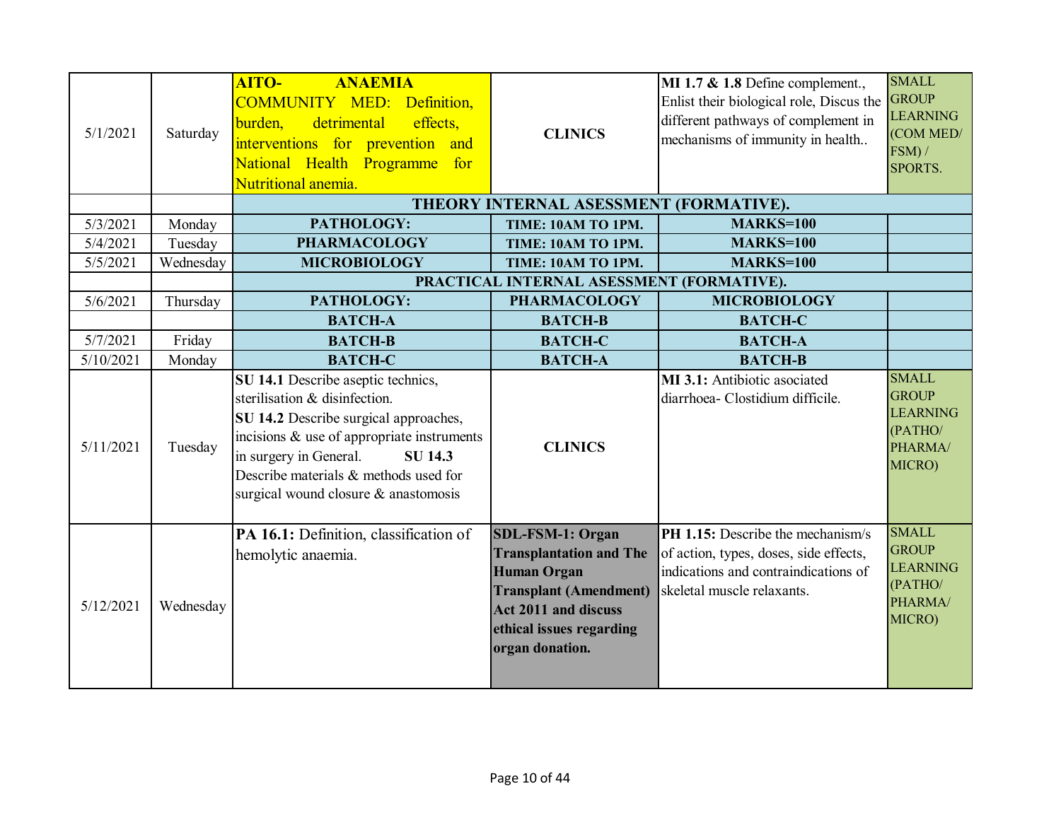| 5/1/2021 | Saturday | **AITO- ANAEMIA** COMMUNITY MED: Definition, burden, detrimental effects, interventions for prevention and National Health Programme for Nutritional anemia. | **CLINICS** | **MI 1.7 & 1.8** Define complement., Enlist their biological role, Discus the different pathways of complement in mechanisms of immunity in health.. | SMALL GROUP LEARNING (COM MED/ FSM) / SPORTS. |
|---|---|---|---|---|---|
| | | **THEORY INTERNAL ASESSMENT (FORMATIVE).** | | | |
| 5/3/2021 | Monday | **PATHOLOGY:** | **TIME: 10AM TO 1PM.** | **MARKS=100** | |
| 5/4/2021 | Tuesday | **PHARMACOLOGY** | **TIME: 10AM TO 1PM.** | **MARKS=100** | |
| 5/5/2021 | Wednesday | **MICROBIOLOGY** | **TIME: 10AM TO 1PM.** | **MARKS=100** | |
| | | **PRACTICAL INTERNAL ASESSMENT (FORMATIVE).** | | | |
| 5/6/2021 | Thursday | **PATHOLOGY:** | **PHARMACOLOGY** | **MICROBIOLOGY** | |
| | | **BATCH-A** | **BATCH-B** | **BATCH-C** | |
| 5/7/2021 | Friday | **BATCH-B** | **BATCH-C** | **BATCH-A** | |
| 5/10/2021 | Monday | **BATCH-C** | **BATCH-A** | **BATCH-B** | |
| 5/11/2021 | Tuesday | **SU 14.1** Describe aseptic technics, sterilisation & disinfection. **SU 14.2** Describe surgical approaches, incisions & use of appropriate instruments in surgery in General. **SU 14.3** Describe materials & methods used for surgical wound closure & anastomosis | **CLINICS** | **MI 3.1:** Antibiotic asociated diarrhoea- Clostidium difficile. | SMALL GROUP LEARNING (PATHO/ PHARMA/ MICRO) |
| 5/12/2021 | Wednesday | **PA 16.1:** Definition, classification of hemolytic anaemia. | **SDL-FSM-1: Organ Transplantation and The Human Organ Transplant (Amendment) Act 2011 and discuss ethical issues regarding organ donation.** | **PH 1.15:** Describe the mechanism/s of action, types, doses, side effects, indications and contraindications of skeletal muscle relaxants. | SMALL GROUP LEARNING (PATHO/ PHARMA/ MICRO) |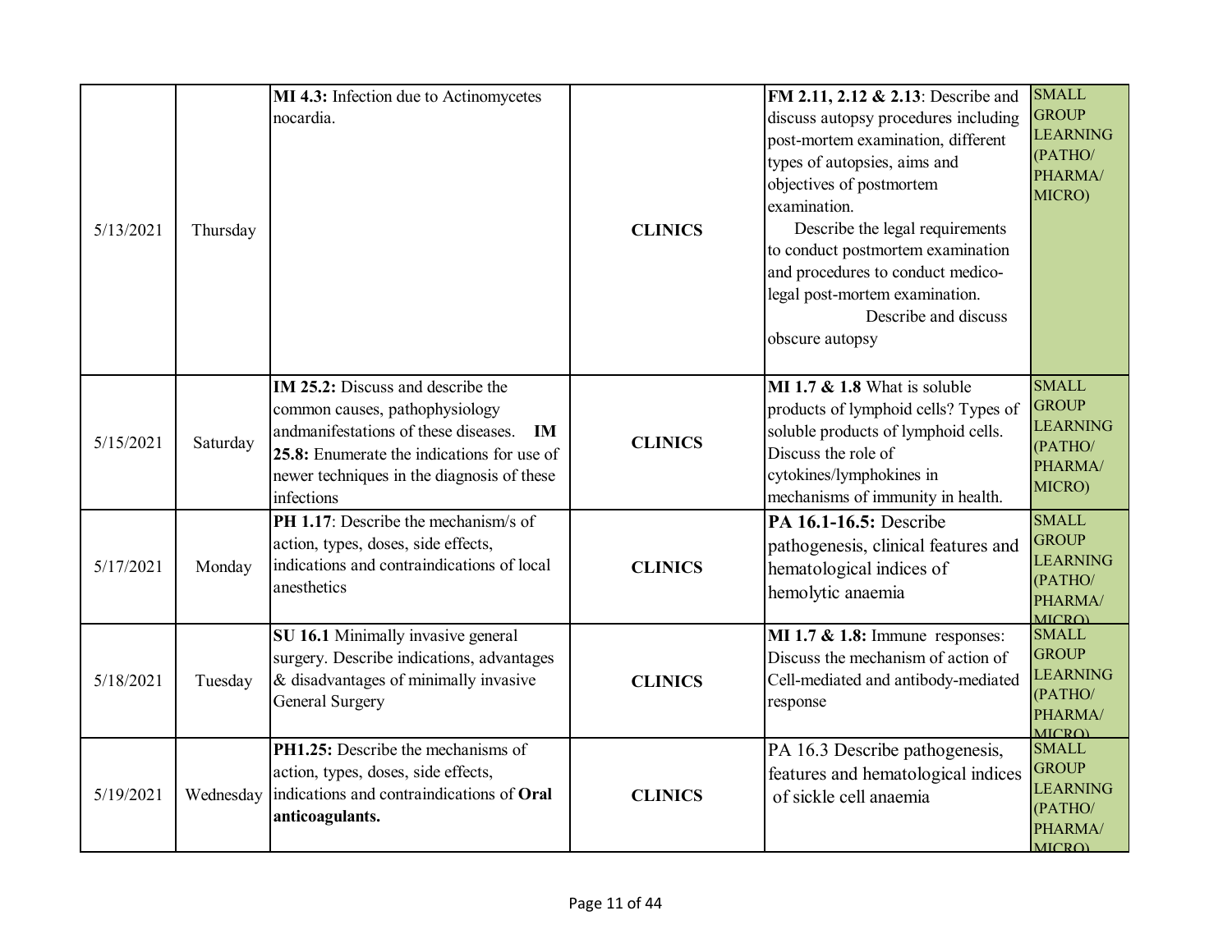| | | | | | |
|---|---|---|---|---|---|
| 5/13/2021 | Thursday | **MI 4.3:** Infection due to Actinomycetes nocardia. | **CLINICS** | **FM 2.11, 2.12 & 2.13**: Describe and discuss autopsy procedures including post-mortem examination, different types of autopsies, aims and objectives of postmortem examination. Describe the legal requirements to conduct postmortem examination and procedures to conduct medico-legal post-mortem examination. Describe and discuss obscure autopsy | SMALL GROUP LEARNING (PATHO/ PHARMA/ MICRO) |
| 5/15/2021 | Saturday | **IM 25.2:** Discuss and describe the common causes, pathophysiology andmanifestations of these diseases. **IM 25.8:** Enumerate the indications for use of newer techniques in the diagnosis of these infections | **CLINICS** | **MI 1.7 & 1.8** What is soluble products of lymphoid cells? Types of soluble products of lymphoid cells. Discuss the role of cytokines/lymphokines in mechanisms of immunity in health. | SMALL GROUP LEARNING (PATHO/ PHARMA/ MICRO) |
| 5/17/2021 | Monday | **PH 1.17**: Describe the mechanism/s of action, types, doses, side effects, indications and contraindications of local anesthetics | **CLINICS** | **PA 16.1-16.5:** Describe pathogenesis, clinical features and hematological indices of hemolytic anaemia | SMALL GROUP LEARNING (PATHO/ PHARMA/ MICRO) |
| 5/18/2021 | Tuesday | **SU 16.1** Minimally invasive general surgery. Describe indications, advantages & disadvantages of minimally invasive General Surgery | **CLINICS** | **MI 1.7 & 1.8:** Immune responses: Discuss the mechanism of action of Cell-mediated and antibody-mediated response | SMALL GROUP LEARNING (PATHO/ PHARMA/ MICRO) |
| 5/19/2021 | Wednesday | **PH1.25:** Describe the mechanisms of action, types, doses, side effects, indications and contraindications of **Oral anticoagulants.** | **CLINICS** | PA 16.3 Describe pathogenesis, features and hematological indices of sickle cell anaemia | SMALL GROUP LEARNING (PATHO/ PHARMA/ MICRO) |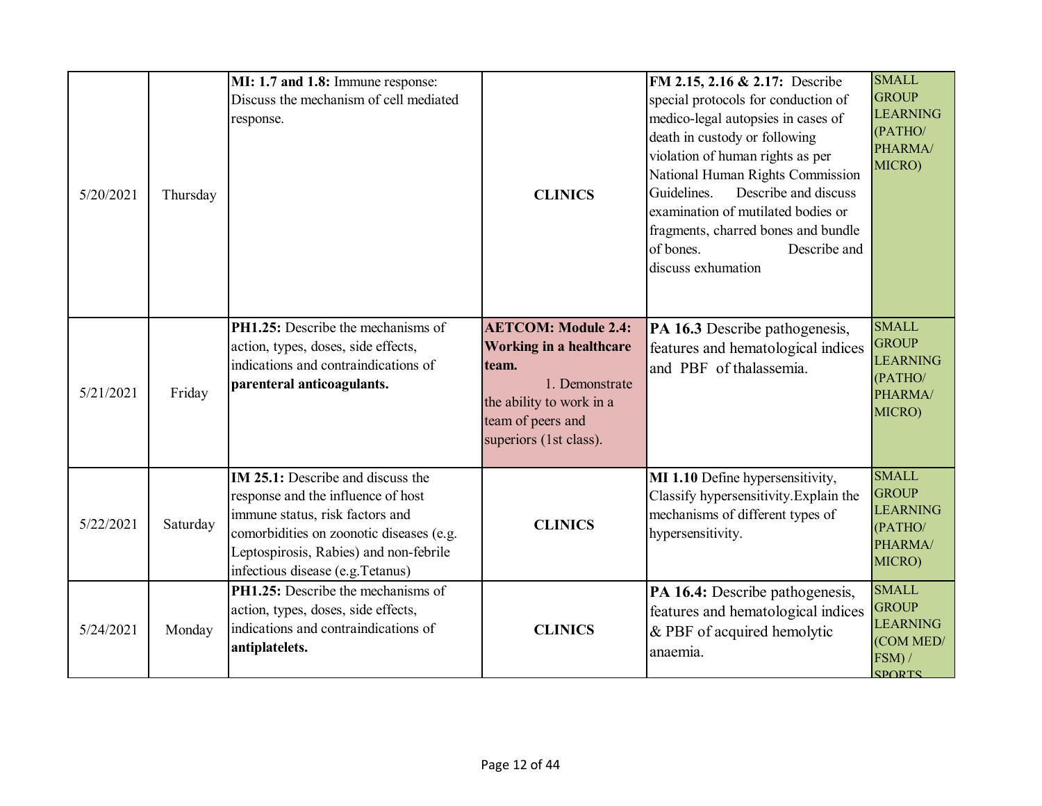| | | | | | |
|---|---|---|---|---|---|
| 5/20/2021 | Thursday | **MI: 1.7 and 1.8:** Immune response: Discuss the mechanism of cell mediated response. | **CLINICS** | **FM 2.15, 2.16 & 2.17:** Describe special protocols for conduction of medico-legal autopsies in cases of death in custody or following violation of human rights as per National Human Rights Commission Guidelines. Describe and discuss examination of mutilated bodies or fragments, charred bones and bundle of bones. Describe and discuss exhumation | SMALL GROUP LEARNING (PATHO/ PHARMA/ MICRO) |
| 5/21/2021 | Friday | **PH1.25:** Describe the mechanisms of action, types, doses, side effects, indications and contraindications of **parenteral anticoagulants.** | **AETCOM: Module 2.4: Working in a healthcare team.** 1. Demonstrate the ability to work in a team of peers and superiors (1st class). | **PA 16.3** Describe pathogenesis, features and hematological indices and PBF of thalassemia. | SMALL GROUP LEARNING (PATHO/ PHARMA/ MICRO) |
| 5/22/2021 | Saturday | **IM 25.1:** Describe and discuss the response and the influence of host immune status, risk factors and comorbidities on zoonotic diseases (e.g. Leptospirosis, Rabies) and non-febrile infectious disease (e.g.Tetanus) | **CLINICS** | **MI 1.10** Define hypersensitivity, Classify hypersensitivity.Explain the mechanisms of different types of hypersensitivity. | SMALL GROUP LEARNING (PATHO/ PHARMA/ MICRO) |
| 5/24/2021 | Monday | **PH1.25:** Describe the mechanisms of action, types, doses, side effects, indications and contraindications of **antiplatelets.** | **CLINICS** | **PA 16.4:** Describe pathogenesis, features and hematological indices & PBF of acquired hemolytic anaemia. | SMALL GROUP LEARNING (COM MED/ FSM) / SPORTS |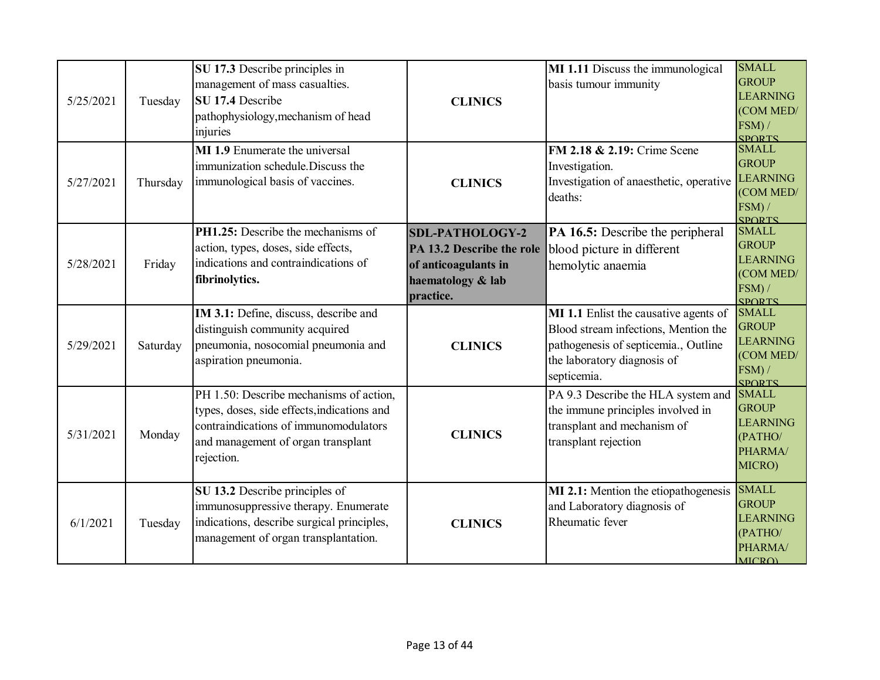| | | | | | |
|---|---|---|---|---|---|
| 5/25/2021 | Tuesday | **SU 17.3** Describe principles in management of mass casualties. **SU 17.4** Describe pathophysiology,mechanism of head injuries | **CLINICS** | **MI 1.11** Discuss the immunological basis tumour immunity | SMALL GROUP LEARNING (COM MED/ FSM) / SPORTS |
| 5/27/2021 | Thursday | **MI 1.9** Enumerate the universal immunization schedule.Discuss the immunological basis of vaccines. | **CLINICS** | **FM 2.18 & 2.19:** Crime Scene Investigation. Investigation of anaesthetic, operative deaths: | SMALL GROUP LEARNING (COM MED/ FSM) / SPORTS |
| 5/28/2021 | Friday | **PH1.25:** Describe the mechanisms of action, types, doses, side effects, indications and contraindications of **fibrinolytics.** | **SDL-PATHOLOGY-2 PA 13.2 Describe the role of anticoagulants in haematology & lab practice.** | **PA 16.5:** Describe the peripheral blood picture in different hemolytic anaemia | SMALL GROUP LEARNING (COM MED/ FSM) / SPORTS |
| 5/29/2021 | Saturday | **IM 3.1:** Define, discuss, describe and distinguish community acquired pneumonia, nosocomial pneumonia and aspiration pneumonia. | **CLINICS** | **MI 1.1** Enlist the causative agents of Blood stream infections, Mention the pathogenesis of septicemia., Outline the laboratory diagnosis of septicemia. | SMALL GROUP LEARNING (COM MED/ FSM) / SPORTS |
| 5/31/2021 | Monday | PH 1.50: Describe mechanisms of action, types, doses, side effects,indications and contraindications of immunomodulators and management of organ transplant rejection. | **CLINICS** | PA 9.3 Describe the HLA system and the immune principles involved in transplant and mechanism of transplant rejection | SMALL GROUP LEARNING (PATHO/ PHARMA/ MICRO) |
| 6/1/2021 | Tuesday | **SU 13.2** Describe principles of immunosuppressive therapy. Enumerate indications, describe surgical principles, management of organ transplantation. | **CLINICS** | **MI 2.1:** Mention the etiopathogenesis and Laboratory diagnosis of Rheumatic fever | SMALL GROUP LEARNING (PATHO/ PHARMA/ MICRO) |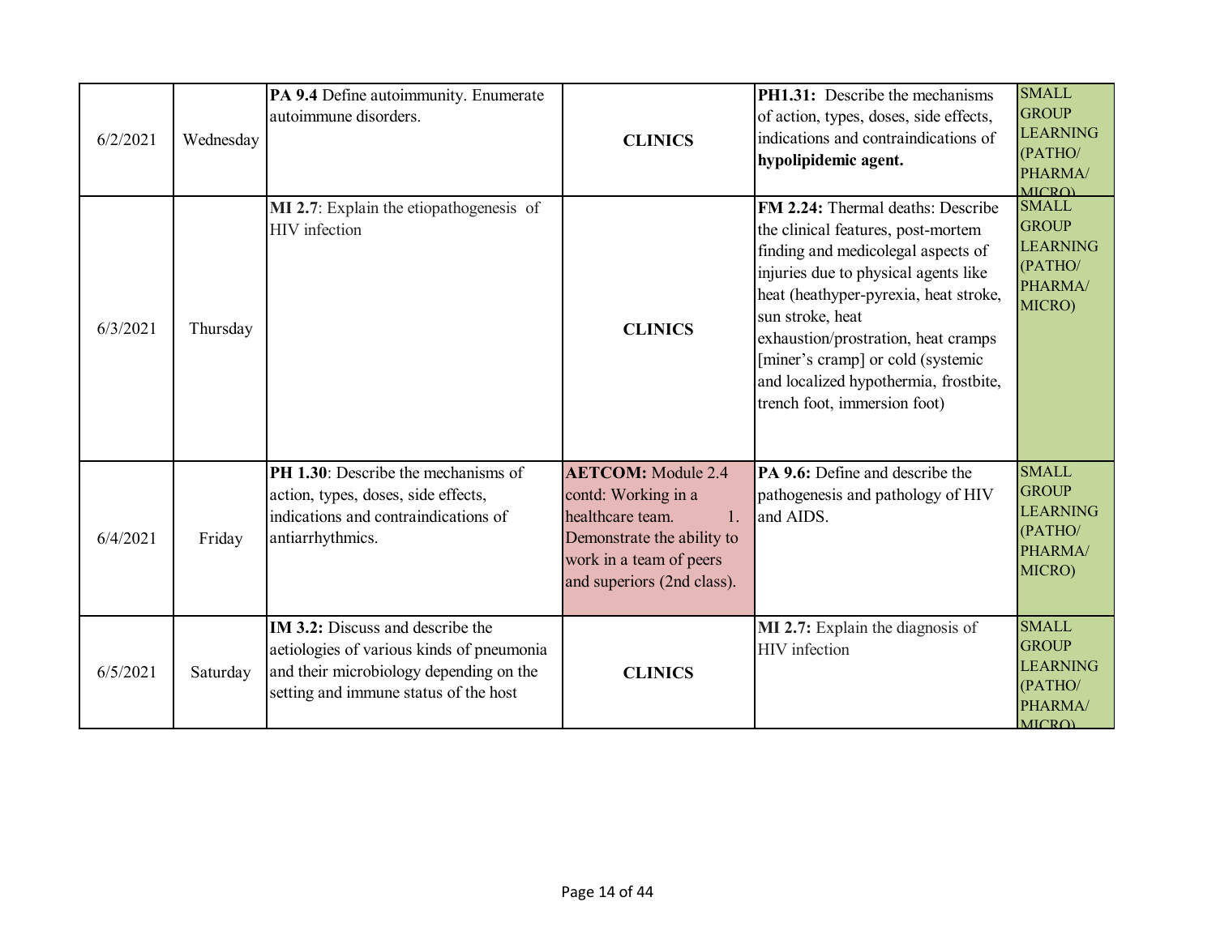| 6/2/2021 | Wednesday | **PA 9.4** Define autoimmunity. Enumerate autoimmune disorders. | **CLINICS** | **PH1.31:** Describe the mechanisms of action, types, doses, side effects, indications and contraindications of **hypolipidemic agent.** | SMALL GROUP LEARNING (PATHO/ PHARMA/ MICRO) |
|---|---|---|---|---|---|
| 6/3/2021 | Thursday | **MI 2.7**: Explain the etiopathogenesis of HIV infection | **CLINICS** | **FM 2.24:** Thermal deaths: Describe the clinical features, post-mortem finding and medicolegal aspects of injuries due to physical agents like heat (heathyper-pyrexia, heat stroke, sun stroke, heat exhaustion/prostration, heat cramps [miner's cramp] or cold (systemic and localized hypothermia, frostbite, trench foot, immersion foot) | SMALL GROUP LEARNING (PATHO/ PHARMA/ MICRO) |
| 6/4/2021 | Friday | **PH 1.30**: Describe the mechanisms of action, types, doses, side effects, indications and contraindications of antiarrhythmics. | **AETCOM:** Module 2.4 contd: Working in a healthcare team. 1. Demonstrate the ability to work in a team of peers and superiors (2nd class). | **PA 9.6:** Define and describe the pathogenesis and pathology of HIV and AIDS. | SMALL GROUP LEARNING (PATHO/ PHARMA/ MICRO) |
| 6/5/2021 | Saturday | **IM 3.2:** Discuss and describe the aetiologies of various kinds of pneumonia and their microbiology depending on the setting and immune status of the host | **CLINICS** | **MI 2.7:** Explain the diagnosis of HIV infection | SMALL GROUP LEARNING (PATHO/ PHARMA/ MICRO) |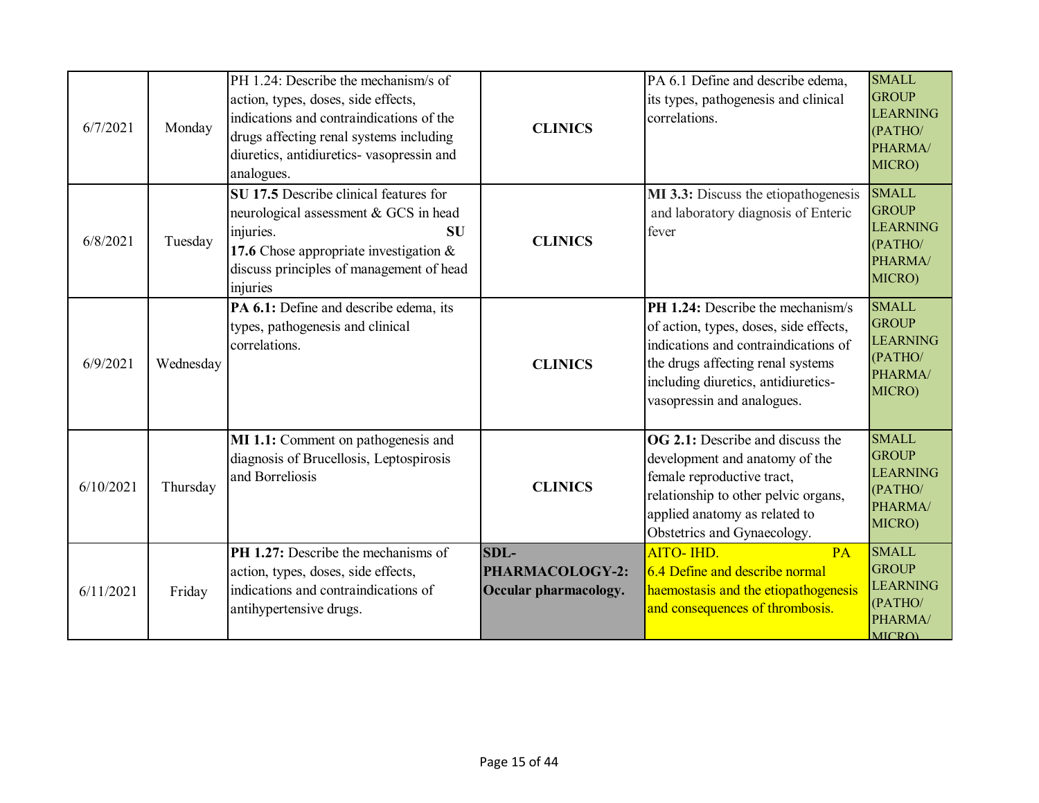| 6/7/2021 | Monday | PH 1.24: Describe the mechanism/s of action, types, doses, side effects, indications and contraindications of the drugs affecting renal systems including diuretics, antidiuretics- vasopressin and analogues. | **CLINICS** | PA 6.1 Define and describe edema, its types, pathogenesis and clinical correlations. | SMALL GROUP LEARNING (PATHO/ PHARMA/ MICRO) |
|---|---|---|---|---|---|
| 6/8/2021 | Tuesday | **SU 17.5** Describe clinical features for neurological assessment & GCS in head injuries. **SU 17.6** Chose appropriate investigation & discuss principles of management of head injuries | **CLINICS** | **MI 3.3:** Discuss the etiopathogenesis and laboratory diagnosis of Enteric fever | SMALL GROUP LEARNING (PATHO/ PHARMA/ MICRO) |
| 6/9/2021 | Wednesday | **PA 6.1:** Define and describe edema, its types, pathogenesis and clinical correlations. | **CLINICS** | **PH 1.24:** Describe the mechanism/s of action, types, doses, side effects, indications and contraindications of the drugs affecting renal systems including diuretics, antidiuretics- vasopressin and analogues. | SMALL GROUP LEARNING (PATHO/ PHARMA/ MICRO) |
| 6/10/2021 | Thursday | **MI 1.1:** Comment on pathogenesis and diagnosis of Brucellosis, Leptospirosis and Borreliosis | **CLINICS** | **OG 2.1:** Describe and discuss the development and anatomy of the female reproductive tract, relationship to other pelvic organs, applied anatomy as related to Obstetrics and Gynaecology. | SMALL GROUP LEARNING (PATHO/ PHARMA/ MICRO) |
| 6/11/2021 | Friday | **PH 1.27:** Describe the mechanisms of action, types, doses, side effects, indications and contraindications of antihypertensive drugs. | **SDL- PHARMACOLOGY-2: Occular pharmacology.** | AITO- IHD. PA 6.4 Define and describe normal haemostasis and the etiopathogenesis and consequences of thrombosis. | SMALL GROUP LEARNING (PATHO/ PHARMA/ MICRO) |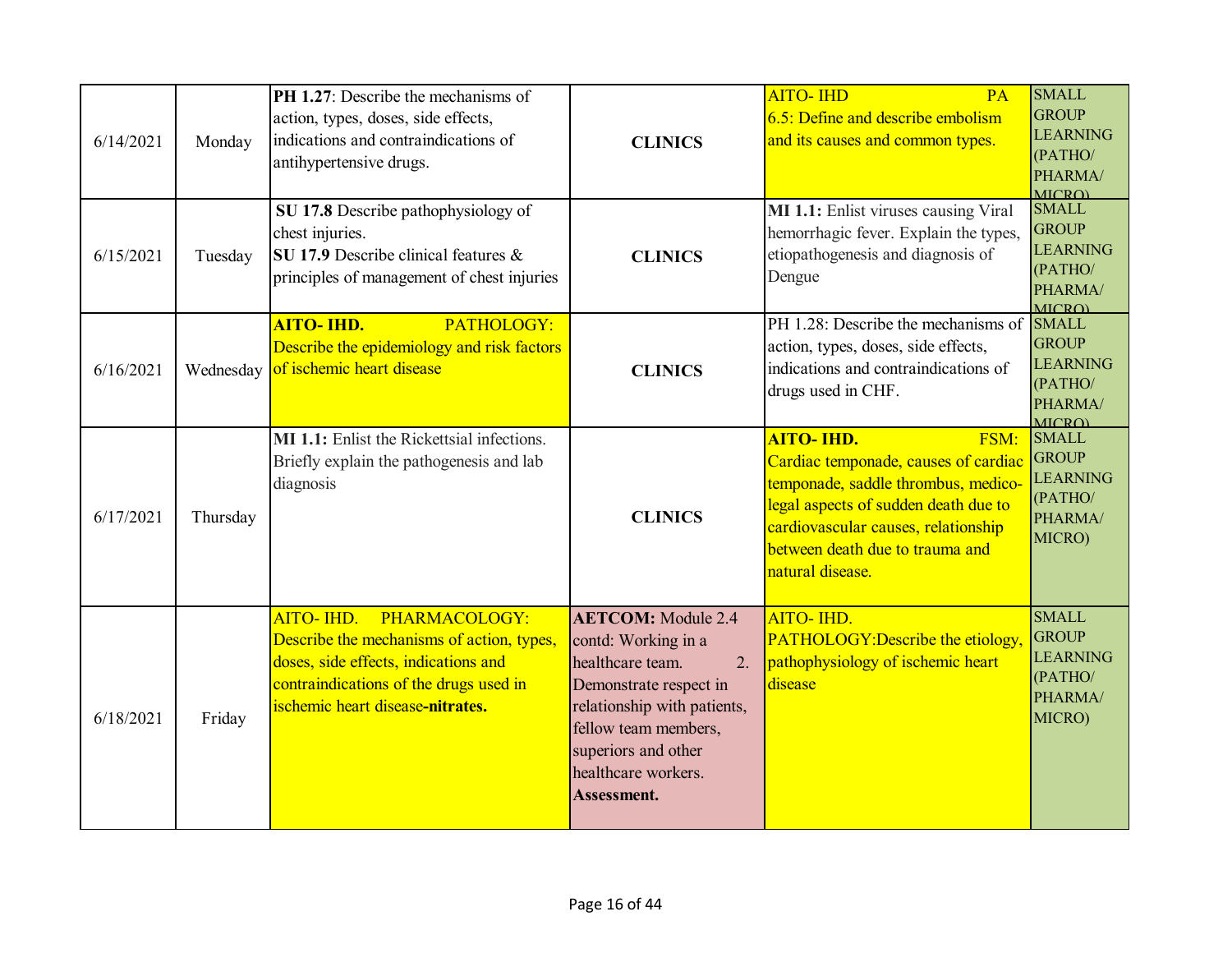| | | | | | |
|---|---|---|---|---|---|
| 6/14/2021 | Monday | **PH 1.27**: Describe the mechanisms of action, types, doses, side effects, indications and contraindications of antihypertensive drugs. | **CLINICS** | AITO- IHD PA 6.5: Define and describe embolism and its causes and common types. | SMALL GROUP LEARNING (PATHO/ PHARMA/ MICRO) |
| 6/15/2021 | Tuesday | **SU 17.8** Describe pathophysiology of chest injuries. **SU 17.9** Describe clinical features & principles of management of chest injuries | **CLINICS** | **MI 1.1:** Enlist viruses causing Viral hemorrhagic fever. Explain the types, etiopathogenesis and diagnosis of Dengue | SMALL GROUP LEARNING (PATHO/ PHARMA/ MICRO) |
| 6/16/2021 | Wednesday | **AITO- IHD.** PATHOLOGY: Describe the epidemiology and risk factors of ischemic heart disease | **CLINICS** | PH 1.28: Describe the mechanisms of action, types, doses, side effects, indications and contraindications of drugs used in CHF. | SMALL GROUP LEARNING (PATHO/ PHARMA/ MICRO) |
| 6/17/2021 | Thursday | **MI 1.1:** Enlist the Rickettsial infections. Briefly explain the pathogenesis and lab diagnosis | **CLINICS** | **AITO- IHD.** FSM: Cardiac temponade, causes of cardiac temponade, saddle thrombus, medico-legal aspects of sudden death due to cardiovascular causes, relationship between death due to trauma and natural disease. | SMALL GROUP LEARNING (PATHO/ PHARMA/ MICRO) |
| 6/18/2021 | Friday | AITO- IHD. PHARMACOLOGY: Describe the mechanisms of action, types, doses, side effects, indications and contraindications of the drugs used in ischemic heart disease-**nitrates.** | **AETCOM:** Module 2.4 contd: Working in a healthcare team. 2. Demonstrate respect in relationship with patients, fellow team members, superiors and other healthcare workers. **Assessment.** | AITO- IHD. PATHOLOGY:Describe the etiology, pathophysiology of ischemic heart disease | SMALL GROUP LEARNING (PATHO/ PHARMA/ MICRO) |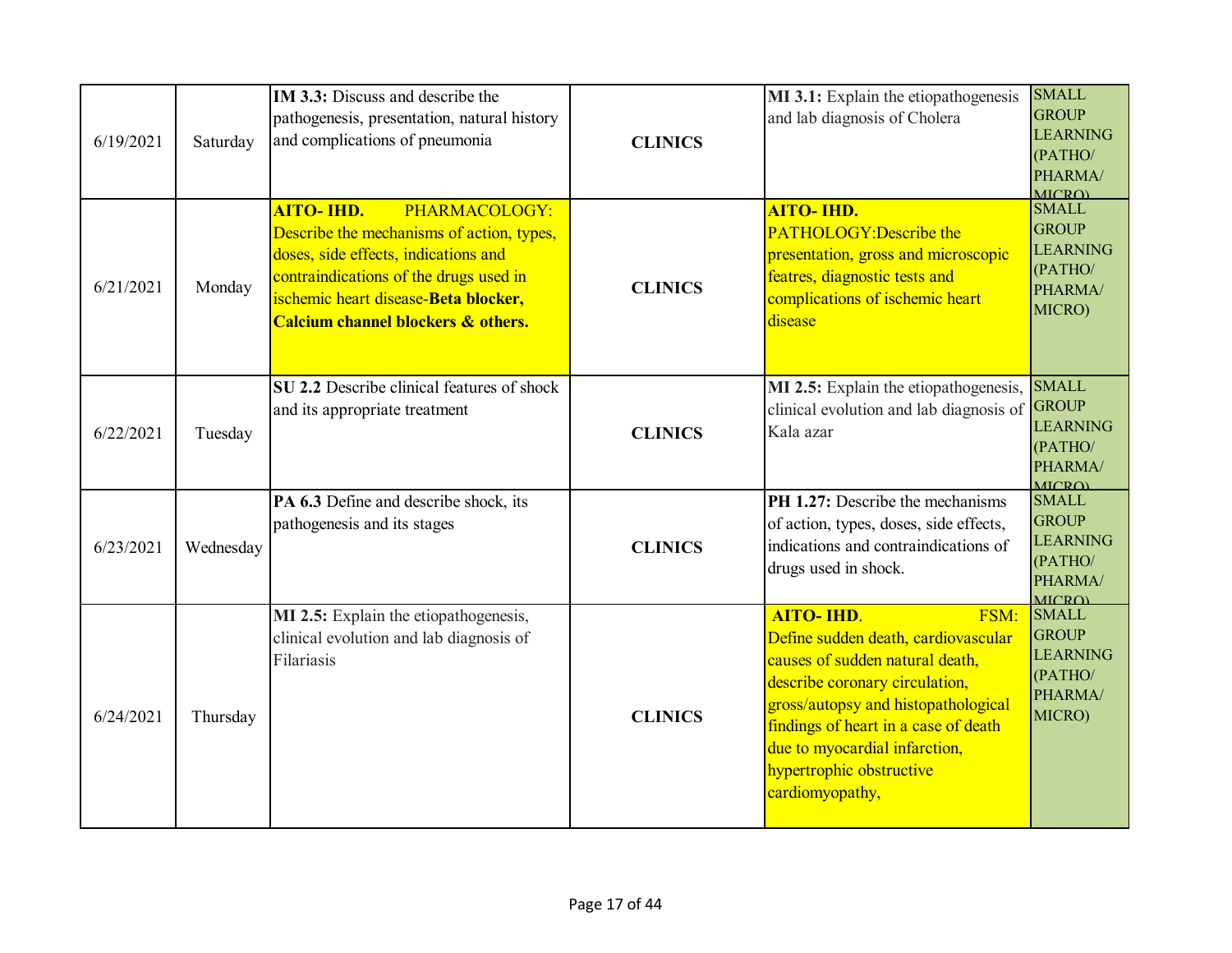| | | | | | |
|---|---|---|---|---|---|
| 6/19/2021 | Saturday | **IM 3.3:** Discuss and describe the pathogenesis, presentation, natural history and complications of pneumonia | **CLINICS** | **MI 3.1:** Explain the etiopathogenesis and lab diagnosis of Cholera | SMALL GROUP LEARNING (PATHO/ PHARMA/ MICRO) |
| 6/21/2021 | Monday | **AITO- IHD.** PHARMACOLOGY: Describe the mechanisms of action, types, doses, side effects, indications and contraindications of the drugs used in ischemic heart disease-**Beta blocker, Calcium channel blockers & others.** | **CLINICS** | **AITO- IHD.** PATHOLOGY:Describe the presentation, gross and microscopic featres, diagnostic tests and complications of ischemic heart disease | SMALL GROUP LEARNING (PATHO/ PHARMA/ MICRO) |
| 6/22/2021 | Tuesday | **SU 2.2** Describe clinical features of shock and its appropriate treatment | **CLINICS** | **MI 2.5:** Explain the etiopathogenesis, clinical evolution and lab diagnosis of Kala azar | SMALL GROUP LEARNING (PATHO/ PHARMA/ MICRO) |
| 6/23/2021 | Wednesday | **PA 6.3** Define and describe shock, its pathogenesis and its stages | **CLINICS** | **PH 1.27:** Describe the mechanisms of action, types, doses, side effects, indications and contraindications of drugs used in shock. | SMALL GROUP LEARNING (PATHO/ PHARMA/ MICRO) |
| 6/24/2021 | Thursday | **MI 2.5:** Explain the etiopathogenesis, clinical evolution and lab diagnosis of Filariasis | **CLINICS** | **AITO- IHD.** FSM: Define sudden death, cardiovascular causes of sudden natural death, describe coronary circulation, gross/autopsy and histopathological findings of heart in a case of death due to myocardial infarction, hypertrophic obstructive cardiomyopathy, | SMALL GROUP LEARNING (PATHO/ PHARMA/ MICRO) |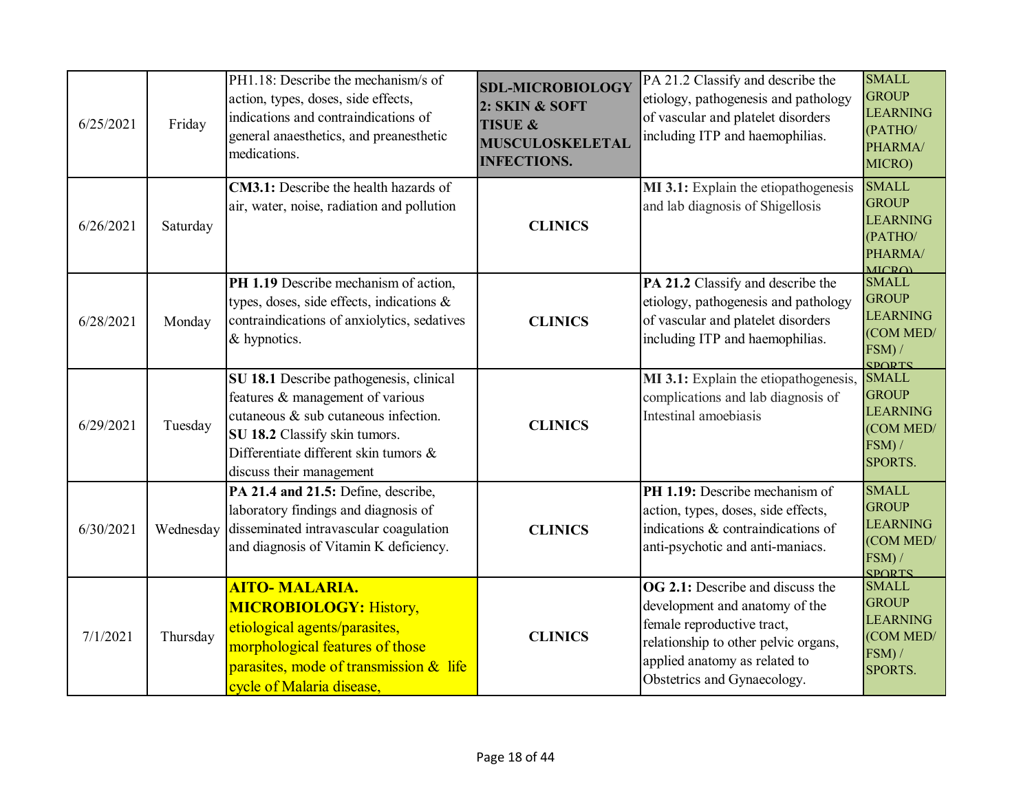| | | | | | |
|---|---|---|---|---|---|
| 6/25/2021 | Friday | PH1.18: Describe the mechanism/s of action, types, doses, side effects, indications and contraindications of general anaesthetics, and preanesthetic medications. | **SDL-MICROBIOLOGY 2: SKIN & SOFT TISUE & MUSCULOSKELETAL INFECTIONS.** | PA 21.2 Classify and describe the etiology, pathogenesis and pathology of vascular and platelet disorders including ITP and haemophilias. | SMALL GROUP LEARNING (PATHO/ PHARMA/ MICRO) |
| 6/26/2021 | Saturday | **CM3.1:** Describe the health hazards of air, water, noise, radiation and pollution | **CLINICS** | **MI 3.1:** Explain the etiopathogenesis and lab diagnosis of Shigellosis | SMALL GROUP LEARNING (PATHO/ PHARMA/ MICRO) |
| 6/28/2021 | Monday | **PH 1.19** Describe mechanism of action, types, doses, side effects, indications & contraindications of anxiolytics, sedatives & hypnotics. | **CLINICS** | **PA 21.2** Classify and describe the etiology, pathogenesis and pathology of vascular and platelet disorders including ITP and haemophilias. | SMALL GROUP LEARNING (COM MED/ FSM) / SPORTS |
| 6/29/2021 | Tuesday | **SU 18.1** Describe pathogenesis, clinical features & management of various cutaneous & sub cutaneous infection. **SU 18.2** Classify skin tumors. Differentiate different skin tumors & discuss their management | **CLINICS** | **MI 3.1:** Explain the etiopathogenesis, complications and lab diagnosis of Intestinal amoebiasis | SMALL GROUP LEARNING (COM MED/ FSM) / SPORTS. |
| 6/30/2021 | Wednesday | **PA 21.4 and 21.5:** Define, describe, laboratory findings and diagnosis of disseminated intravascular coagulation and diagnosis of Vitamin K deficiency. | **CLINICS** | **PH 1.19:** Describe mechanism of action, types, doses, side effects, indications & contraindications of anti-psychotic and anti-maniacs. | SMALL GROUP LEARNING (COM MED/ FSM) / SPORTS |
| 7/1/2021 | Thursday | **AITO- MALARIA. MICROBIOLOGY:** History, etiological agents/parasites, morphological features of those parasites, mode of transmission & life cycle of Malaria disease, | **CLINICS** | **OG 2.1:** Describe and discuss the development and anatomy of the female reproductive tract, relationship to other pelvic organs, applied anatomy as related to Obstetrics and Gynaecology. | SMALL GROUP LEARNING (COM MED/ FSM) / SPORTS. |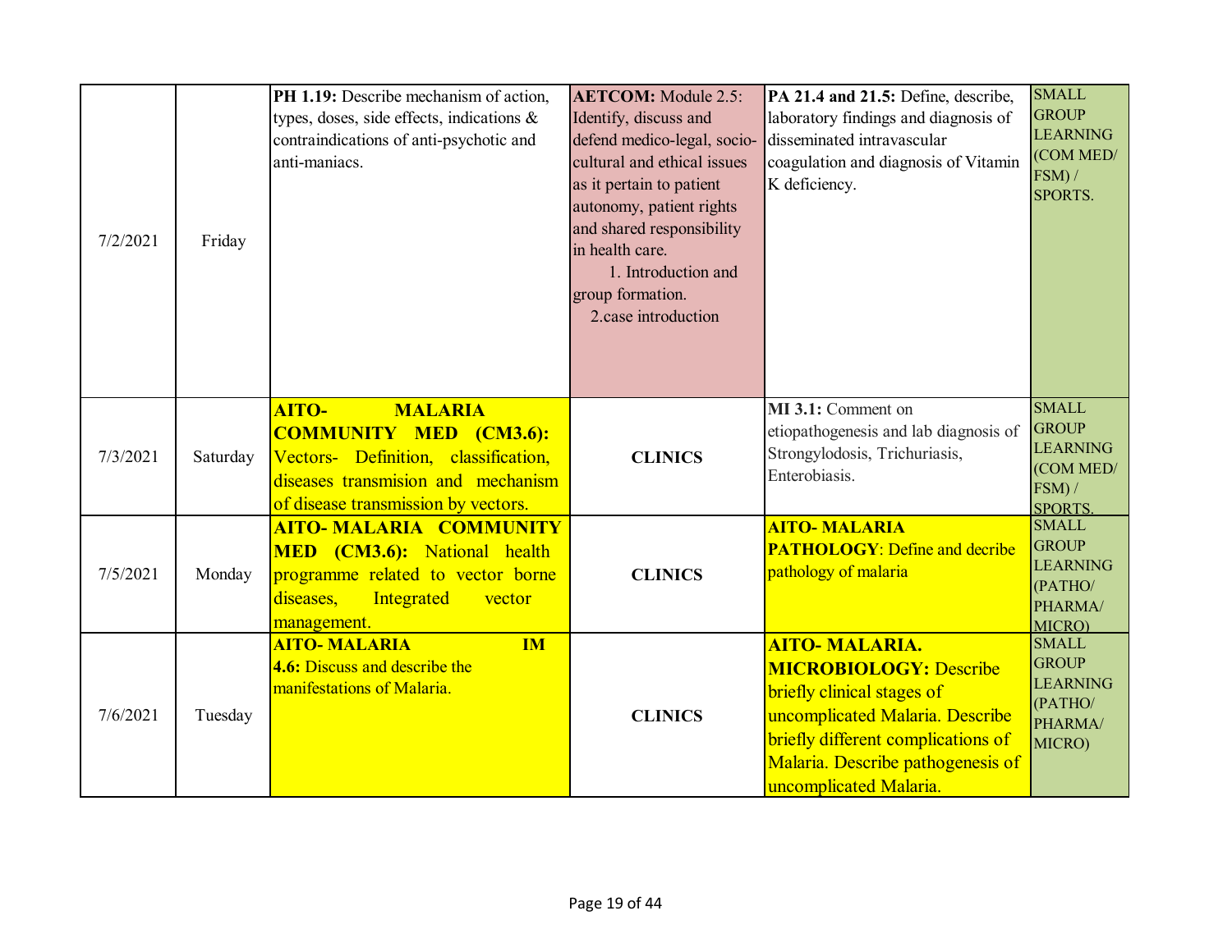| | | | | | |
|---|---|---|---|---|---|
| 7/2/2021 | Friday | **PH 1.19:** Describe mechanism of action, types, doses, side effects, indications & contraindications of anti-psychotic and anti-maniacs. | **AETCOM:** Module 2.5: Identify, discuss and defend medico-legal, socio-cultural and ethical issues as it pertain to patient autonomy, patient rights and shared responsibility in health care. 1. Introduction and group formation. 2.case introduction | **PA 21.4 and 21.5:** Define, describe, laboratory findings and diagnosis of disseminated intravascular coagulation and diagnosis of Vitamin K deficiency. | SMALL GROUP LEARNING (COM MED/ FSM) / SPORTS. |
| 7/3/2021 | Saturday | **AITO- MALARIA COMMUNITY MED (CM3.6):** Vectors- Definition, classification, diseases transmision and mechanism of disease transmission by vectors. | **CLINICS** | **MI 3.1:** Comment on etiopathogenesis and lab diagnosis of Strongylodosis, Trichuriasis, Enterobiasis. | SMALL GROUP LEARNING (COM MED/ FSM) / SPORTS. |
| 7/5/2021 | Monday | **AITO- MALARIA COMMUNITY MED (CM3.6):** National health programme related to vector borne diseases, Integrated vector management. | **CLINICS** | **AITO- MALARIA PATHOLOGY**: Define and decribe pathology of malaria | SMALL GROUP LEARNING (PATHO/ PHARMA/ MICRO) |
| 7/6/2021 | Tuesday | **AITO- MALARIA IM 4.6:** Discuss and describe the manifestations of Malaria. | **CLINICS** | **AITO- MALARIA. MICROBIOLOGY:** Describe briefly clinical stages of uncomplicated Malaria. Describe briefly different complications of Malaria. Describe pathogenesis of uncomplicated Malaria. | SMALL GROUP LEARNING (PATHO/ PHARMA/ MICRO) |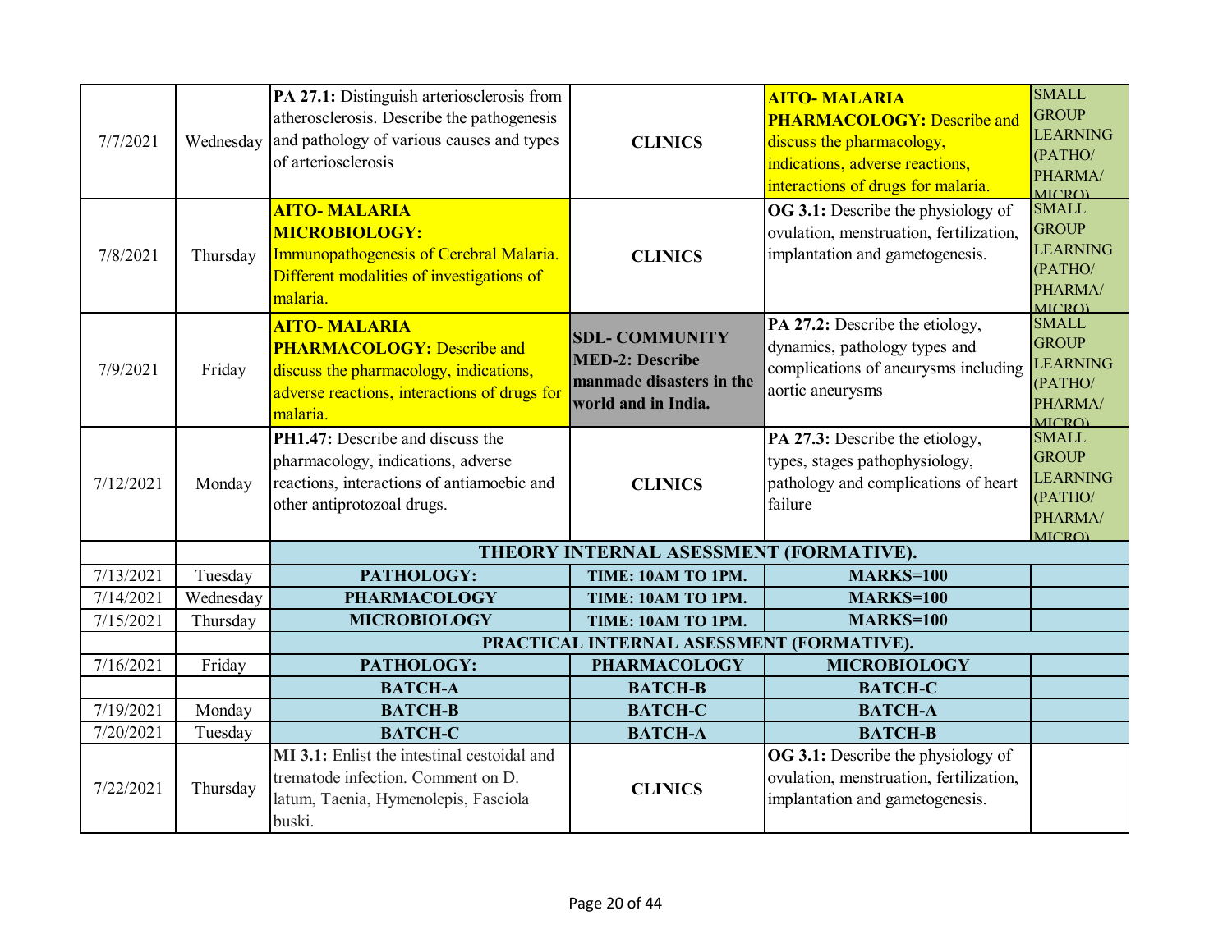| | | | | | |
|---|---|---|---|---|---|
| 7/7/2021 | Wednesday | **PA 27.1:** Distinguish arteriosclerosis from atherosclerosis. Describe the pathogenesis and pathology of various causes and types of arteriosclerosis | **CLINICS** | **AITO- MALARIA PHARMACOLOGY:** Describe and discuss the pharmacology, indications, adverse reactions, interactions of drugs for malaria. | SMALL GROUP LEARNING (PATHO/ PHARMA/ MICRO) |
| 7/8/2021 | Thursday | **AITO- MALARIA MICROBIOLOGY:** Immunopathogenesis of Cerebral Malaria. Different modalities of investigations of malaria. | **CLINICS** | **OG 3.1:** Describe the physiology of ovulation, menstruation, fertilization, implantation and gametogenesis. | SMALL GROUP LEARNING (PATHO/ PHARMA/ MICRO) |
| 7/9/2021 | Friday | **AITO- MALARIA PHARMACOLOGY:** Describe and discuss the pharmacology, indications, adverse reactions, interactions of drugs for malaria. | **SDL- COMMUNITY MED-2: Describe manmade disasters in the world and in India.** | **PA 27.2:** Describe the etiology, dynamics, pathology types and complications of aneurysms including aortic aneurysms | SMALL GROUP LEARNING (PATHO/ PHARMA/ MICRO) |
| 7/12/2021 | Monday | **PH1.47:** Describe and discuss the pharmacology, indications, adverse reactions, interactions of antiamoebic and other antiprotozoal drugs. | **CLINICS** | **PA 27.3:** Describe the etiology, types, stages pathophysiology, pathology and complications of heart failure | SMALL GROUP LEARNING (PATHO/ PHARMA/ MICRO) |
| | | **THEORY INTERNAL ASESSMENT (FORMATIVE).** | | | |
| 7/13/2021 | Tuesday | **PATHOLOGY:** | **TIME: 10AM TO 1PM.** | **MARKS=100** | |
| 7/14/2021 | Wednesday | **PHARMACOLOGY** | **TIME: 10AM TO 1PM.** | **MARKS=100** | |
| 7/15/2021 | Thursday | **MICROBIOLOGY** | **TIME: 10AM TO 1PM.** | **MARKS=100** | |
| | | **PRACTICAL INTERNAL ASESSMENT (FORMATIVE).** | | | |
| 7/16/2021 | Friday | **PATHOLOGY:** | **PHARMACOLOGY** | **MICROBIOLOGY** | |
| | | **BATCH-A** | **BATCH-B** | **BATCH-C** | |
| 7/19/2021 | Monday | **BATCH-B** | **BATCH-C** | **BATCH-A** | |
| 7/20/2021 | Tuesday | **BATCH-C** | **BATCH-A** | **BATCH-B** | |
| 7/22/2021 | Thursday | **MI 3.1:** Enlist the intestinal cestoidal and trematode infection. Comment on D. latum, Taenia, Hymenolepis, Fasciola buski. | **CLINICS** | **OG 3.1:** Describe the physiology of ovulation, menstruation, fertilization, implantation and gametogenesis. | |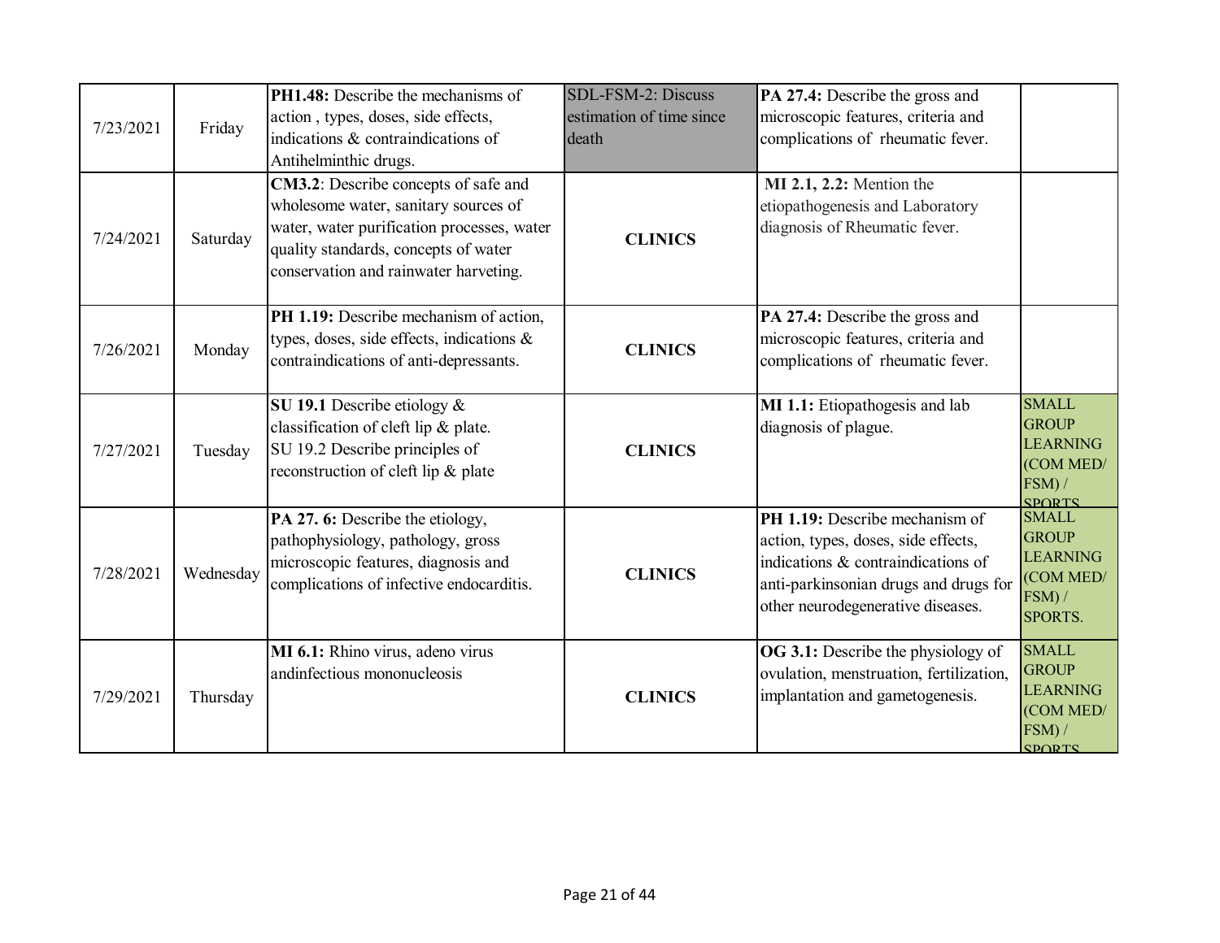| | | | | | |
|---|---|---|---|---|---|
| 7/23/2021 | Friday | **PH1.48:** Describe the mechanisms of action , types, doses, side effects, indications & contraindications of Antihelminthic drugs. | SDL-FSM-2: Discuss estimation of time since death | **PA 27.4:** Describe the gross and microscopic features, criteria and complications of rheumatic fever. | |
| 7/24/2021 | Saturday | **CM3.2**: Describe concepts of safe and wholesome water, sanitary sources of water, water purification processes, water quality standards, concepts of water conservation and rainwater harveting. | **CLINICS** | **MI 2.1, 2.2:** Mention the etiopathogenesis and Laboratory diagnosis of Rheumatic fever. | |
| 7/26/2021 | Monday | **PH 1.19:** Describe mechanism of action, types, doses, side effects, indications & contraindications of anti-depressants. | **CLINICS** | **PA 27.4:** Describe the gross and microscopic features, criteria and complications of rheumatic fever. | |
| 7/27/2021 | Tuesday | **SU 19.1** Describe etiology & classification of cleft lip & plate. SU 19.2 Describe principles of reconstruction of cleft lip & plate | **CLINICS** | **MI 1.1:** Etiopathogesis and lab diagnosis of plague. | SMALL GROUP LEARNING (COM MED/ FSM) / SPORTS |
| 7/28/2021 | Wednesday | **PA 27. 6:** Describe the etiology, pathophysiology, pathology, gross microscopic features, diagnosis and complications of infective endocarditis. | **CLINICS** | **PH 1.19:** Describe mechanism of action, types, doses, side effects, indications & contraindications of anti-parkinsonian drugs and drugs for other neurodegenerative diseases. | SMALL GROUP LEARNING (COM MED/ FSM) / SPORTS. |
| 7/29/2021 | Thursday | **MI 6.1:** Rhino virus, adeno virus andinfectious mononucleosis | **CLINICS** | **OG 3.1:** Describe the physiology of ovulation, menstruation, fertilization, implantation and gametogenesis. | SMALL GROUP LEARNING (COM MED/ FSM) / SPORTS |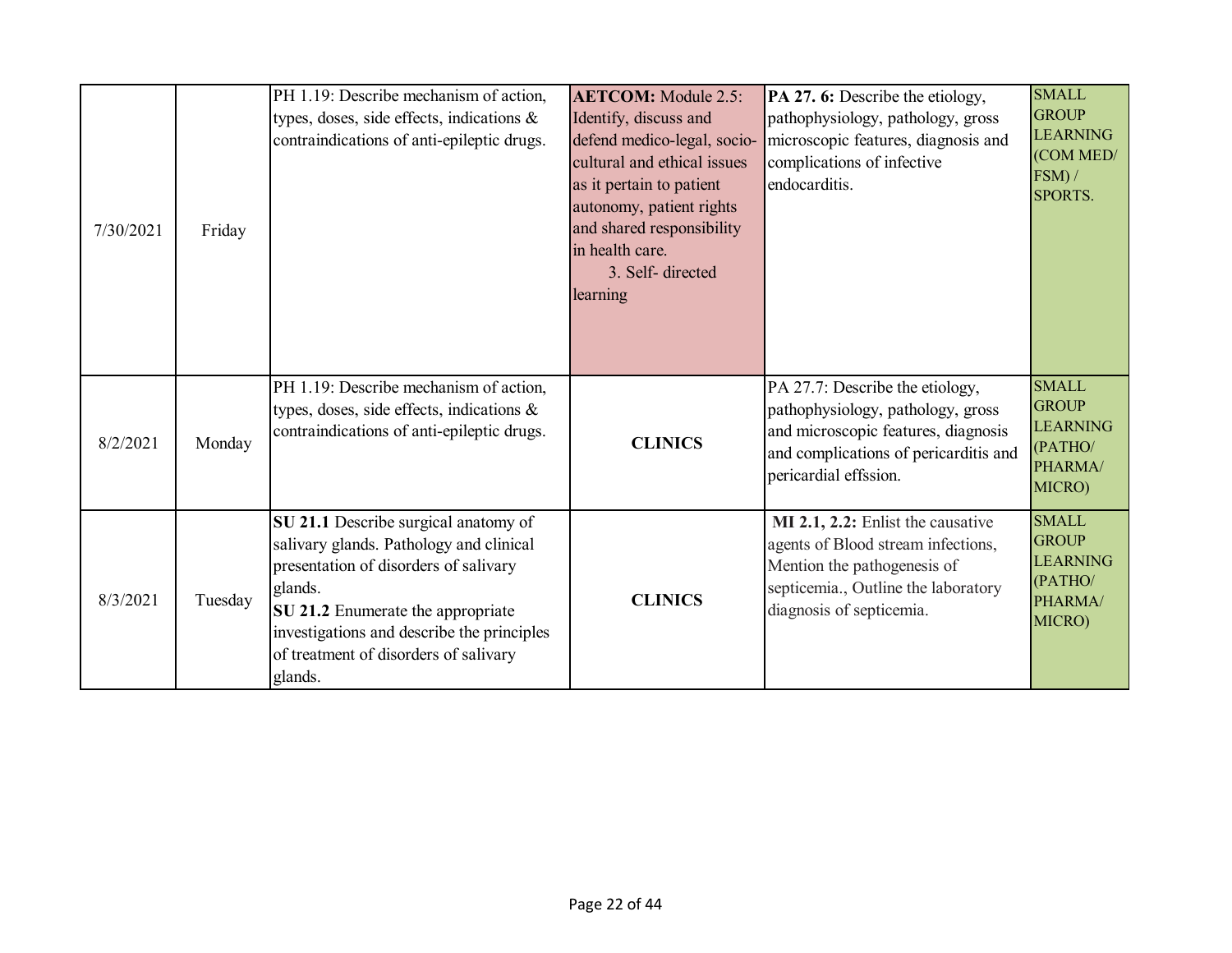| | | | | | |
|---|---|---|---|---|---|
| 7/30/2021 | Friday | PH 1.19: Describe mechanism of action, types, doses, side effects, indications & contraindications of anti-epileptic drugs. | **AETCOM:** Module 2.5: Identify, discuss and defend medico-legal, socio-cultural and ethical issues as it pertain to patient autonomy, patient rights and shared responsibility in health care. 3. Self- directed learning | **PA 27. 6:** Describe the etiology, pathophysiology, pathology, gross microscopic features, diagnosis and complications of infective endocarditis. | SMALL GROUP LEARNING (COM MED/ FSM) / SPORTS. |
| 8/2/2021 | Monday | PH 1.19: Describe mechanism of action, types, doses, side effects, indications & contraindications of anti-epileptic drugs. | **CLINICS** | PA 27.7: Describe the etiology, pathophysiology, pathology, gross and microscopic features, diagnosis and complications of pericarditis and pericardial effssion. | SMALL GROUP LEARNING (PATHO/ PHARMA/ MICRO) |
| 8/3/2021 | Tuesday | **SU 21.1** Describe surgical anatomy of salivary glands. Pathology and clinical presentation of disorders of salivary glands. **SU 21.2** Enumerate the appropriate investigations and describe the principles of treatment of disorders of salivary glands. | **CLINICS** | **MI 2.1, 2.2:** Enlist the causative agents of Blood stream infections, Mention the pathogenesis of septicemia., Outline the laboratory diagnosis of septicemia. | SMALL GROUP LEARNING (PATHO/ PHARMA/ MICRO) |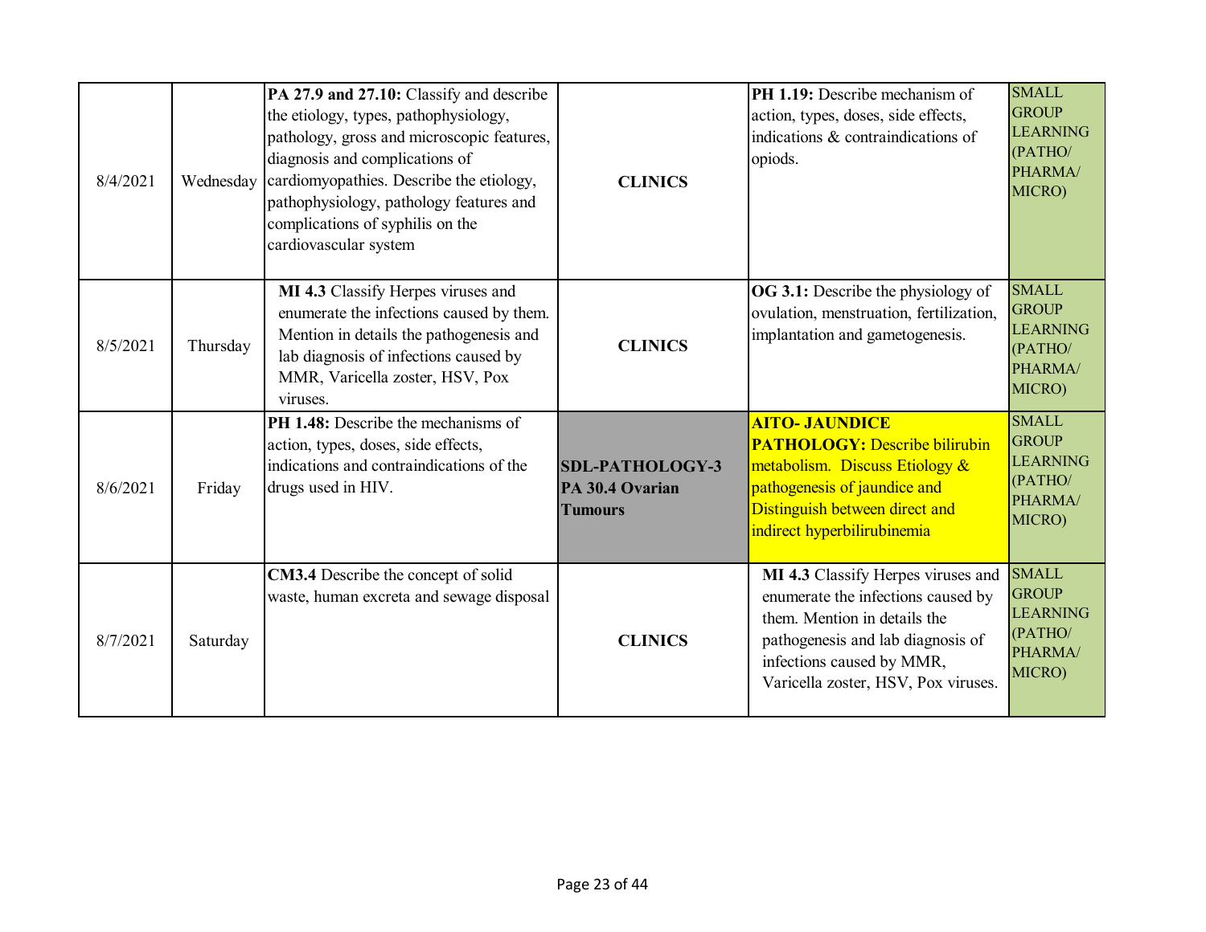| | | | | | |
|---|---|---|---|---|---|
| 8/4/2021 | Wednesday | **PA 27.9 and 27.10:** Classify and describe the etiology, types, pathophysiology, pathology, gross and microscopic features, diagnosis and complications of cardiomyopathies. Describe the etiology, pathophysiology, pathology features and complications of syphilis on the cardiovascular system | **CLINICS** | **PH 1.19:** Describe mechanism of action, types, doses, side effects, indications & contraindications of opiods. | SMALL GROUP LEARNING (PATHO/ PHARMA/ MICRO) |
| 8/5/2021 | Thursday | **MI 4.3** Classify Herpes viruses and enumerate the infections caused by them. Mention in details the pathogenesis and lab diagnosis of infections caused by MMR, Varicella zoster, HSV, Pox viruses. | **CLINICS** | **OG 3.1:** Describe the physiology of ovulation, menstruation, fertilization, implantation and gametogenesis. | SMALL GROUP LEARNING (PATHO/ PHARMA/ MICRO) |
| 8/6/2021 | Friday | **PH 1.48:** Describe the mechanisms of action, types, doses, side effects, indications and contraindications of the drugs used in HIV. | **SDL-PATHOLOGY-3 PA 30.4 Ovarian Tumours** | **AITO- JAUNDICE PATHOLOGY:** Describe bilirubin metabolism. Discuss Etiology & pathogenesis of jaundice and Distinguish between direct and indirect hyperbilirubinemia | SMALL GROUP LEARNING (PATHO/ PHARMA/ MICRO) |
| 8/7/2021 | Saturday | **CM3.4** Describe the concept of solid waste, human excreta and sewage disposal | **CLINICS** | **MI 4.3** Classify Herpes viruses and enumerate the infections caused by them. Mention in details the pathogenesis and lab diagnosis of infections caused by MMR, Varicella zoster, HSV, Pox viruses. | SMALL GROUP LEARNING (PATHO/ PHARMA/ MICRO) |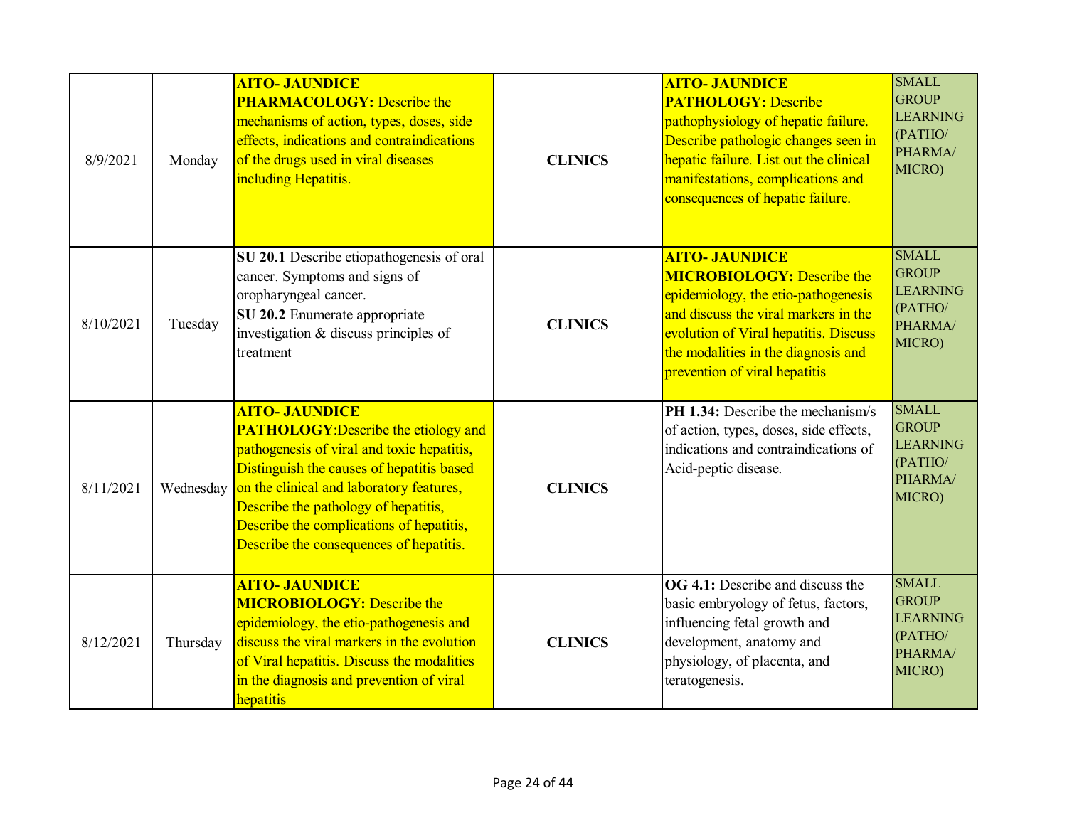| | | | | | |
|---|---|---|---|---|---|
| 8/9/2021 | Monday | **AITO- JAUNDICE**<br>**PHARMACOLOGY:** Describe the mechanisms of action, types, doses, side effects, indications and contraindications of the drugs used in viral diseases including Hepatitis. | **CLINICS** | **AITO- JAUNDICE**<br>**PATHOLOGY:** Describe pathophysiology of hepatic failure. Describe pathologic changes seen in hepatic failure. List out the clinical manifestations, complications and consequences of hepatic failure. | SMALL GROUP LEARNING (PATHO/ PHARMA/ MICRO) |
| 8/10/2021 | Tuesday | **SU 20.1** Describe etiopathogenesis of oral cancer. Symptoms and signs of oropharyngeal cancer.<br>**SU 20.2** Enumerate appropriate investigation & discuss principles of treatment | **CLINICS** | **AITO- JAUNDICE**<br>**MICROBIOLOGY:** Describe the epidemiology, the etio-pathogenesis and discuss the viral markers in the evolution of Viral hepatitis. Discuss the modalities in the diagnosis and prevention of viral hepatitis | SMALL GROUP LEARNING (PATHO/ PHARMA/ MICRO) |
| 8/11/2021 | Wednesday | **AITO- JAUNDICE**<br>**PATHOLOGY**:Describe the etiology and pathogenesis of viral and toxic hepatitis, Distinguish the causes of hepatitis based on the clinical and laboratory features, Describe the pathology of hepatitis, Describe the complications of hepatitis, Describe the consequences of hepatitis. | **CLINICS** | **PH 1.34:** Describe the mechanism/s of action, types, doses, side effects, indications and contraindications of Acid-peptic disease. | SMALL GROUP LEARNING (PATHO/ PHARMA/ MICRO) |
| 8/12/2021 | Thursday | **AITO- JAUNDICE**<br>**MICROBIOLOGY:** Describe the epidemiology, the etio-pathogenesis and discuss the viral markers in the evolution of Viral hepatitis. Discuss the modalities in the diagnosis and prevention of viral hepatitis | **CLINICS** | **OG 4.1:** Describe and discuss the basic embryology of fetus, factors, influencing fetal growth and development, anatomy and physiology, of placenta, and teratogenesis. | SMALL GROUP LEARNING (PATHO/ PHARMA/ MICRO) |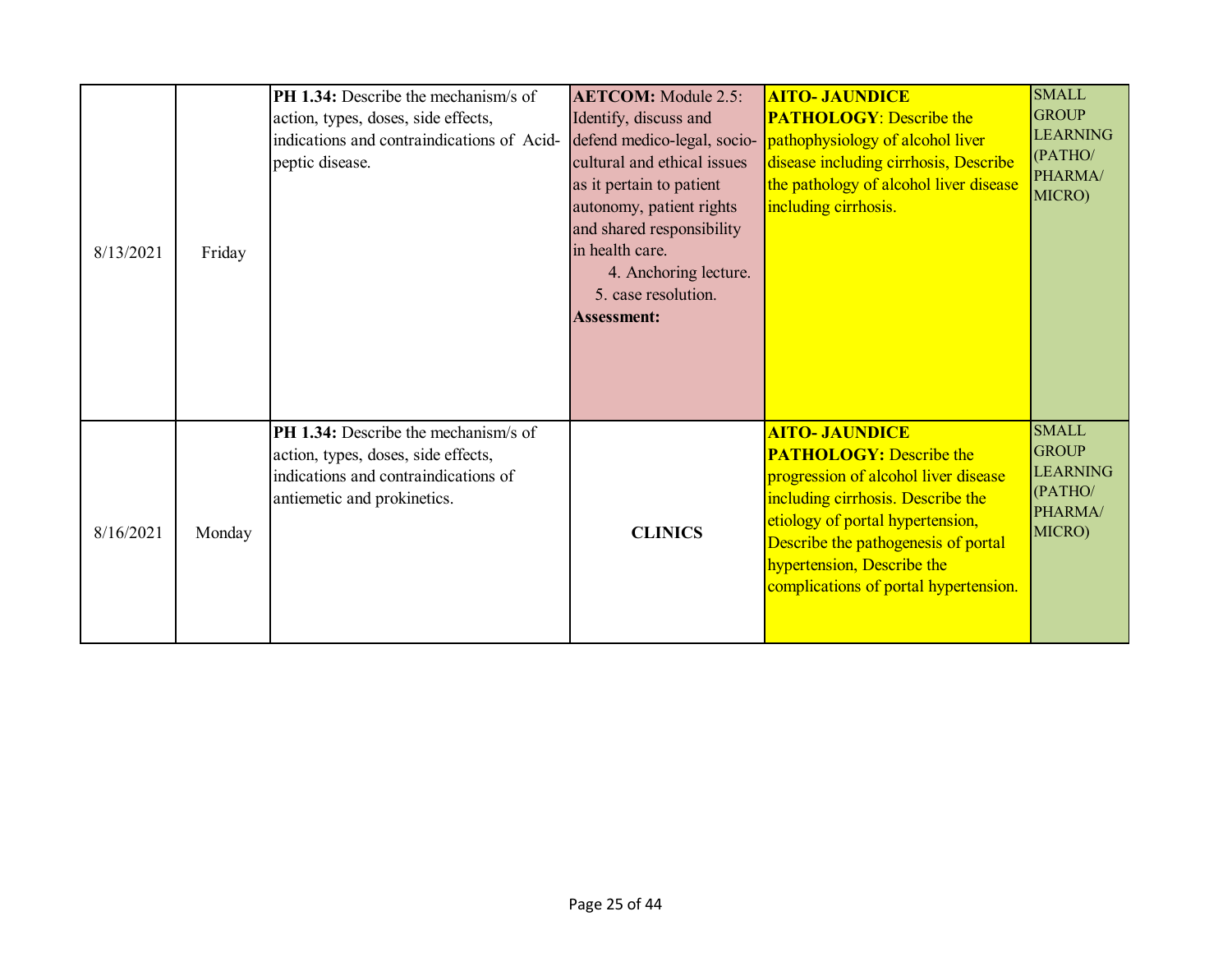| | | | | | |
|---|---|---|---|---|---|
| 8/13/2021 | Friday | **PH 1.34:** Describe the mechanism/s of action, types, doses, side effects, indications and contraindications of Acid-peptic disease. | **AETCOM:** Module 2.5: Identify, discuss and defend medico-legal, socio-cultural and ethical issues as it pertain to patient autonomy, patient rights and shared responsibility in health care. 4. Anchoring lecture. 5. case resolution. **Assessment:** | **AITO- JAUNDICE PATHOLOGY**: Describe the pathophysiology of alcohol liver disease including cirrhosis, Describe the pathology of alcohol liver disease including cirrhosis. | SMALL GROUP LEARNING (PATHO/ PHARMA/ MICRO) |
| 8/16/2021 | Monday | **PH 1.34:** Describe the mechanism/s of action, types, doses, side effects, indications and contraindications of antiemetic and prokinetics. | **CLINICS** | **AITO- JAUNDICE PATHOLOGY:** Describe the progression of alcohol liver disease including cirrhosis. Describe the etiology of portal hypertension, Describe the pathogenesis of portal hypertension, Describe the complications of portal hypertension. | SMALL GROUP LEARNING (PATHO/ PHARMA/ MICRO) |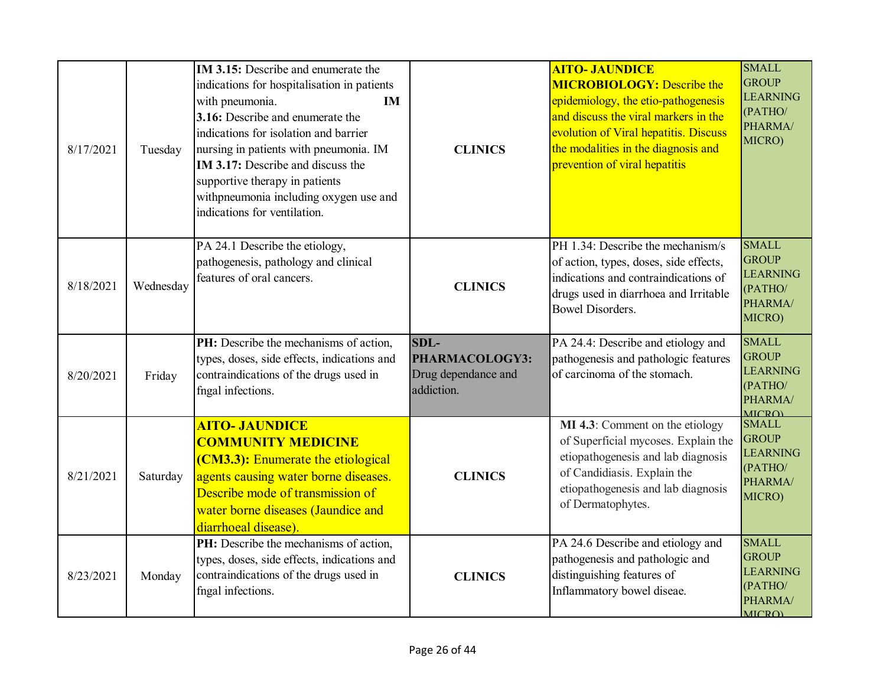| | | | | | |
|---|---|---|---|---|---|
| 8/17/2021 | Tuesday | **IM 3.15:** Describe and enumerate the indications for hospitalisation in patients with pneumonia. **IM 3.16:** Describe and enumerate the indications for isolation and barrier nursing in patients with pneumonia. IM **IM 3.17:** Describe and discuss the supportive therapy in patients withpneumonia including oxygen use and indications for ventilation. | **CLINICS** | **AITO- JAUNDICE MICROBIOLOGY:** Describe the epidemiology, the etio-pathogenesis and discuss the viral markers in the evolution of Viral hepatitis. Discuss the modalities in the diagnosis and prevention of viral hepatitis | SMALL GROUP LEARNING (PATHO/ PHARMA/ MICRO) |
| 8/18/2021 | Wednesday | PA 24.1 Describe the etiology, pathogenesis, pathology and clinical features of oral cancers. | **CLINICS** | PH 1.34: Describe the mechanism/s of action, types, doses, side effects, indications and contraindications of drugs used in diarrhoea and Irritable Bowel Disorders. | SMALL GROUP LEARNING (PATHO/ PHARMA/ MICRO) |
| 8/20/2021 | Friday | **PH:** Describe the mechanisms of action, types, doses, side effects, indications and contraindications of the drugs used in fngal infections. | **SDL- PHARMACOLOGY3:** Drug dependance and addiction. | PA 24.4: Describe and etiology and pathogenesis and pathologic features of carcinoma of the stomach. | SMALL GROUP LEARNING (PATHO/ PHARMA/ MICRO) |
| 8/21/2021 | Saturday | **AITO- JAUNDICE COMMUNITY MEDICINE (CM3.3):** Enumerate the etiological agents causing water borne diseases. Describe mode of transmission of water borne diseases (Jaundice and diarrhoeal disease). | **CLINICS** | **MI 4.3**: Comment on the etiology of Superficial mycoses. Explain the etiopathogenesis and lab diagnosis of Candidiasis. Explain the etiopathogenesis and lab diagnosis of Dermatophytes. | SMALL GROUP LEARNING (PATHO/ PHARMA/ MICRO) |
| 8/23/2021 | Monday | **PH:** Describe the mechanisms of action, types, doses, side effects, indications and contraindications of the drugs used in fngal infections. | **CLINICS** | PA 24.6 Describe and etiology and pathogenesis and pathologic and distinguishing features of Inflammatory bowel diseae. | SMALL GROUP LEARNING (PATHO/ PHARMA/ MICRO) |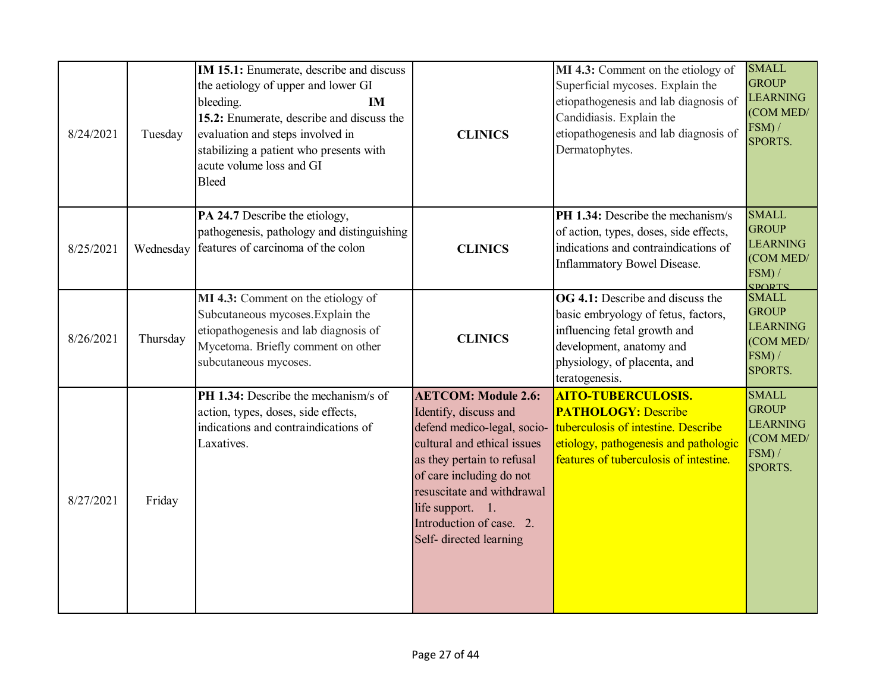| | | | | | |
|---|---|---|---|---|---|
| 8/24/2021 | Tuesday | **IM 15.1:** Enumerate, describe and discuss the aetiology of upper and lower GI bleeding. **IM 15.2:** Enumerate, describe and discuss the evaluation and steps involved in stabilizing a patient who presents with acute volume loss and GI Bleed | **CLINICS** | **MI 4.3:** Comment on the etiology of Superficial mycoses. Explain the etiopathogenesis and lab diagnosis of Candidiasis. Explain the etiopathogenesis and lab diagnosis of Dermatophytes. | SMALL GROUP LEARNING (COM MED/ FSM) / SPORTS. |
| 8/25/2021 | Wednesday | **PA 24.7** Describe the etiology, pathogenesis, pathology and distinguishing features of carcinoma of the colon | **CLINICS** | **PH 1.34:** Describe the mechanism/s of action, types, doses, side effects, indications and contraindications of Inflammatory Bowel Disease. | SMALL GROUP LEARNING (COM MED/ FSM) / SPORTS. |
| 8/26/2021 | Thursday | **MI 4.3:** Comment on the etiology of Subcutaneous mycoses.Explain the etiopathogenesis and lab diagnosis of Mycetoma. Briefly comment on other subcutaneous mycoses. | **CLINICS** | **OG 4.1:** Describe and discuss the basic embryology of fetus, factors, influencing fetal growth and development, anatomy and physiology, of placenta, and teratogenesis. | SMALL GROUP LEARNING (COM MED/ FSM) / SPORTS. |
| 8/27/2021 | Friday | **PH 1.34:** Describe the mechanism/s of action, types, doses, side effects, indications and contraindications of Laxatives. | **AETCOM: Module 2.6:** Identify, discuss and defend medico-legal, socio-cultural and ethical issues as they pertain to refusal of care including do not resuscitate and withdrawal life support. 1. Introduction of case. 2. Self- directed learning | **AITO-TUBERCULOSIS. PATHOLOGY:** Describe tuberculosis of intestine. Describe etiology, pathogenesis and pathologic features of tuberculosis of intestine. | SMALL GROUP LEARNING (COM MED/ FSM) / SPORTS. |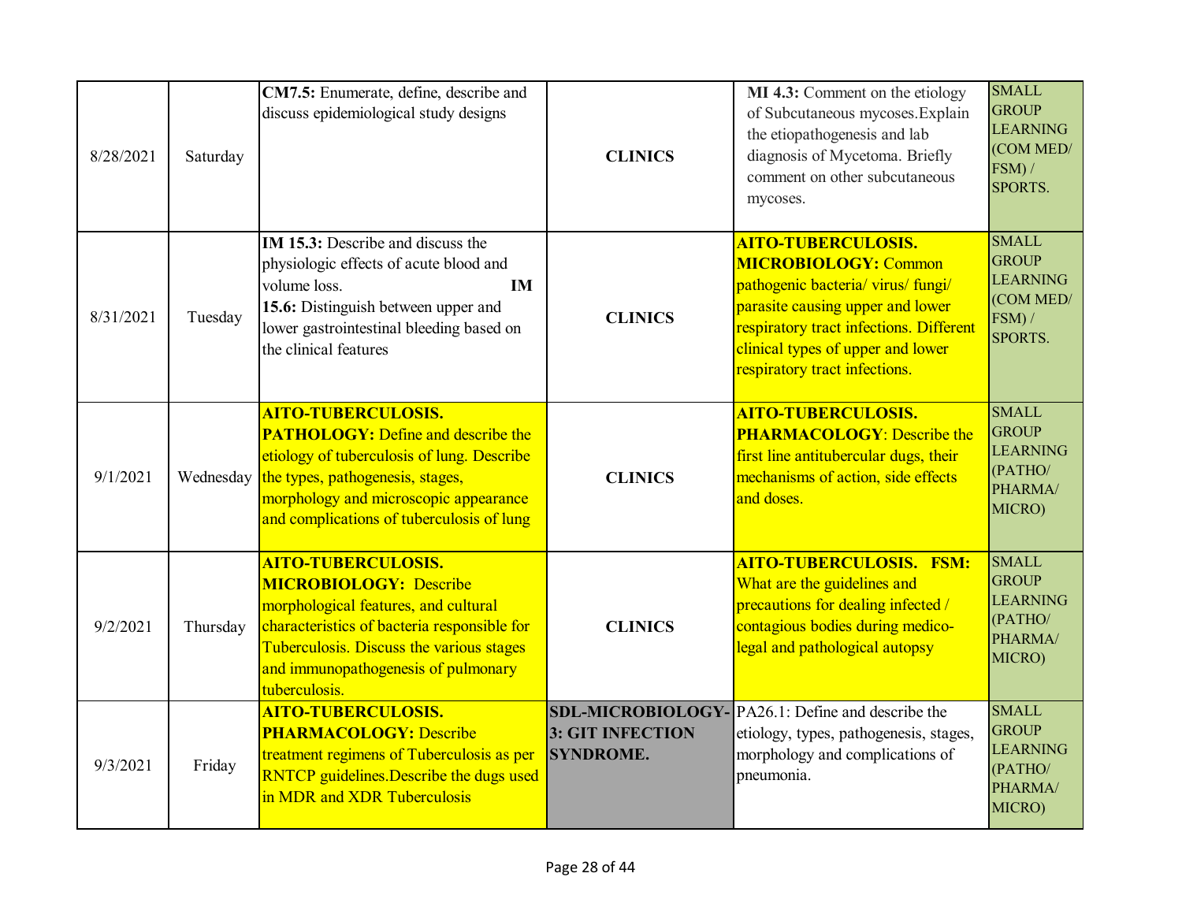| | | | | | |
|---|---|---|---|---|---|
| 8/28/2021 | Saturday | **CM7.5:** Enumerate, define, describe and discuss epidemiological study designs | **CLINICS** | **MI 4.3:** Comment on the etiology of Subcutaneous mycoses.Explain the etiopathogenesis and lab diagnosis of Mycetoma. Briefly comment on other subcutaneous mycoses. | SMALL GROUP LEARNING (COM MED/ FSM) / SPORTS. |
| 8/31/2021 | Tuesday | **IM 15.3:** Describe and discuss the physiologic effects of acute blood and volume loss. **IM 15.6:** Distinguish between upper and lower gastrointestinal bleeding based on the clinical features | **CLINICS** | **AITO-TUBERCULOSIS. MICROBIOLOGY:** Common pathogenic bacteria/ virus/ fungi/ parasite causing upper and lower respiratory tract infections. Different clinical types of upper and lower respiratory tract infections. | SMALL GROUP LEARNING (COM MED/ FSM) / SPORTS. |
| 9/1/2021 | Wednesday | **AITO-TUBERCULOSIS. PATHOLOGY:** Define and describe the etiology of tuberculosis of lung. Describe the types, pathogenesis, stages, morphology and microscopic appearance and complications of tuberculosis of lung | **CLINICS** | **AITO-TUBERCULOSIS. PHARMACOLOGY**: Describe the first line antitubercular dugs, their mechanisms of action, side effects and doses. | SMALL GROUP LEARNING (PATHO/ PHARMA/ MICRO) |
| 9/2/2021 | Thursday | **AITO-TUBERCULOSIS. MICROBIOLOGY:** Describe morphological features, and cultural characteristics of bacteria responsible for Tuberculosis. Discuss the various stages and immunopathogenesis of pulmonary tuberculosis. | **CLINICS** | **AITO-TUBERCULOSIS. FSM:** What are the guidelines and precautions for dealing infected / contagious bodies during medico-legal and pathological autopsy | SMALL GROUP LEARNING (PATHO/ PHARMA/ MICRO) |
| 9/3/2021 | Friday | **AITO-TUBERCULOSIS. PHARMACOLOGY:** Describe treatment regimens of Tuberculosis as per RNTCP guidelines.Describe the dugs used in MDR and XDR Tuberculosis | **SDL-MICROBIOLOGY-3: GIT INFECTION SYNDROME.** | PA26.1: Define and describe the etiology, types, pathogenesis, stages, morphology and complications of pneumonia. | SMALL GROUP LEARNING (PATHO/ PHARMA/ MICRO) |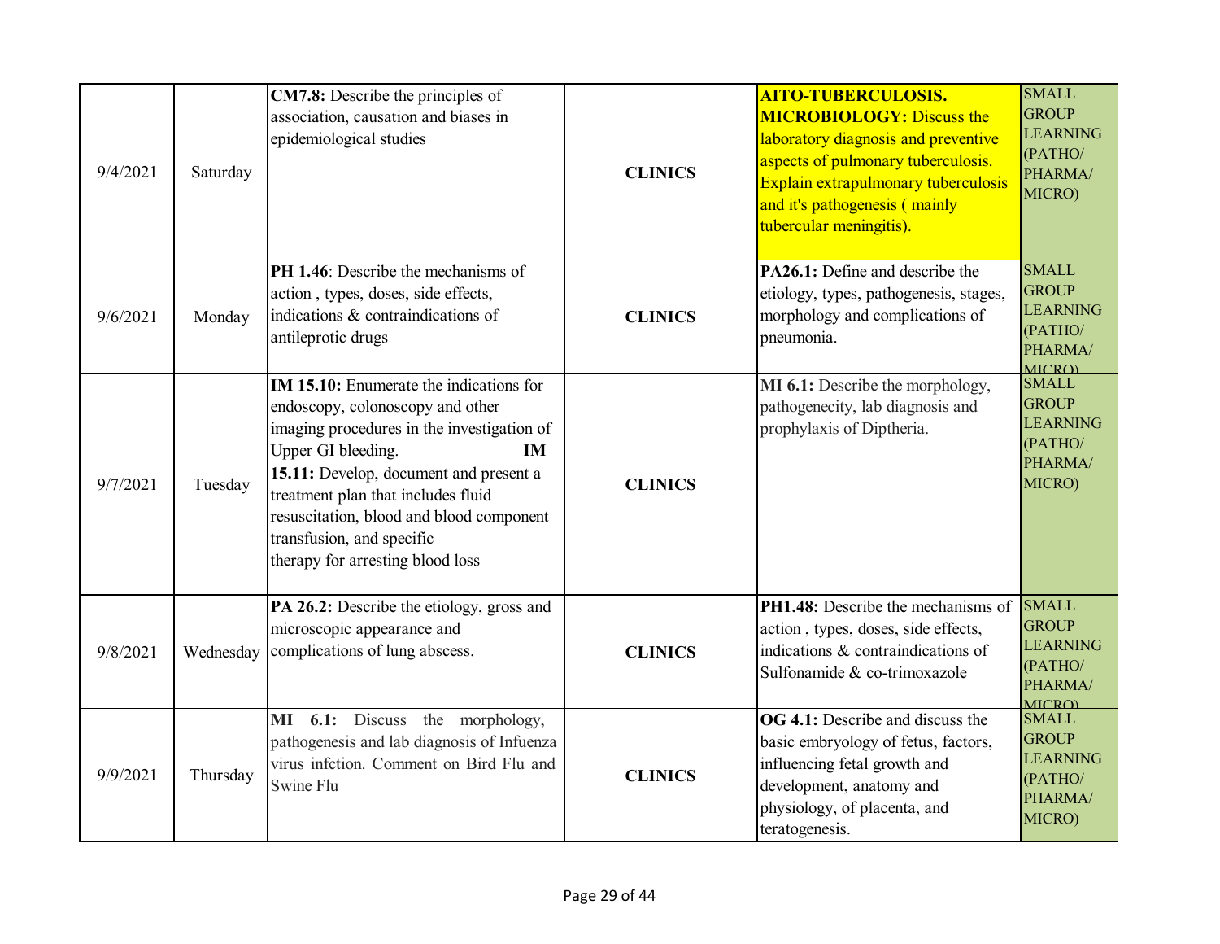| | | | | | |
|---|---|---|---|---|---|
| 9/4/2021 | Saturday | **CM7.8:** Describe the principles of association, causation and biases in epidemiological studies | **CLINICS** | **AITO-TUBERCULOSIS. MICROBIOLOGY:** Discuss the laboratory diagnosis and preventive aspects of pulmonary tuberculosis. Explain extrapulmonary tuberculosis and it's pathogenesis ( mainly tubercular meningitis). | SMALL GROUP LEARNING (PATHO/ PHARMA/ MICRO) |
| 9/6/2021 | Monday | **PH 1.46**: Describe the mechanisms of action , types, doses, side effects, indications & contraindications of antileprotic drugs | **CLINICS** | **PA26.1:** Define and describe the etiology, types, pathogenesis, stages, morphology and complications of pneumonia. | SMALL GROUP LEARNING (PATHO/ PHARMA/ MICRO) |
| 9/7/2021 | Tuesday | **IM 15.10:** Enumerate the indications for endoscopy, colonoscopy and other imaging procedures in the investigation of Upper GI bleeding. **IM 15.11:** Develop, document and present a treatment plan that includes fluid resuscitation, blood and blood component transfusion, and specific therapy for arresting blood loss | **CLINICS** | **MI 6.1:** Describe the morphology, pathogenecity, lab diagnosis and prophylaxis of Diptheria. | SMALL GROUP LEARNING (PATHO/ PHARMA/ MICRO) |
| 9/8/2021 | Wednesday | **PA 26.2:** Describe the etiology, gross and microscopic appearance and complications of lung abscess. | **CLINICS** | **PH1.48:** Describe the mechanisms of action , types, doses, side effects, indications & contraindications of Sulfonamide & co-trimoxazole | SMALL GROUP LEARNING (PATHO/ PHARMA/ MICRO) |
| 9/9/2021 | Thursday | **MI 6.1:** Discuss the morphology, pathogenesis and lab diagnosis of Infuenza virus infction. Comment on Bird Flu and Swine Flu | **CLINICS** | **OG 4.1:** Describe and discuss the basic embryology of fetus, factors, influencing fetal growth and development, anatomy and physiology, of placenta, and teratogenesis. | SMALL GROUP LEARNING (PATHO/ PHARMA/ MICRO) |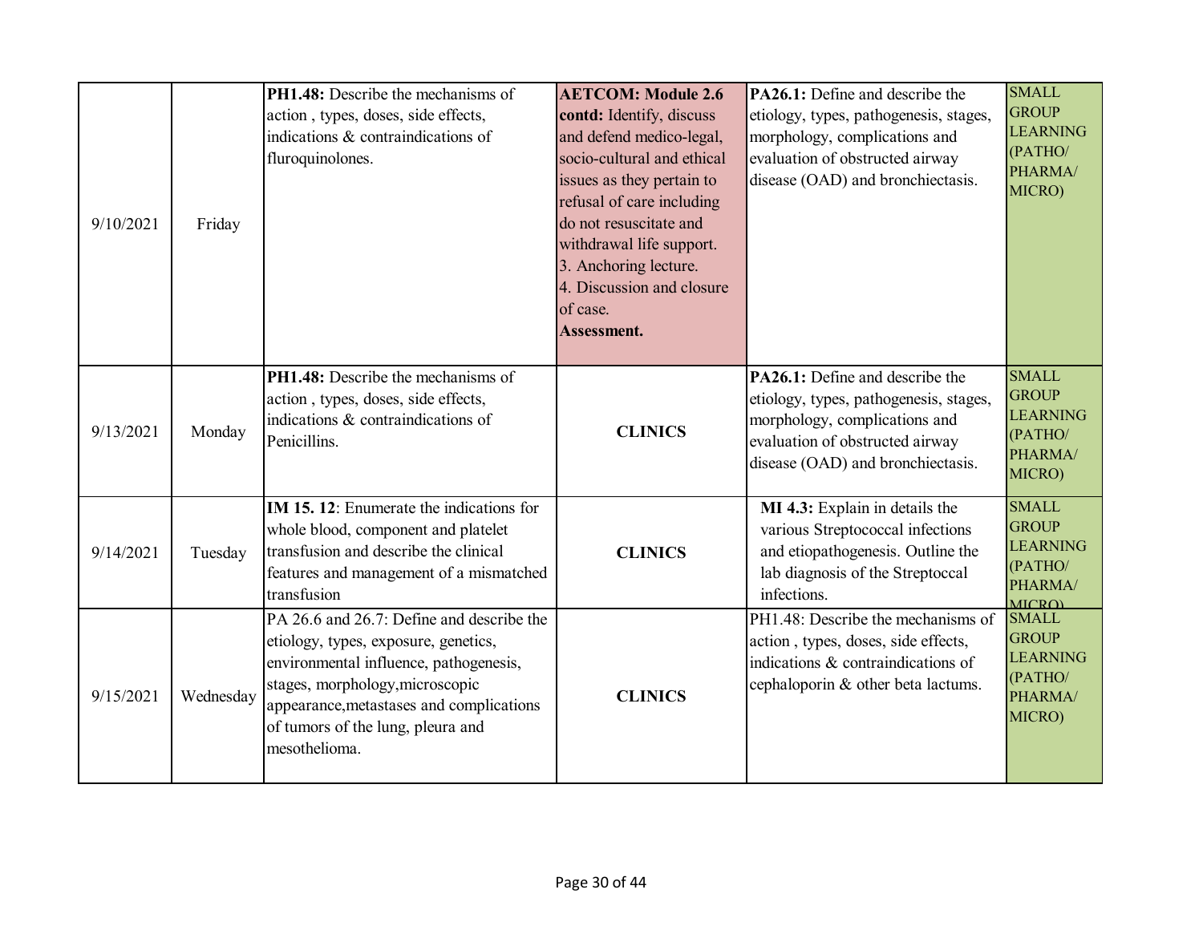| | | | | | |
|---|---|---|---|---|---|
| 9/10/2021 | Friday | **PH1.48:** Describe the mechanisms of action , types, doses, side effects, indications & contraindications of fluroquinolones. | **AETCOM: Module 2.6 contd:** Identify, discuss and defend medico-legal, socio-cultural and ethical issues as they pertain to refusal of care including do not resuscitate and withdrawal life support.<br>3. Anchoring lecture.<br>4. Discussion and closure of case.<br>**Assessment.** | **PA26.1:** Define and describe the etiology, types, pathogenesis, stages, morphology, complications and evaluation of obstructed airway disease (OAD) and bronchiectasis. | SMALL GROUP LEARNING (PATHO/ PHARMA/ MICRO) |
| 9/13/2021 | Monday | **PH1.48:** Describe the mechanisms of action , types, doses, side effects, indications & contraindications of Penicillins. | **CLINICS** | **PA26.1:** Define and describe the etiology, types, pathogenesis, stages, morphology, complications and evaluation of obstructed airway disease (OAD) and bronchiectasis. | SMALL GROUP LEARNING (PATHO/ PHARMA/ MICRO) |
| 9/14/2021 | Tuesday | **IM 15. 12**: Enumerate the indications for whole blood, component and platelet transfusion and describe the clinical features and management of a mismatched transfusion | **CLINICS** | **MI 4.3:** Explain in details the various Streptococcal infections and etiopathogenesis. Outline the lab diagnosis of the Streptoccal infections. | SMALL GROUP LEARNING (PATHO/ PHARMA/ MICRO) |
| 9/15/2021 | Wednesday | PA 26.6 and 26.7: Define and describe the etiology, types, exposure, genetics, environmental influence, pathogenesis, stages, morphology,microscopic appearance,metastases and complications of tumors of the lung, pleura and mesothelioma. | **CLINICS** | PH1.48: Describe the mechanisms of action , types, doses, side effects, indications & contraindications of cephaloporin & other beta lactums. | SMALL GROUP LEARNING (PATHO/ PHARMA/ MICRO) |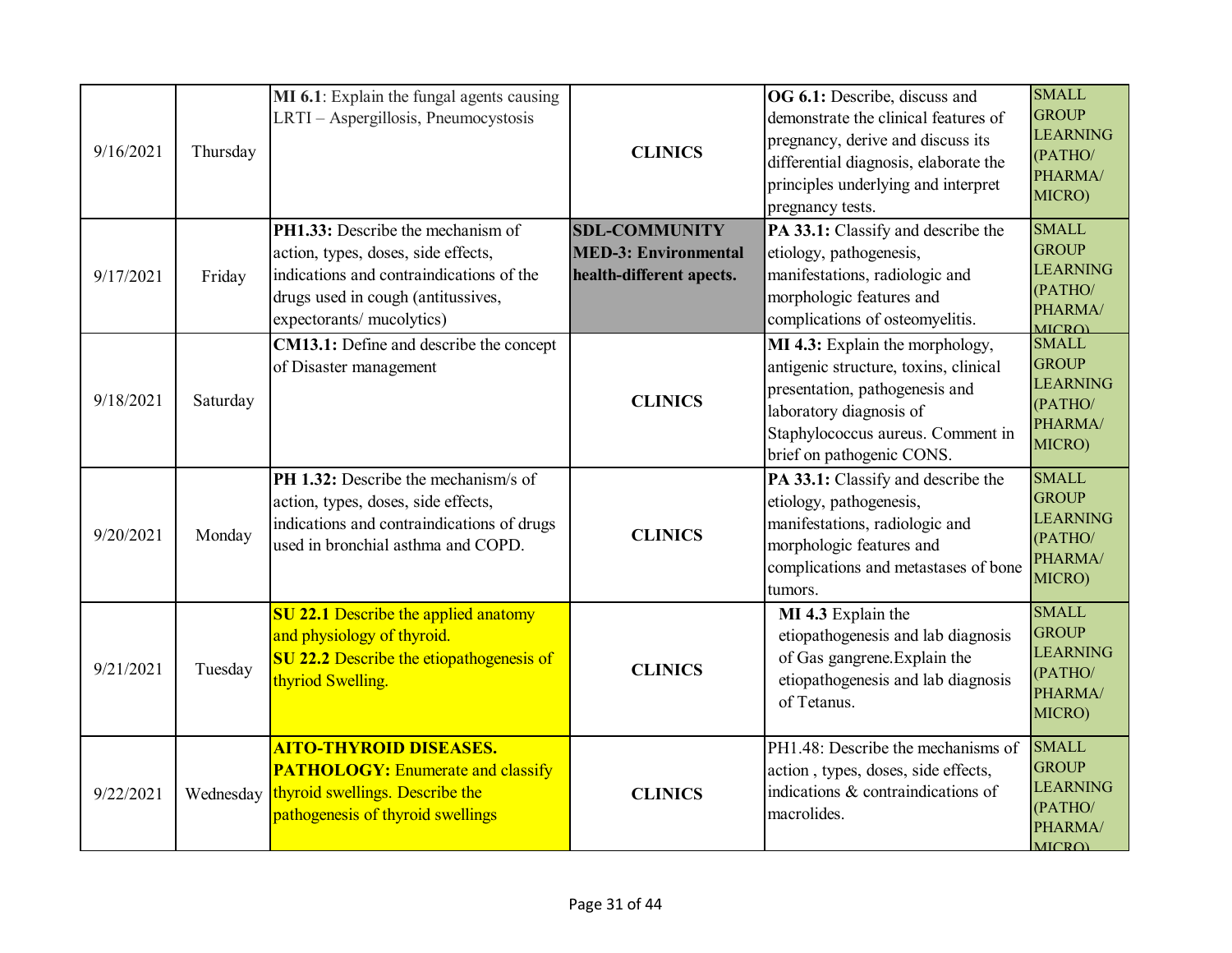| | | | | | |
|---|---|---|---|---|---|
| 9/16/2021 | Thursday | **MI 6.1**: Explain the fungal agents causing LRTI – Aspergillosis, Pneumocystosis | **CLINICS** | **OG 6.1:** Describe, discuss and demonstrate the clinical features of pregnancy, derive and discuss its differential diagnosis, elaborate the principles underlying and interpret pregnancy tests. | SMALL GROUP LEARNING (PATHO/ PHARMA/ MICRO) |
| 9/17/2021 | Friday | **PH1.33:** Describe the mechanism of action, types, doses, side effects, indications and contraindications of the drugs used in cough (antitussives, expectorants/ mucolytics) | **SDL-COMMUNITY MED-3: Environmental health-different apects.** | **PA 33.1:** Classify and describe the etiology, pathogenesis, manifestations, radiologic and morphologic features and complications of osteomyelitis. | SMALL GROUP LEARNING (PATHO/ PHARMA/ MICRO) |
| 9/18/2021 | Saturday | **CM13.1:** Define and describe the concept of Disaster management | **CLINICS** | **MI 4.3:** Explain the morphology, antigenic structure, toxins, clinical presentation, pathogenesis and laboratory diagnosis of Staphylococcus aureus. Comment in brief on pathogenic CONS. | SMALL GROUP LEARNING (PATHO/ PHARMA/ MICRO) |
| 9/20/2021 | Monday | **PH 1.32:** Describe the mechanism/s of action, types, doses, side effects, indications and contraindications of drugs used in bronchial asthma and COPD. | **CLINICS** | **PA 33.1:** Classify and describe the etiology, pathogenesis, manifestations, radiologic and morphologic features and complications and metastases of bone tumors. | SMALL GROUP LEARNING (PATHO/ PHARMA/ MICRO) |
| 9/21/2021 | Tuesday | **SU 22.1** Describe the applied anatomy and physiology of thyroid. **SU 22.2** Describe the etiopathogenesis of thyriod Swelling. | **CLINICS** | **MI 4.3** Explain the etiopathogenesis and lab diagnosis of Gas gangrene.Explain the etiopathogenesis and lab diagnosis of Tetanus. | SMALL GROUP LEARNING (PATHO/ PHARMA/ MICRO) |
| 9/22/2021 | Wednesday | **AITO-THYROID DISEASES. PATHOLOGY:** Enumerate and classify thyroid swellings. Describe the pathogenesis of thyroid swellings | **CLINICS** | PH1.48: Describe the mechanisms of action , types, doses, side effects, indications & contraindications of macrolides. | SMALL GROUP LEARNING (PATHO/ PHARMA/ MICRO) |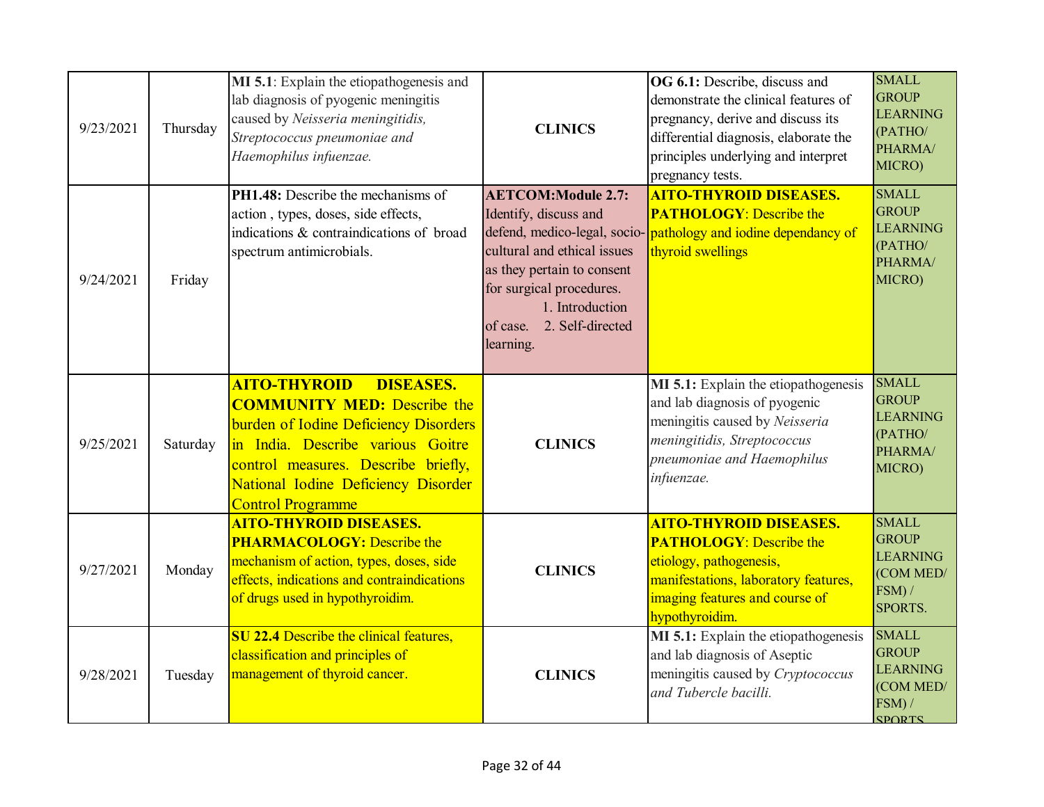| | | | | | |
|---|---|---|---|---|---|
| 9/23/2021 | Thursday | **MI 5.1**: Explain the etiopathogenesis and lab diagnosis of pyogenic meningitis caused by *Neisseria meningitidis, Streptococcus pneumoniae and Haemophilus infuenzae.* | **CLINICS** | **OG 6.1:** Describe, discuss and demonstrate the clinical features of pregnancy, derive and discuss its differential diagnosis, elaborate the principles underlying and interpret pregnancy tests. | SMALL GROUP LEARNING (PATHO/ PHARMA/ MICRO) |
| 9/24/2021 | Friday | **PH1.48:** Describe the mechanisms of action , types, doses, side effects, indications & contraindications of broad spectrum antimicrobials. | **AETCOM:Module 2.7:** Identify, discuss and defend, medico-legal, socio-cultural and ethical issues as they pertain to consent for surgical procedures. 1. Introduction of case. 2. Self-directed learning. | **AITO-THYROID DISEASES. PATHOLOGY**: Describe the pathology and iodine dependancy of thyroid swellings | SMALL GROUP LEARNING (PATHO/ PHARMA/ MICRO) |
| 9/25/2021 | Saturday | **AITO-THYROID DISEASES. COMMUNITY MED:** Describe the burden of Iodine Deficiency Disorders in India. Describe various Goitre control measures. Describe briefly, National Iodine Deficiency Disorder Control Programme | **CLINICS** | **MI 5.1:** Explain the etiopathogenesis and lab diagnosis of pyogenic meningitis caused by *Neisseria meningitidis, Streptococcus pneumoniae and Haemophilus infuenzae.* | SMALL GROUP LEARNING (PATHO/ PHARMA/ MICRO) |
| 9/27/2021 | Monday | **AITO-THYROID DISEASES. PHARMACOLOGY:** Describe the mechanism of action, types, doses, side effects, indications and contraindications of drugs used in hypothyroidim. | **CLINICS** | **AITO-THYROID DISEASES. PATHOLOGY**: Describe the etiology, pathogenesis, manifestations, laboratory features, imaging features and course of hypothyroidism. | SMALL GROUP LEARNING (COM MED/ FSM) / SPORTS. |
| 9/28/2021 | Tuesday | **SU 22.4** Describe the clinical features, classification and principles of management of thyroid cancer. | **CLINICS** | **MI 5.1:** Explain the etiopathogenesis and lab diagnosis of Aseptic meningitis caused by *Cryptococcus and Tubercle bacilli.* | SMALL GROUP LEARNING (COM MED/ FSM) / SPORTS |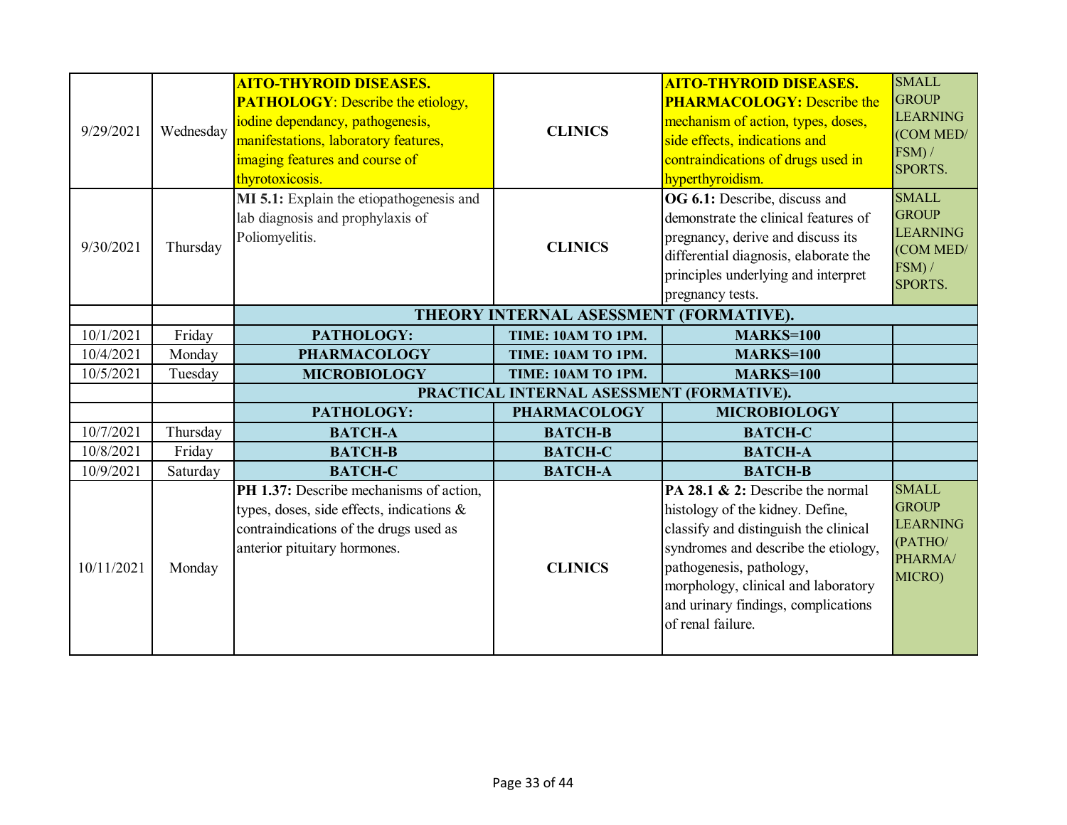| | | | | | |
|---|---|---|---|---|---|
| 9/29/2021 | Wednesday | **AITO-THYROID DISEASES. PATHOLOGY**: Describe the etiology, iodine dependancy, pathogenesis, manifestations, laboratory features, imaging features and course of thyrotoxicosis. | **CLINICS** | **AITO-THYROID DISEASES. PHARMACOLOGY:** Describe the mechanism of action, types, doses, side effects, indications and contraindications of drugs used in hyperthyroidism. | SMALL GROUP LEARNING (COM MED/ FSM) / SPORTS. |
| 9/30/2021 | Thursday | **MI 5.1:** Explain the etiopathogenesis and lab diagnosis and prophylaxis of Poliomyelitis. | **CLINICS** | **OG 6.1:** Describe, discuss and demonstrate the clinical features of pregnancy, derive and discuss its differential diagnosis, elaborate the principles underlying and interpret pregnancy tests. | SMALL GROUP LEARNING (COM MED/ FSM) / SPORTS. |
| | | **THEORY INTERNAL ASESSMENT (FORMATIVE).** | | | |
| 10/1/2021 | Friday | **PATHOLOGY:** | **TIME: 10AM TO 1PM.** | **MARKS=100** | |
| 10/4/2021 | Monday | **PHARMACOLOGY** | **TIME: 10AM TO 1PM.** | **MARKS=100** | |
| 10/5/2021 | Tuesday | **MICROBIOLOGY** | **TIME: 10AM TO 1PM.** | **MARKS=100** | |
| | | **PRACTICAL INTERNAL ASESSMENT (FORMATIVE).** | | | |
| | | **PATHOLOGY:** | **PHARMACOLOGY** | **MICROBIOLOGY** | |
| 10/7/2021 | Thursday | **BATCH-A** | **BATCH-B** | **BATCH-C** | |
| 10/8/2021 | Friday | **BATCH-B** | **BATCH-C** | **BATCH-A** | |
| 10/9/2021 | Saturday | **BATCH-C** | **BATCH-A** | **BATCH-B** | |
| 10/11/2021 | Monday | **PH 1.37:** Describe mechanisms of action, types, doses, side effects, indications & contraindications of the drugs used as anterior pituitary hormones. | **CLINICS** | **PA 28.1 & 2:** Describe the normal histology of the kidney. Define, classify and distinguish the clinical syndromes and describe the etiology, pathogenesis, pathology, morphology, clinical and laboratory and urinary findings, complications of renal failure. | SMALL GROUP LEARNING (PATHO/ PHARMA/ MICRO) |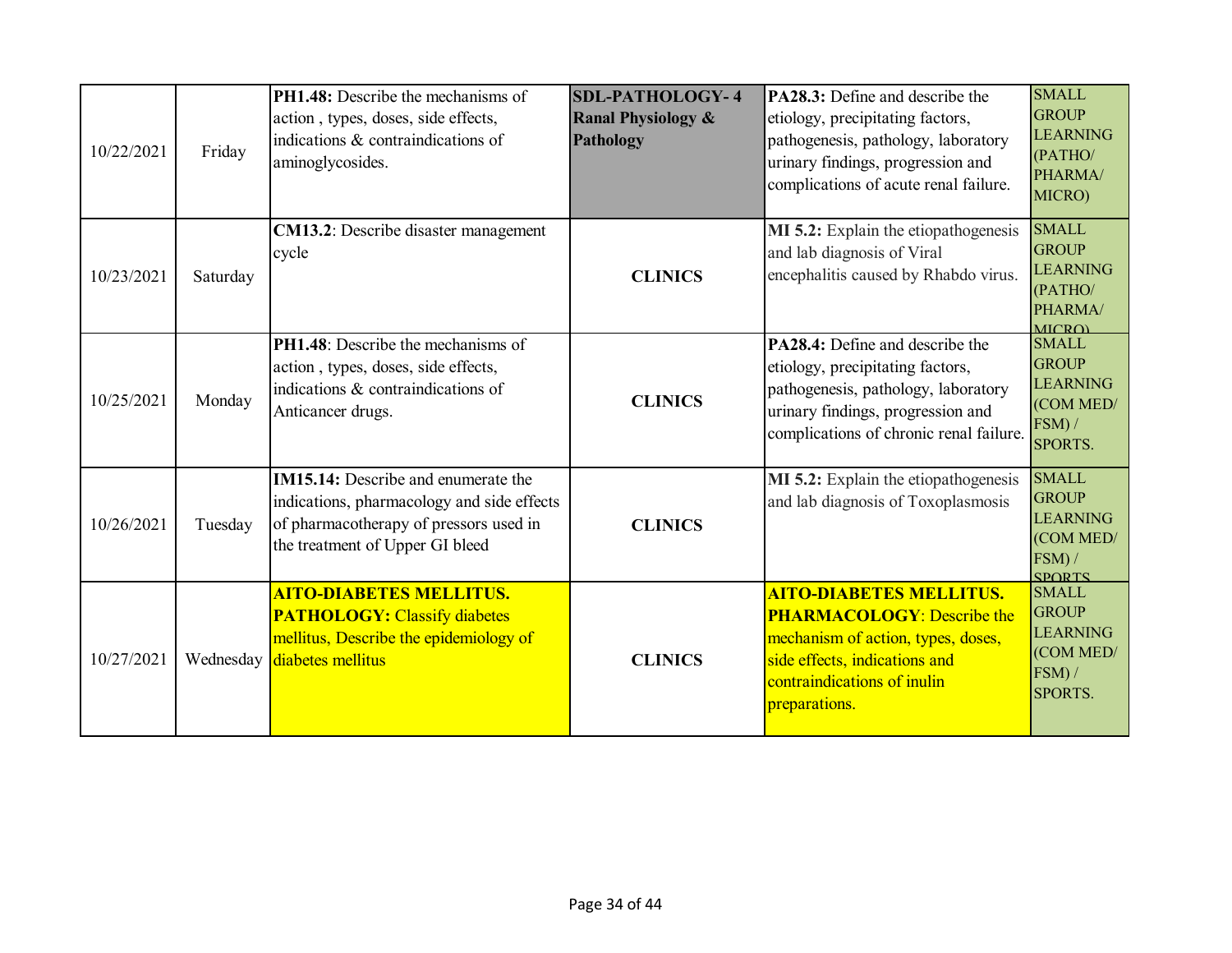| | | | | | |
|---|---|---|---|---|---|
| 10/22/2021 | Friday | **PH1.48:** Describe the mechanisms of action , types, doses, side effects, indications & contraindications of aminoglycosides. | **SDL-PATHOLOGY- 4 Ranal Physiology & Pathology** | **PA28.3:** Define and describe the etiology, precipitating factors, pathogenesis, pathology, laboratory urinary findings, progression and complications of acute renal failure. | SMALL GROUP LEARNING (PATHO/ PHARMA/ MICRO) |
| 10/23/2021 | Saturday | **CM13.2**: Describe disaster management cycle | **CLINICS** | **MI 5.2:** Explain the etiopathogenesis and lab diagnosis of Viral encephalitis caused by Rhabdo virus. | SMALL GROUP LEARNING (PATHO/ PHARMA/ MICRO) |
| 10/25/2021 | Monday | **PH1.48**: Describe the mechanisms of action , types, doses, side effects, indications & contraindications of Anticancer drugs. | **CLINICS** | **PA28.4:** Define and describe the etiology, precipitating factors, pathogenesis, pathology, laboratory urinary findings, progression and complications of chronic renal failure. | SMALL GROUP LEARNING (COM MED/ FSM) / SPORTS. |
| 10/26/2021 | Tuesday | **IM15.14:** Describe and enumerate the indications, pharmacology and side effects of pharmacotherapy of pressors used in the treatment of Upper GI bleed | **CLINICS** | **MI 5.2:** Explain the etiopathogenesis and lab diagnosis of Toxoplasmosis | SMALL GROUP LEARNING (COM MED/ FSM) / SPORTS |
| 10/27/2021 | Wednesday | **AITO-DIABETES MELLITUS. PATHOLOGY:** Classify diabetes mellitus, Describe the epidemiology of diabetes mellitus | **CLINICS** | **AITO-DIABETES MELLITUS. PHARMACOLOGY**: Describe the mechanism of action, types, doses, side effects, indications and contraindications of inulin preparations. | SMALL GROUP LEARNING (COM MED/ FSM) / SPORTS. |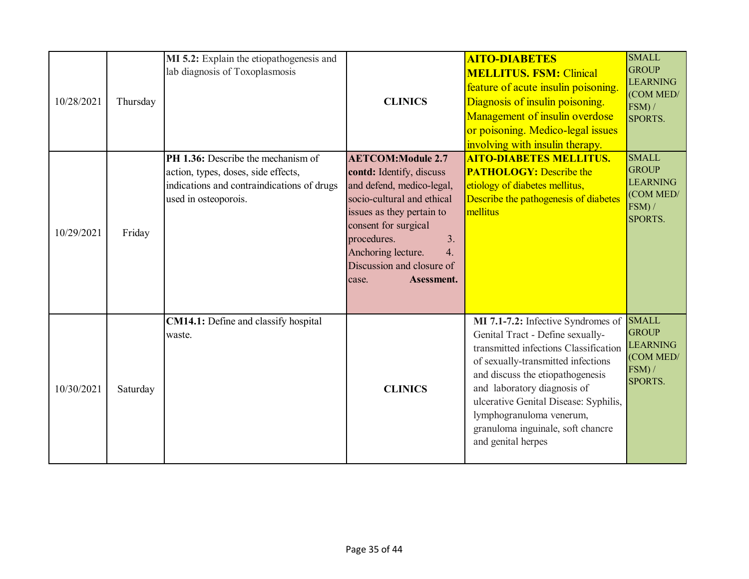| | | | | | |
|---|---|---|---|---|---|
| 10/28/2021 | Thursday | **MI 5.2:** Explain the etiopathogenesis and lab diagnosis of Toxoplasmosis | **CLINICS** | **AITO-DIABETES MELLITUS. FSM:** Clinical feature of acute insulin poisoning. Diagnosis of insulin poisoning. Management of insulin overdose or poisoning. Medico-legal issues involving with insulin therapy. | SMALL GROUP LEARNING (COM MED/ FSM) / SPORTS. |
| 10/29/2021 | Friday | **PH 1.36:** Describe the mechanism of action, types, doses, side effects, indications and contraindications of drugs used in osteoporois. | **AETCOM:Module 2.7 contd:** Identify, discuss and defend, medico-legal, socio-cultural and ethical issues as they pertain to consent for surgical procedures. 3. Anchoring lecture. 4. Discussion and closure of case. **Asessment.** | **AITO-DIABETES MELLITUS. PATHOLOGY:** Describe the etiology of diabetes mellitus, Describe the pathogenesis of diabetes mellitus | SMALL GROUP LEARNING (COM MED/ FSM) / SPORTS. |
| 10/30/2021 | Saturday | **CM14.1:** Define and classify hospital waste. | **CLINICS** | **MI 7.1-7.2:** Infective Syndromes of Genital Tract - Define sexually-transmitted infections Classification of sexually-transmitted infections and discuss the etiopathogenesis and laboratory diagnosis of ulcerative Genital Disease: Syphilis, lymphogranuloma venerum, granuloma inguinale, soft chancre and genital herpes | SMALL GROUP LEARNING (COM MED/ FSM) / SPORTS. |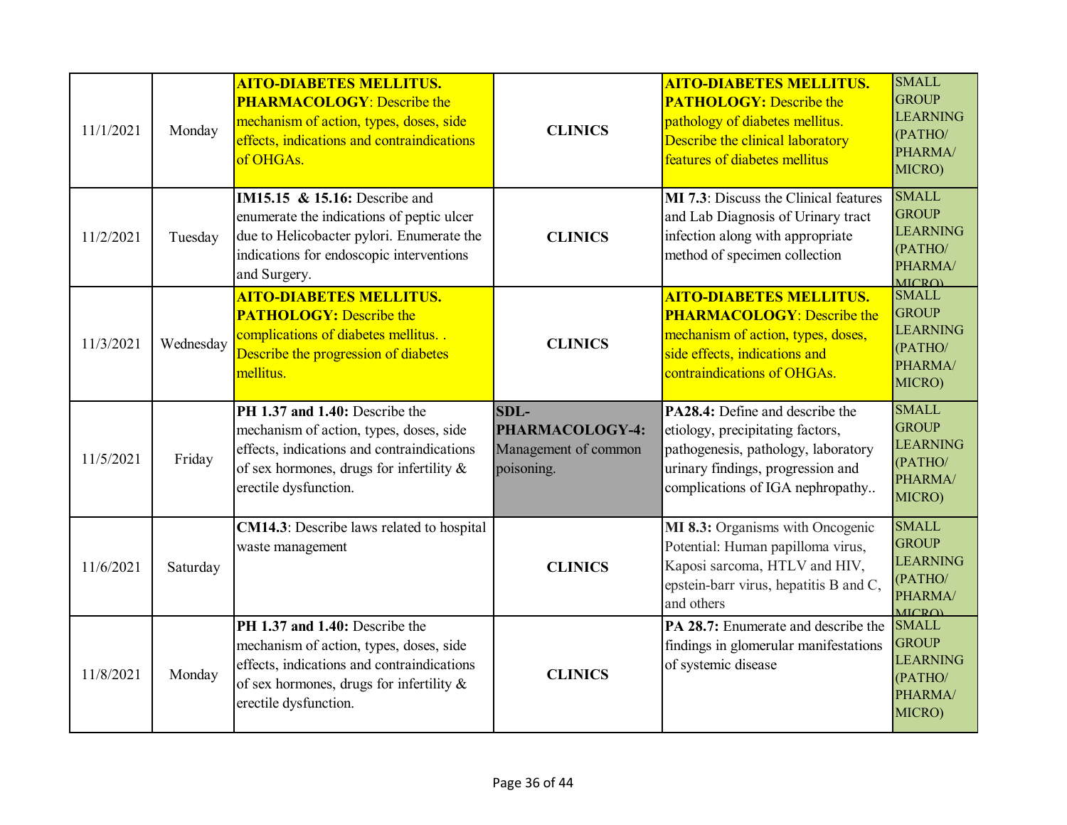| | | | | | |
|---|---|---|---|---|---|
| 11/1/2021 | Monday | **AITO-DIABETES MELLITUS. PHARMACOLOGY**: Describe the mechanism of action, types, doses, side effects, indications and contraindications of OHGAs. | **CLINICS** | **AITO-DIABETES MELLITUS. PATHOLOGY:** Describe the pathology of diabetes mellitus. Describe the clinical laboratory features of diabetes mellitus | SMALL GROUP LEARNING (PATHO/ PHARMA/ MICRO) |
| 11/2/2021 | Tuesday | **IM15.15 & 15.16:** Describe and enumerate the indications of peptic ulcer due to Helicobacter pylori. Enumerate the indications for endoscopic interventions and Surgery. | **CLINICS** | **MI 7.3**: Discuss the Clinical features and Lab Diagnosis of Urinary tract infection along with appropriate method of specimen collection | SMALL GROUP LEARNING (PATHO/ PHARMA/ MICRO) |
| 11/3/2021 | Wednesday | **AITO-DIABETES MELLITUS. PATHOLOGY:** Describe the complications of diabetes mellitus. . Describe the progression of diabetes mellitus. | **CLINICS** | **AITO-DIABETES MELLITUS. PHARMACOLOGY**: Describe the mechanism of action, types, doses, side effects, indications and contraindications of OHGAs. | SMALL GROUP LEARNING (PATHO/ PHARMA/ MICRO) |
| 11/5/2021 | Friday | **PH 1.37 and 1.40:** Describe the mechanism of action, types, doses, side effects, indications and contraindications of sex hormones, drugs for infertility & erectile dysfunction. | **SDL-PHARMACOLOGY-4:** Management of common poisoning. | **PA28.4:** Define and describe the etiology, precipitating factors, pathogenesis, pathology, laboratory urinary findings, progression and complications of IGA nephropathy.. | SMALL GROUP LEARNING (PATHO/ PHARMA/ MICRO) |
| 11/6/2021 | Saturday | **CM14.3**: Describe laws related to hospital waste management | **CLINICS** | **MI 8.3:** Organisms with Oncogenic Potential: Human papilloma virus, Kaposi sarcoma, HTLV and HIV, epstein-barr virus, hepatitis B and C, and others | SMALL GROUP LEARNING (PATHO/ PHARMA/ MICRO) |
| 11/8/2021 | Monday | **PH 1.37 and 1.40:** Describe the mechanism of action, types, doses, side effects, indications and contraindications of sex hormones, drugs for infertility & erectile dysfunction. | **CLINICS** | **PA 28.7:** Enumerate and describe the findings in glomerular manifestations of systemic disease | SMALL GROUP LEARNING (PATHO/ PHARMA/ MICRO) |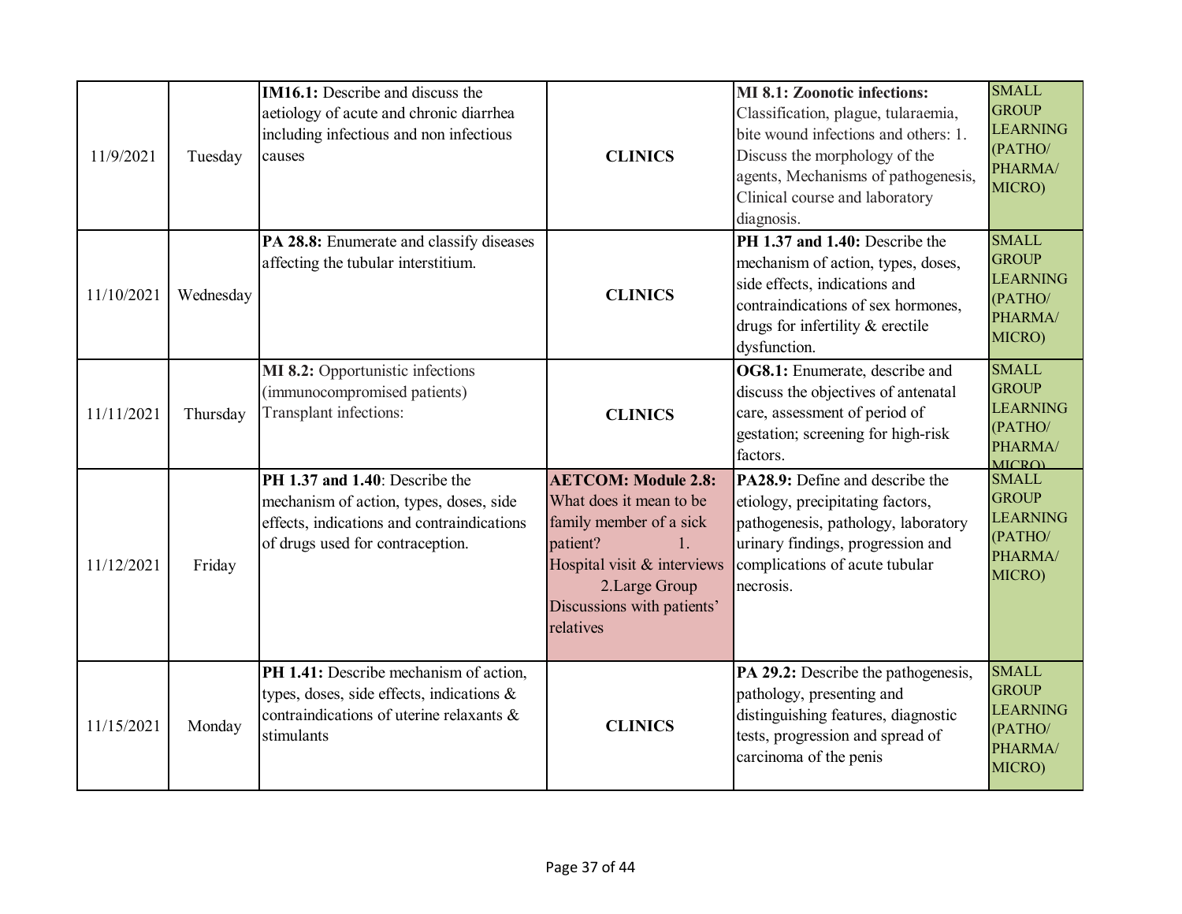| | | | | | |
|---|---|---|---|---|---|
| 11/9/2021 | Tuesday | **IM16.1:** Describe and discuss the aetiology of acute and chronic diarrhea including infectious and non infectious causes | **CLINICS** | **MI 8.1: Zoonotic infections:** Classification, plague, tularaemia, bite wound infections and others: 1. Discuss the morphology of the agents, Mechanisms of pathogenesis, Clinical course and laboratory diagnosis. | SMALL GROUP LEARNING (PATHO/ PHARMA/ MICRO) |
| 11/10/2021 | Wednesday | **PA 28.8:** Enumerate and classify diseases affecting the tubular interstitium. | **CLINICS** | **PH 1.37 and 1.40:** Describe the mechanism of action, types, doses, side effects, indications and contraindications of sex hormones, drugs for infertility & erectile dysfunction. | SMALL GROUP LEARNING (PATHO/ PHARMA/ MICRO) |
| 11/11/2021 | Thursday | **MI 8.2:** Opportunistic infections (immunocompromised patients) Transplant infections: | **CLINICS** | **OG8.1:** Enumerate, describe and discuss the objectives of antenatal care, assessment of period of gestation; screening for high-risk factors. | SMALL GROUP LEARNING (PATHO/ PHARMA/ MICRO) |
| 11/12/2021 | Friday | **PH 1.37 and 1.40**: Describe the mechanism of action, types, doses, side effects, indications and contraindications of drugs used for contraception. | **AETCOM: Module 2.8:** What does it mean to be family member of a sick patient? 1. Hospital visit & interviews 2.Large Group Discussions with patients' relatives | **PA28.9:** Define and describe the etiology, precipitating factors, pathogenesis, pathology, laboratory urinary findings, progression and complications of acute tubular necrosis. | SMALL GROUP LEARNING (PATHO/ PHARMA/ MICRO) |
| 11/15/2021 | Monday | **PH 1.41:** Describe mechanism of action, types, doses, side effects, indications & contraindications of uterine relaxants & stimulants | **CLINICS** | **PA 29.2:** Describe the pathogenesis, pathology, presenting and distinguishing features, diagnostic tests, progression and spread of carcinoma of the penis | SMALL GROUP LEARNING (PATHO/ PHARMA/ MICRO) |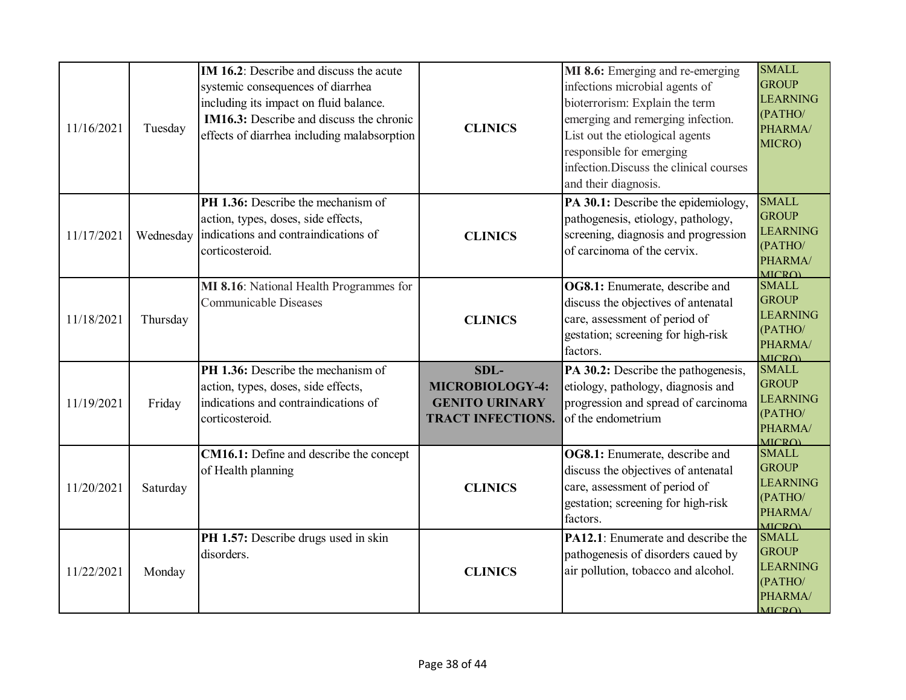| | | | | | |
|---|---|---|---|---|---|
| 11/16/2021 | Tuesday | **IM 16.2**: Describe and discuss the acute systemic consequences of diarrhea including its impact on fluid balance. **IM16.3:** Describe and discuss the chronic effects of diarrhea including malabsorption | **CLINICS** | **MI 8.6:** Emerging and re-emerging infections microbial agents of bioterrorism: Explain the term emerging and remerging infection. List out the etiological agents responsible for emerging infection.Discuss the clinical courses and their diagnosis. | SMALL GROUP LEARNING (PATHO/ PHARMA/ MICRO) |
| 11/17/2021 | Wednesday | **PH 1.36:** Describe the mechanism of action, types, doses, side effects, indications and contraindications of corticosteroid. | **CLINICS** | **PA 30.1:** Describe the epidemiology, pathogenesis, etiology, pathology, screening, diagnosis and progression of carcinoma of the cervix. | SMALL GROUP LEARNING (PATHO/ PHARMA/ MICRO) |
| 11/18/2021 | Thursday | **MI 8.16**: National Health Programmes for Communicable Diseases | **CLINICS** | **OG8.1:** Enumerate, describe and discuss the objectives of antenatal care, assessment of period of gestation; screening for high-risk factors. | SMALL GROUP LEARNING (PATHO/ PHARMA/ MICRO) |
| 11/19/2021 | Friday | **PH 1.36:** Describe the mechanism of action, types, doses, side effects, indications and contraindications of corticosteroid. | **SDL-MICROBIOLOGY-4: GENITO URINARY TRACT INFECTIONS.** | **PA 30.2:** Describe the pathogenesis, etiology, pathology, diagnosis and progression and spread of carcinoma of the endometrium | SMALL GROUP LEARNING (PATHO/ PHARMA/ MICRO) |
| 11/20/2021 | Saturday | **CM16.1:** Define and describe the concept of Health planning | **CLINICS** | **OG8.1:** Enumerate, describe and discuss the objectives of antenatal care, assessment of period of gestation; screening for high-risk factors. | SMALL GROUP LEARNING (PATHO/ PHARMA/ MICRO) |
| 11/22/2021 | Monday | **PH 1.57:** Describe drugs used in skin disorders. | **CLINICS** | **PA12.1**: Enumerate and describe the pathogenesis of disorders caued by air pollution, tobacco and alcohol. | SMALL GROUP LEARNING (PATHO/ PHARMA/ MICRO) |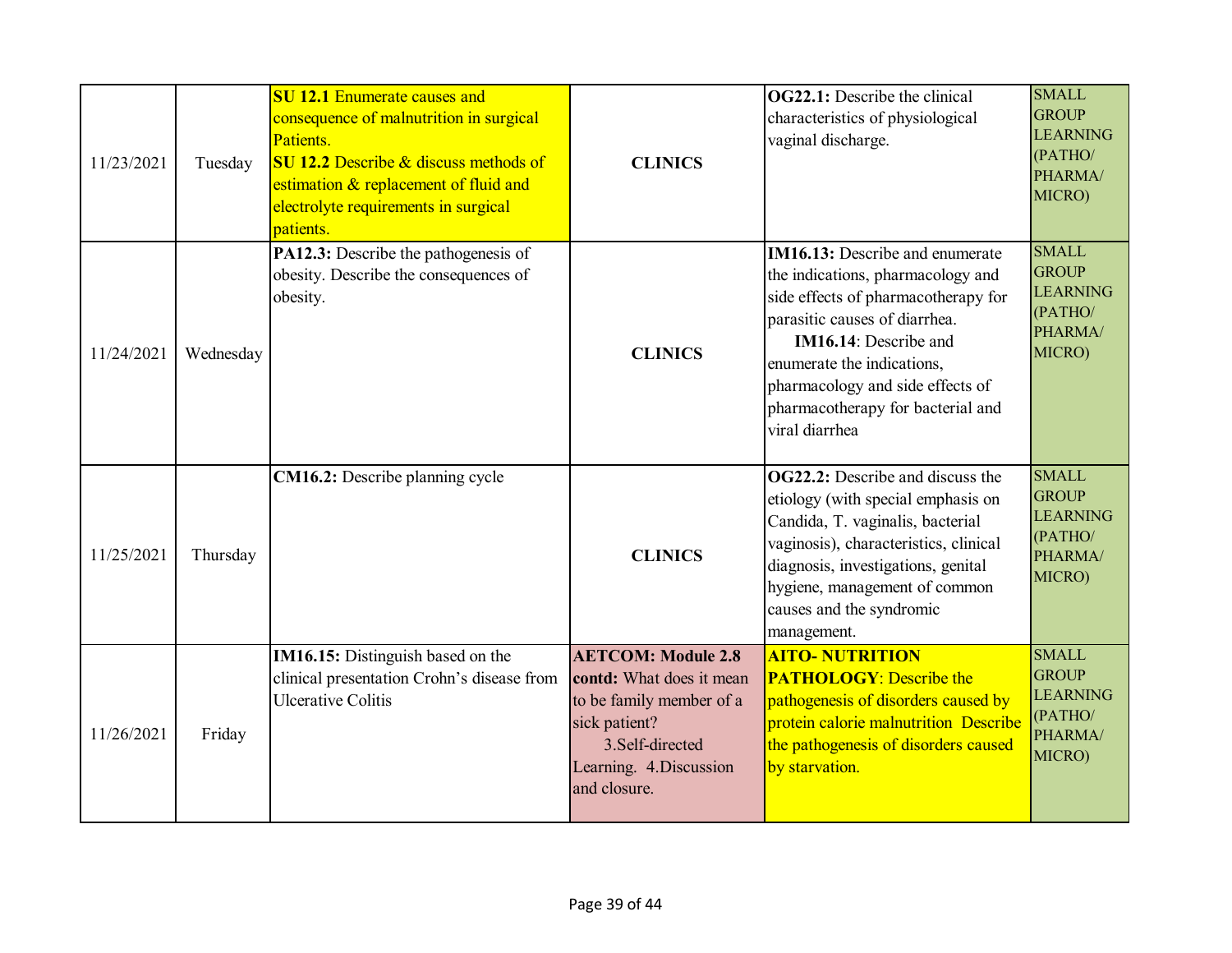| 11/23/2021 | Tuesday | **SU 12.1** Enumerate causes and consequence of malnutrition in surgical Patients. **SU 12.2** Describe & discuss methods of estimation & replacement of fluid and electrolyte requirements in surgical patients. | **CLINICS** | **OG22.1:** Describe the clinical characteristics of physiological vaginal discharge. | SMALL GROUP LEARNING (PATHO/ PHARMA/ MICRO) |
|---|---|---|---|---|---|
| 11/24/2021 | Wednesday | **PA12.3:** Describe the pathogenesis of obesity. Describe the consequences of obesity. | **CLINICS** | **IM16.13:** Describe and enumerate the indications, pharmacology and side effects of pharmacotherapy for parasitic causes of diarrhea. **IM16.14**: Describe and enumerate the indications, pharmacology and side effects of pharmacotherapy for bacterial and viral diarrhea | SMALL GROUP LEARNING (PATHO/ PHARMA/ MICRO) |
| 11/25/2021 | Thursday | **CM16.2:** Describe planning cycle | **CLINICS** | **OG22.2:** Describe and discuss the etiology (with special emphasis on Candida, T. vaginalis, bacterial vaginosis), characteristics, clinical diagnosis, investigations, genital hygiene, management of common causes and the syndromic management. | SMALL GROUP LEARNING (PATHO/ PHARMA/ MICRO) |
| 11/26/2021 | Friday | **IM16.15:** Distinguish based on the clinical presentation Crohn's disease from Ulcerative Colitis | **AETCOM: Module 2.8 contd:** What does it mean to be family member of a sick patient? 3.Self-directed Learning. 4.Discussion and closure. | **AITO- NUTRITION PATHOLOGY**: Describe the pathogenesis of disorders caused by protein calorie malnutrition Describe the pathogenesis of disorders caused by starvation. | SMALL GROUP LEARNING (PATHO/ PHARMA/ MICRO) |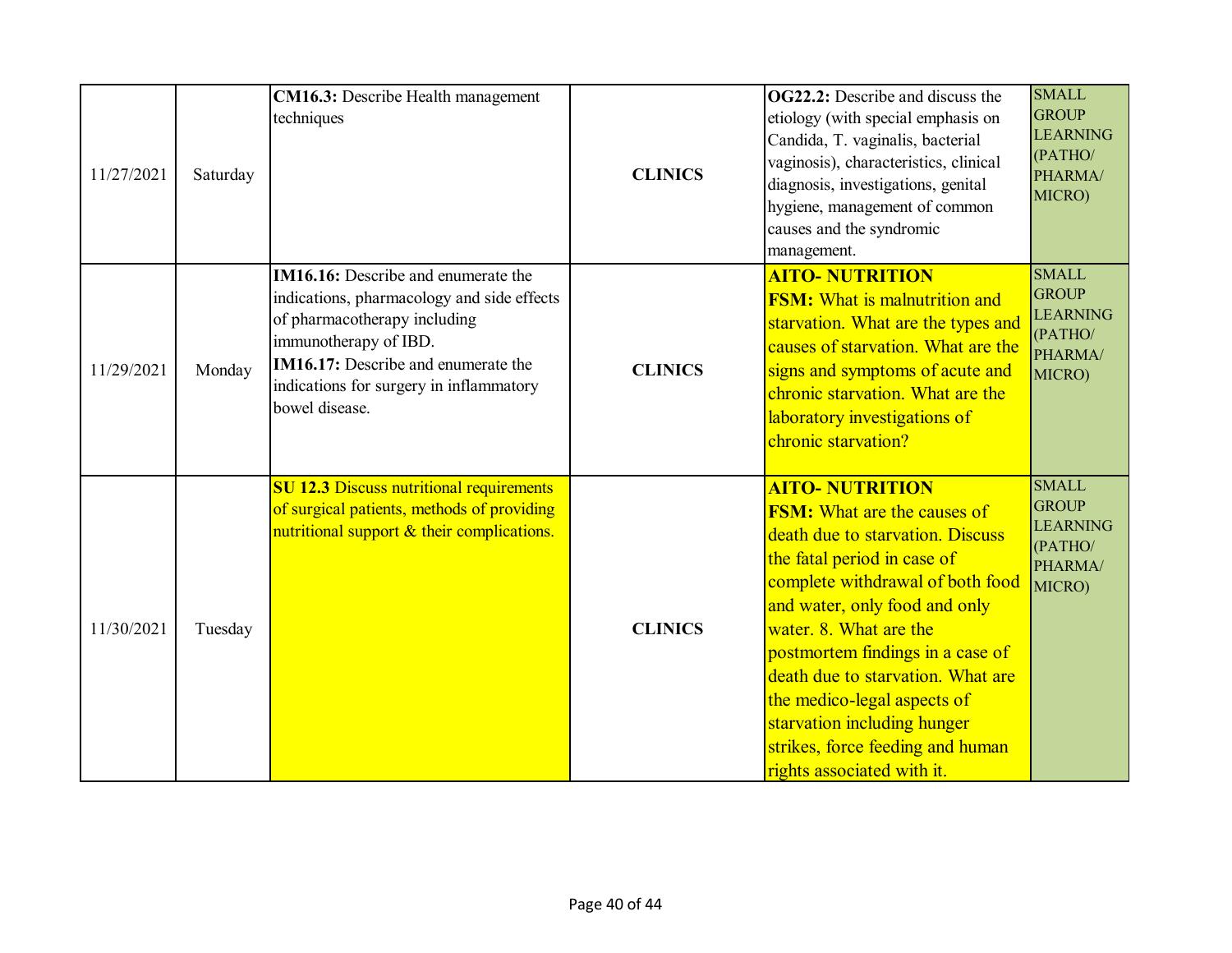| | | | | | |
|---|---|---|---|---|---|
| 11/27/2021 | Saturday | **CM16.3:** Describe Health management techniques | **CLINICS** | **OG22.2:** Describe and discuss the etiology (with special emphasis on Candida, T. vaginalis, bacterial vaginosis), characteristics, clinical diagnosis, investigations, genital hygiene, management of common causes and the syndromic management. | SMALL GROUP LEARNING (PATHO/ PHARMA/ MICRO) |
| 11/29/2021 | Monday | **IM16.16:** Describe and enumerate the indications, pharmacology and side effects of pharmacotherapy including immunotherapy of IBD.<br>**IM16.17:** Describe and enumerate the indications for surgery in inflammatory bowel disease. | **CLINICS** | **AITO- NUTRITION**<br>**FSM:** What is malnutrition and starvation. What are the types and causes of starvation. What are the signs and symptoms of acute and chronic starvation. What are the laboratory investigations of chronic starvation? | SMALL GROUP LEARNING (PATHO/ PHARMA/ MICRO) |
| 11/30/2021 | Tuesday | **SU 12.3** Discuss nutritional requirements of surgical patients, methods of providing nutritional support & their complications. | **CLINICS** | **AITO- NUTRITION**<br>**FSM:** What are the causes of death due to starvation. Discuss the fatal period in case of complete withdrawal of both food and water, only food and only water. 8. What are the postmortem findings in a case of death due to starvation. What are the medico-legal aspects of starvation including hunger strikes, force feeding and human rights associated with it. | SMALL GROUP LEARNING (PATHO/ PHARMA/ MICRO) |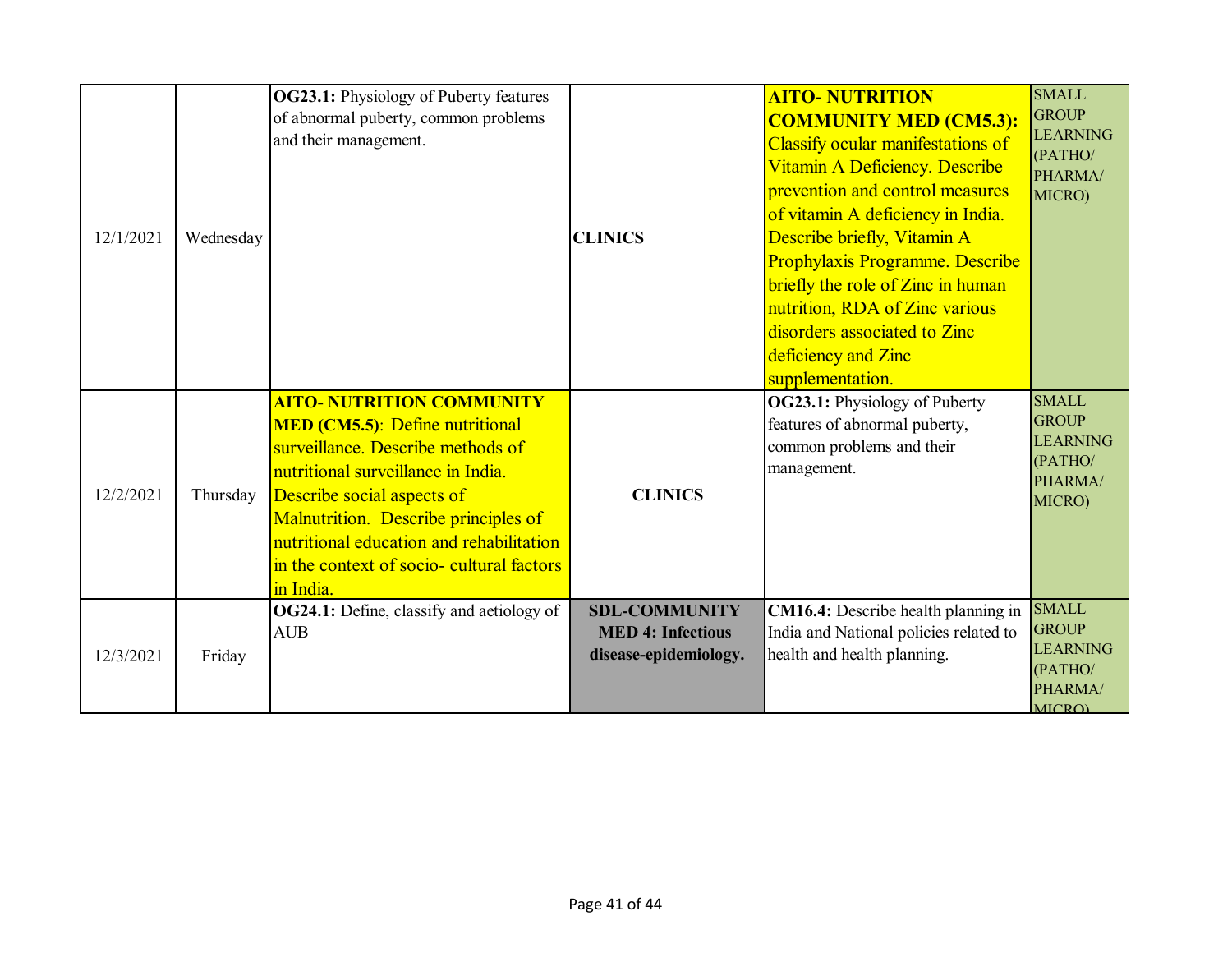| | | | | | |
|---|---|---|---|---|---|
| 12/1/2021 | Wednesday | **OG23.1:** Physiology of Puberty features of abnormal puberty, common problems and their management. | **CLINICS** | **AITO- NUTRITION COMMUNITY MED (CM5.3):** Classify ocular manifestations of Vitamin A Deficiency. Describe prevention and control measures of vitamin A deficiency in India. Describe briefly, Vitamin A Prophylaxis Programme. Describe briefly the role of Zinc in human nutrition, RDA of Zinc various disorders associated to Zinc deficiency and Zinc supplementation. | SMALL GROUP LEARNING (PATHO/ PHARMA/ MICRO) |
| 12/2/2021 | Thursday | **AITO- NUTRITION COMMUNITY MED (CM5.5)**: Define nutritional surveillance. Describe methods of nutritional surveillance in India. Describe social aspects of Malnutrition. Describe principles of nutritional education and rehabilitation in the context of socio- cultural factors in India. | **CLINICS** | **OG23.1:** Physiology of Puberty features of abnormal puberty, common problems and their management. | SMALL GROUP LEARNING (PATHO/ PHARMA/ MICRO) |
| 12/3/2021 | Friday | **OG24.1:** Define, classify and aetiology of AUB | **SDL-COMMUNITY MED 4: Infectious disease-epidemiology.** | **CM16.4:** Describe health planning in India and National policies related to health and health planning. | SMALL GROUP LEARNING (PATHO/ PHARMA/ MICRO) |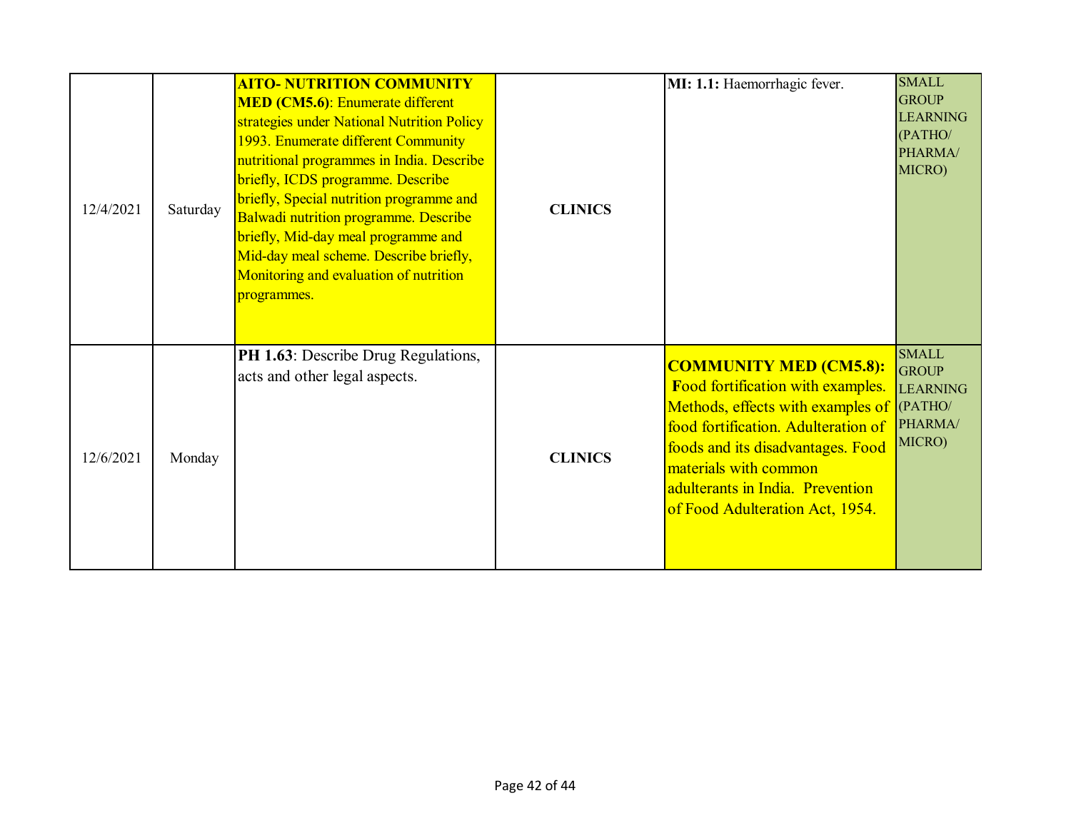| | | | | | |
|---|---|---|---|---|---|
| 12/4/2021 | Saturday | **AITO- NUTRITION COMMUNITY MED (CM5.6)**: Enumerate different strategies under National Nutrition Policy 1993. Enumerate different Community nutritional programmes in India. Describe briefly, ICDS programme. Describe briefly, Special nutrition programme and Balwadi nutrition programme. Describe briefly, Mid-day meal programme and Mid-day meal scheme. Describe briefly, Monitoring and evaluation of nutrition programmes. | **CLINICS** | **MI: 1.1:** Haemorrhagic fever. | SMALL GROUP LEARNING (PATHO/ PHARMA/ MICRO) |
| 12/6/2021 | Monday | **PH 1.63**: Describe Drug Regulations, acts and other legal aspects. | **CLINICS** | **COMMUNITY MED (CM5.8):** Food fortification with examples. Methods, effects with examples of food fortification. Adulteration of foods and its disadvantages. Food materials with common adulterants in India. Prevention of Food Adulteration Act, 1954. | SMALL GROUP LEARNING (PATHO/ PHARMA/ MICRO) |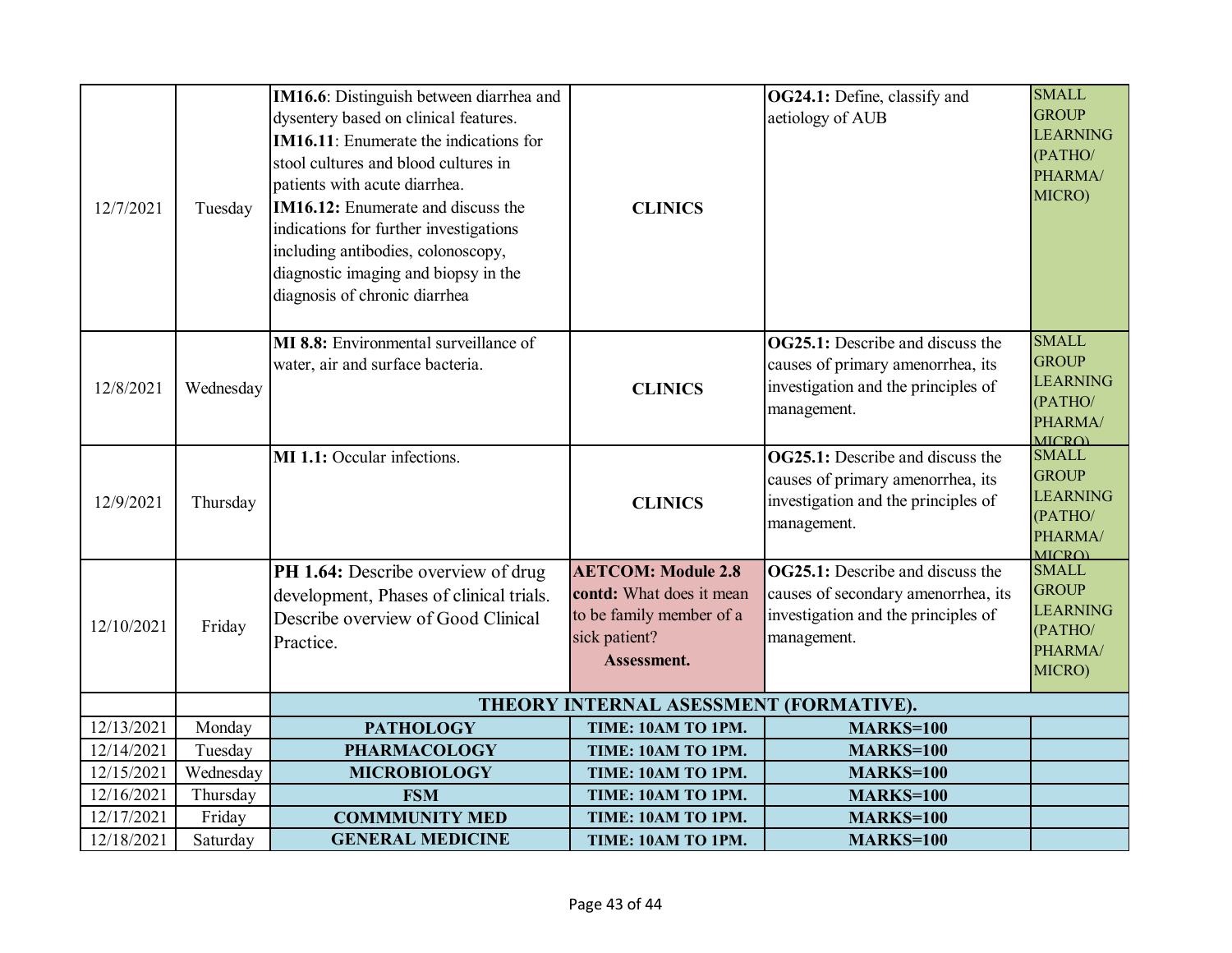| | | | | | |
|---|---|---|---|---|---|
| 12/7/2021 | Tuesday | **IM16.6**: Distinguish between diarrhea and dysentery based on clinical features. **IM16.11**: Enumerate the indications for stool cultures and blood cultures in patients with acute diarrhea. **IM16.12:** Enumerate and discuss the indications for further investigations including antibodies, colonoscopy, diagnostic imaging and biopsy in the diagnosis of chronic diarrhea | **CLINICS** | **OG24.1:** Define, classify and aetiology of AUB | SMALL GROUP LEARNING (PATHO/ PHARMA/ MICRO) |
| 12/8/2021 | Wednesday | **MI 8.8:** Environmental surveillance of water, air and surface bacteria. | **CLINICS** | **OG25.1:** Describe and discuss the causes of primary amenorrhea, its investigation and the principles of management. | SMALL GROUP LEARNING (PATHO/ PHARMA/ MICRO) |
| 12/9/2021 | Thursday | **MI 1.1:** Occular infections. | **CLINICS** | **OG25.1:** Describe and discuss the causes of primary amenorrhea, its investigation and the principles of management. | SMALL GROUP LEARNING (PATHO/ PHARMA/ MICRO) |
| 12/10/2021 | Friday | **PH 1.64:** Describe overview of drug development, Phases of clinical trials. Describe overview of Good Clinical Practice. | **AETCOM: Module 2.8 contd:** What does it mean to be family member of a sick patient? **Assessment.** | **OG25.1:** Describe and discuss the causes of secondary amenorrhea, its investigation and the principles of management. | SMALL GROUP LEARNING (PATHO/ PHARMA/ MICRO) |
| | | **THEORY INTERNAL ASESSMENT (FORMATIVE).** | | | |
| 12/13/2021 | Monday | **PATHOLOGY** | **TIME: 10AM TO 1PM.** | **MARKS=100** | |
| 12/14/2021 | Tuesday | **PHARMACOLOGY** | **TIME: 10AM TO 1PM.** | **MARKS=100** | |
| 12/15/2021 | Wednesday | **MICROBIOLOGY** | **TIME: 10AM TO 1PM.** | **MARKS=100** | |
| 12/16/2021 | Thursday | **FSM** | **TIME: 10AM TO 1PM.** | **MARKS=100** | |
| 12/17/2021 | Friday | **COMMMUNITY MED** | **TIME: 10AM TO 1PM.** | **MARKS=100** | |
| 12/18/2021 | Saturday | **GENERAL MEDICINE** | **TIME: 10AM TO 1PM.** | **MARKS=100** | |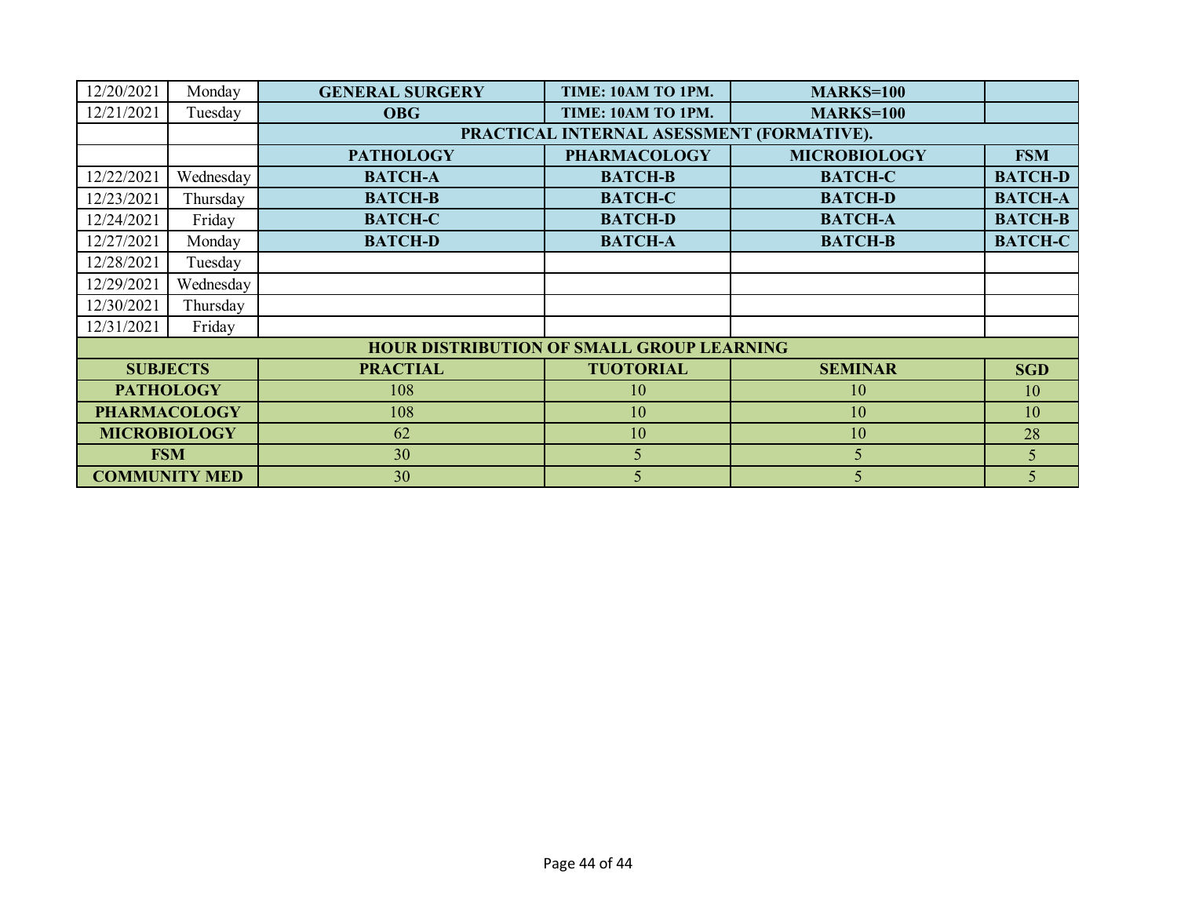| 12/20/2021 | Monday | **GENERAL SURGERY** | **TIME: 10AM TO 1PM.** | **MARKS=100** | |
|---|---|---|---|---|---|
| 12/21/2021 | Tuesday | **OBG** | **TIME: 10AM TO 1PM.** | **MARKS=100** | |
| | | **PRACTICAL INTERNAL ASESSMENT (FORMATIVE).** | | | |
| | | **PATHOLOGY** | **PHARMACOLOGY** | **MICROBIOLOGY** | **FSM** |
| 12/22/2021 | Wednesday | **BATCH-A** | **BATCH-B** | **BATCH-C** | **BATCH-D** |
| 12/23/2021 | Thursday | **BATCH-B** | **BATCH-C** | **BATCH-D** | **BATCH-A** |
| 12/24/2021 | Friday | **BATCH-C** | **BATCH-D** | **BATCH-A** | **BATCH-B** |
| 12/27/2021 | Monday | **BATCH-D** | **BATCH-A** | **BATCH-B** | **BATCH-C** |
| 12/28/2021 | Tuesday | | | | |
| 12/29/2021 | Wednesday | | | | |
| 12/30/2021 | Thursday | | | | |
| 12/31/2021 | Friday | | | | |

**HOUR DISTRIBUTION OF SMALL GROUP LEARNING**

| SUBJECTS | PRACTIAL | TUOTORIAL | SEMINAR | SGD |
|---|---|---|---|---|
| **PATHOLOGY** | 108 | 10 | 10 | 10 |
| **PHARMACOLOGY** | 108 | 10 | 10 | 10 |
| **MICROBIOLOGY** | 62 | 10 | 10 | 28 |
| **FSM** | 30 | 5 | 5 | 5 |
| **COMMUNITY MED** | 30 | 5 | 5 | 5 |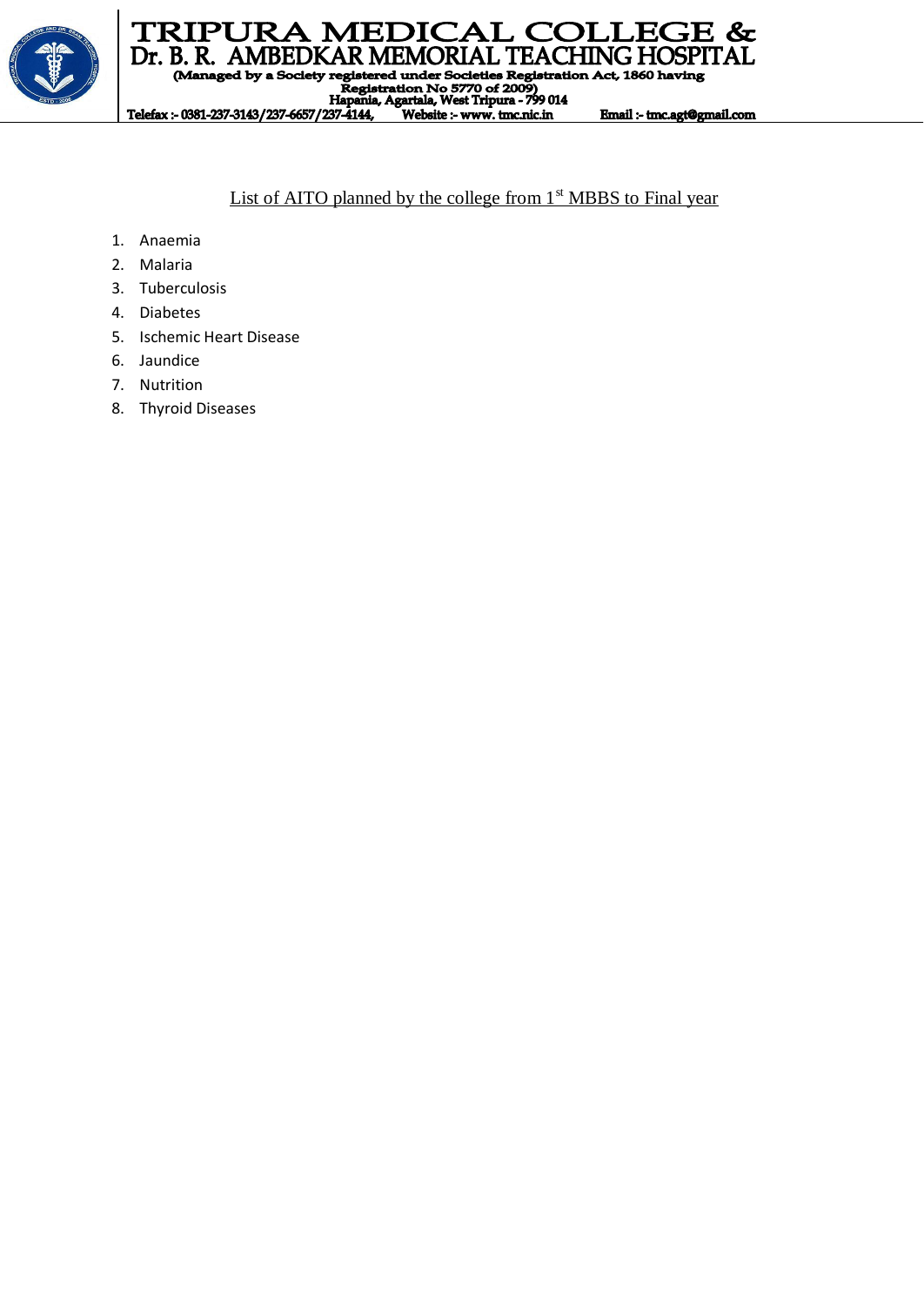# TRIPURA MEDICAL COLLEGE & Dr. B. R. AMBEDKAR MEMORIAL TEACHING HOSPITAL

(Managed by a Society registered under Societies Registration Act, 1860 having Registration No 5770 of 2009)
Hapania, Agartala, West Tripura - 799 014
Telefax :- 0381-237-3143/237-6657/237-4144, Website :- www. tmc.nic.in Email :- tmc.agt@gmail.com

List of AITO planned by the college from 1st MBBS to Final year

1. Anaemia
2. Malaria
3. Tuberculosis
4. Diabetes
5. Ischemic Heart Disease
6. Jaundice
7. Nutrition
8. Thyroid Diseases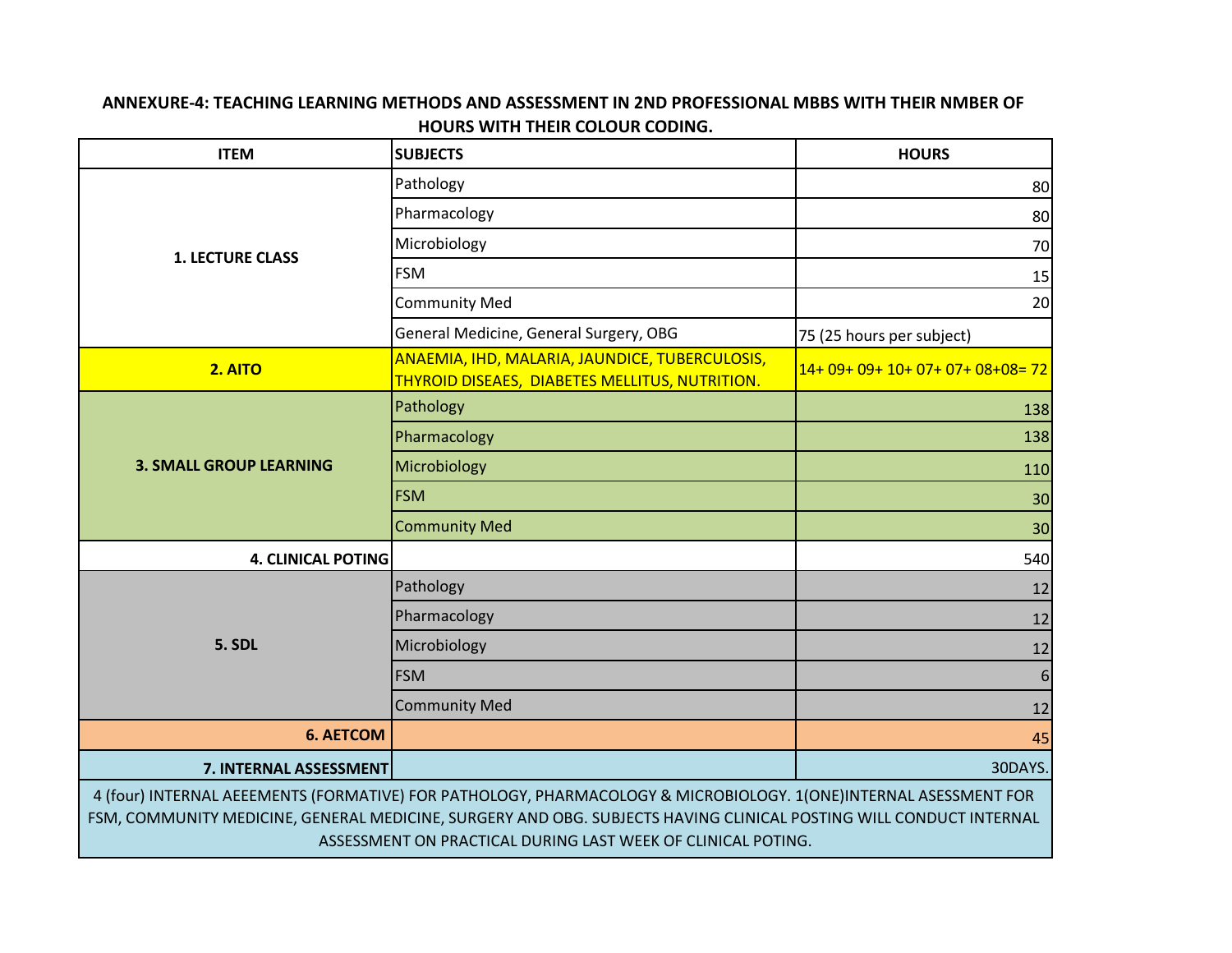**ANNEXURE-4: TEACHING LEARNING METHODS AND ASSESSMENT IN 2ND PROFESSIONAL MBBS WITH THEIR NMBER OF HOURS WITH THEIR COLOUR CODING.**

| ITEM | SUBJECTS | HOURS |
|---|---|---|
| 1. LECTURE CLASS | Pathology | 80 |
| | Pharmacology | 80 |
| | Microbiology | 70 |
| | FSM | 15 |
| | Community Med | 20 |
| | General Medicine, General Surgery, OBG | 75 (25 hours per subject) |
| 2. AITO | ANAEMIA, IHD, MALARIA, JAUNDICE, TUBERCULOSIS, THYROID DISEAES, DIABETES MELLITUS, NUTRITION. | 14+ 09+ 09+ 10+ 07+ 07+ 08+08= 72 |
| 3. SMALL GROUP LEARNING | Pathology | 138 |
| | Pharmacology | 138 |
| | Microbiology | 110 |
| | FSM | 30 |
| | Community Med | 30 |
| 4. CLINICAL POTING | | 540 |
| 5. SDL | Pathology | 12 |
| | Pharmacology | 12 |
| | Microbiology | 12 |
| | FSM | 6 |
| | Community Med | 12 |
| 6. AETCOM | | 45 |
| 7. INTERNAL ASSESSMENT | | 30DAYS. |

4 (four) INTERNAL AEEEMENTS (FORMATIVE) FOR PATHOLOGY, PHARMACOLOGY & MICROBIOLOGY. 1(ONE)INTERNAL ASESSMENT FOR FSM, COMMUNITY MEDICINE, GENERAL MEDICINE, SURGERY AND OBG. SUBJECTS HAVING CLINICAL POSTING WILL CONDUCT INTERNAL ASSESSMENT ON PRACTICAL DURING LAST WEEK OF CLINICAL POTING.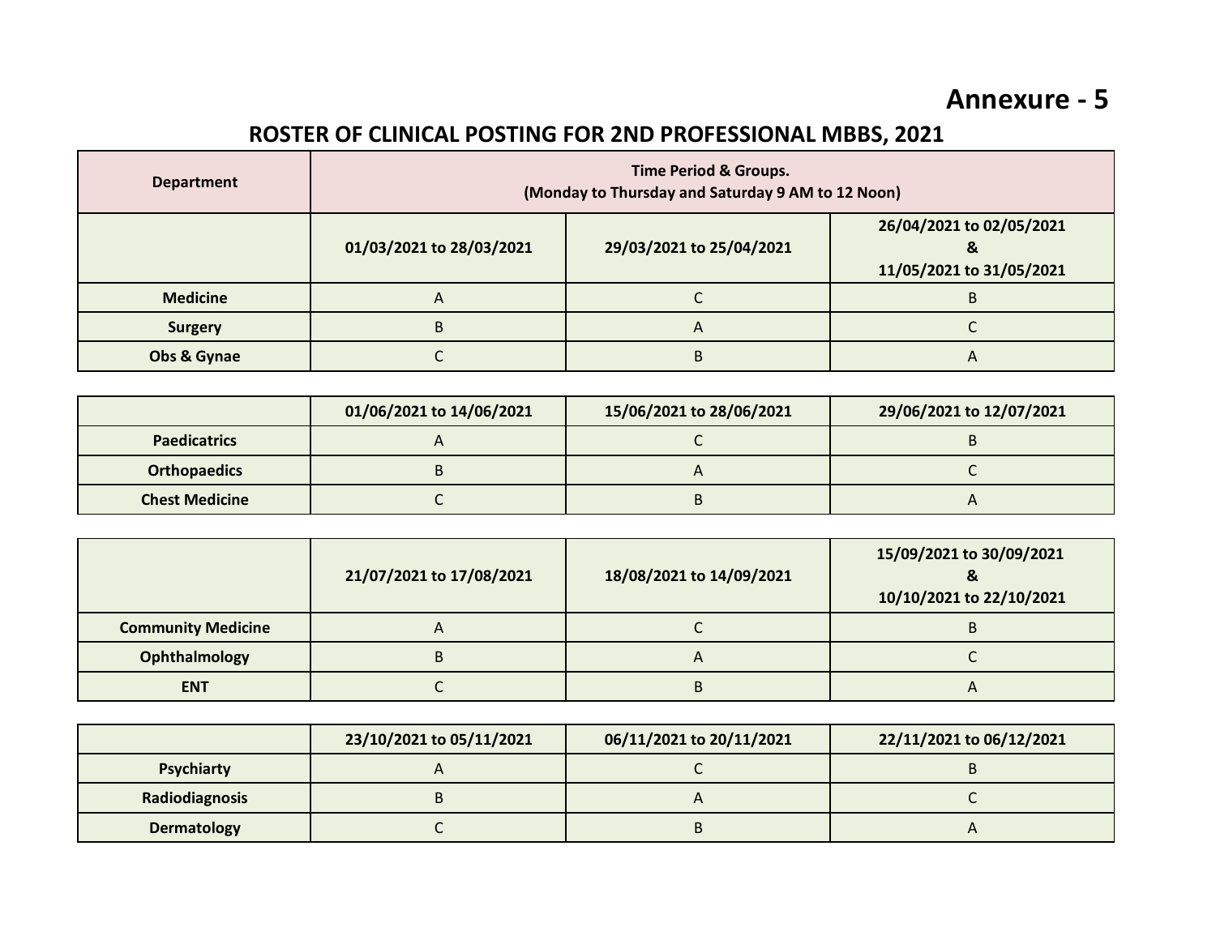# Annexure - 5

## ROSTER OF CLINICAL POSTING FOR 2ND PROFESSIONAL MBBS, 2021

| Department | Time Period & Groups. (Monday to Thursday and Saturday 9 AM to 12 Noon) | | |
|---|---|---|---|
| | 01/03/2021 to 28/03/2021 | 29/03/2021 to 25/04/2021 | 26/04/2021 to 02/05/2021 & 11/05/2021 to 31/05/2021 |
| **Medicine** | A | C | B |
| **Surgery** | B | A | C |
| **Obs & Gynae** | C | B | A |

| | 01/06/2021 to 14/06/2021 | 15/06/2021 to 28/06/2021 | 29/06/2021 to 12/07/2021 |
|---|---|---|---|
| **Paedicatrics** | A | C | B |
| **Orthopaedics** | B | A | C |
| **Chest Medicine** | C | B | A |

| | 21/07/2021 to 17/08/2021 | 18/08/2021 to 14/09/2021 | 15/09/2021 to 30/09/2021 & 10/10/2021 to 22/10/2021 |
|---|---|---|---|
| **Community Medicine** | A | C | B |
| **Ophthalmology** | B | A | C |
| **ENT** | C | B | A |

| | 23/10/2021 to 05/11/2021 | 06/11/2021 to 20/11/2021 | 22/11/2021 to 06/12/2021 |
|---|---|---|---|
| **Psychiarty** | A | C | B |
| **Radiodiagnosis** | B | A | C |
| **Dermatology** | C | B | A |